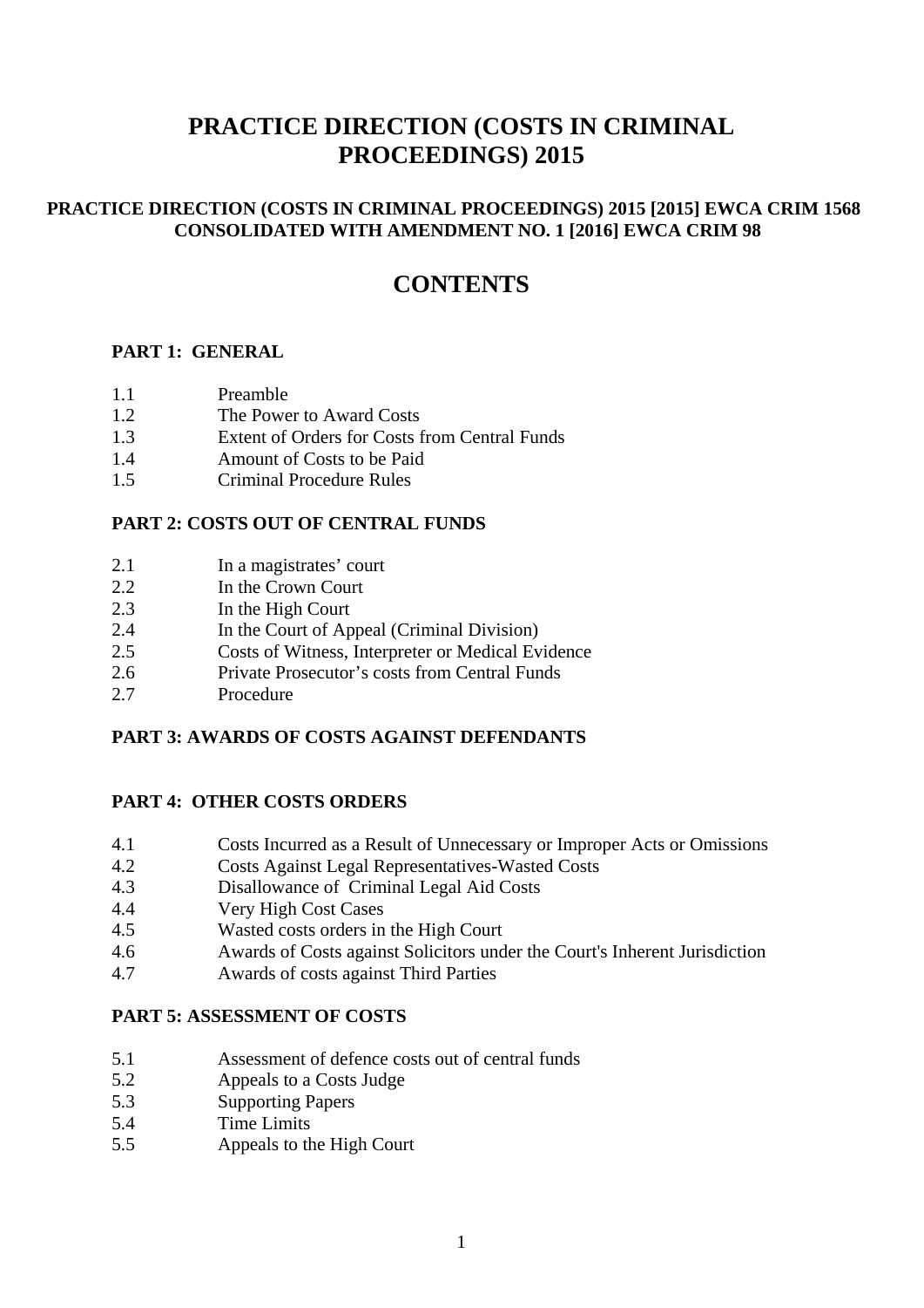# PRACTICE DIRECTION (COSTS IN CRIMINAL PROCEEDINGS) 2015

**PRACTICE DIRECTION (COSTS IN CRIMINAL PROCEEDINGS) 2015 [2015] EWCA CRIM 1568 CONSOLIDATED WITH AMENDMENT NO. 1 [2016] EWCA CRIM 98**

## CONTENTS

**PART 1: GENERAL**

1.1 Preamble
1.2 The Power to Award Costs
1.3 Extent of Orders for Costs from Central Funds
1.4 Amount of Costs to be Paid
1.5 Criminal Procedure Rules

**PART 2: COSTS OUT OF CENTRAL FUNDS**

2.1 In a magistrates' court
2.2 In the Crown Court
2.3 In the High Court
2.4 In the Court of Appeal (Criminal Division)
2.5 Costs of Witness, Interpreter or Medical Evidence
2.6 Private Prosecutor's costs from Central Funds
2.7 Procedure

**PART 3: AWARDS OF COSTS AGAINST DEFENDANTS**

**PART 4: OTHER COSTS ORDERS**

4.1 Costs Incurred as a Result of Unnecessary or Improper Acts or Omissions
4.2 Costs Against Legal Representatives-Wasted Costs
4.3 Disallowance of Criminal Legal Aid Costs
4.4 Very High Cost Cases
4.5 Wasted costs orders in the High Court
4.6 Awards of Costs against Solicitors under the Court's Inherent Jurisdiction
4.7 Awards of costs against Third Parties

**PART 5: ASSESSMENT OF COSTS**

5.1 Assessment of defence costs out of central funds
5.2 Appeals to a Costs Judge
5.3 Supporting Papers
5.4 Time Limits
5.5 Appeals to the High Court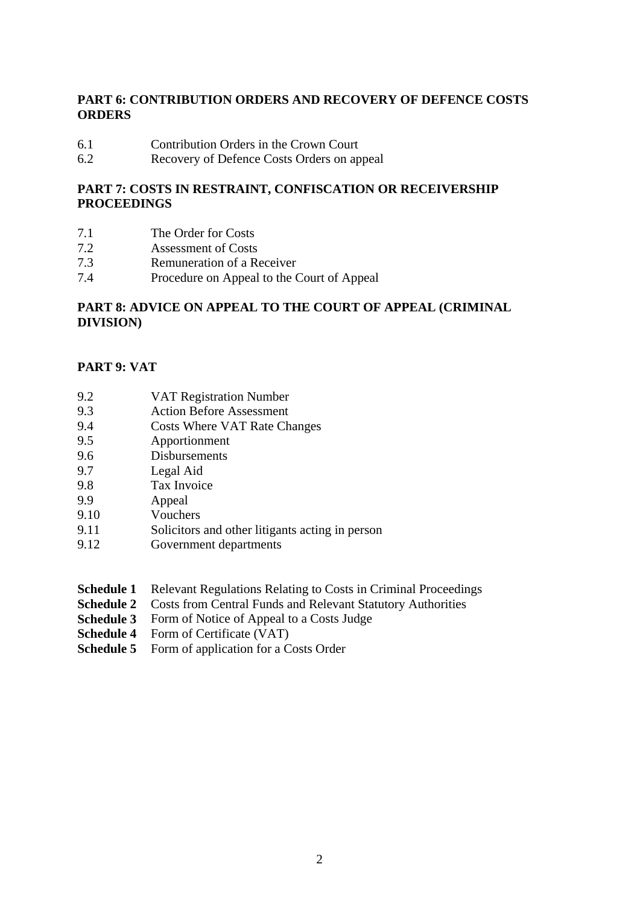**PART 6: CONTRIBUTION ORDERS AND RECOVERY OF DEFENCE COSTS ORDERS**

6.1 Contribution Orders in the Crown Court
6.2 Recovery of Defence Costs Orders on appeal

**PART 7: COSTS IN RESTRAINT, CONFISCATION OR RECEIVERSHIP PROCEEDINGS**

7.1 The Order for Costs
7.2 Assessment of Costs
7.3 Remuneration of a Receiver
7.4 Procedure on Appeal to the Court of Appeal

**PART 8: ADVICE ON APPEAL TO THE COURT OF APPEAL (CRIMINAL DIVISION)**

**PART 9: VAT**

9.2 VAT Registration Number
9.3 Action Before Assessment
9.4 Costs Where VAT Rate Changes
9.5 Apportionment
9.6 Disbursements
9.7 Legal Aid
9.8 Tax Invoice
9.9 Appeal
9.10 Vouchers
9.11 Solicitors and other litigants acting in person
9.12 Government departments

**Schedule 1** Relevant Regulations Relating to Costs in Criminal Proceedings
**Schedule 2** Costs from Central Funds and Relevant Statutory Authorities
**Schedule 3** Form of Notice of Appeal to a Costs Judge
**Schedule 4** Form of Certificate (VAT)
**Schedule 5** Form of application for a Costs Order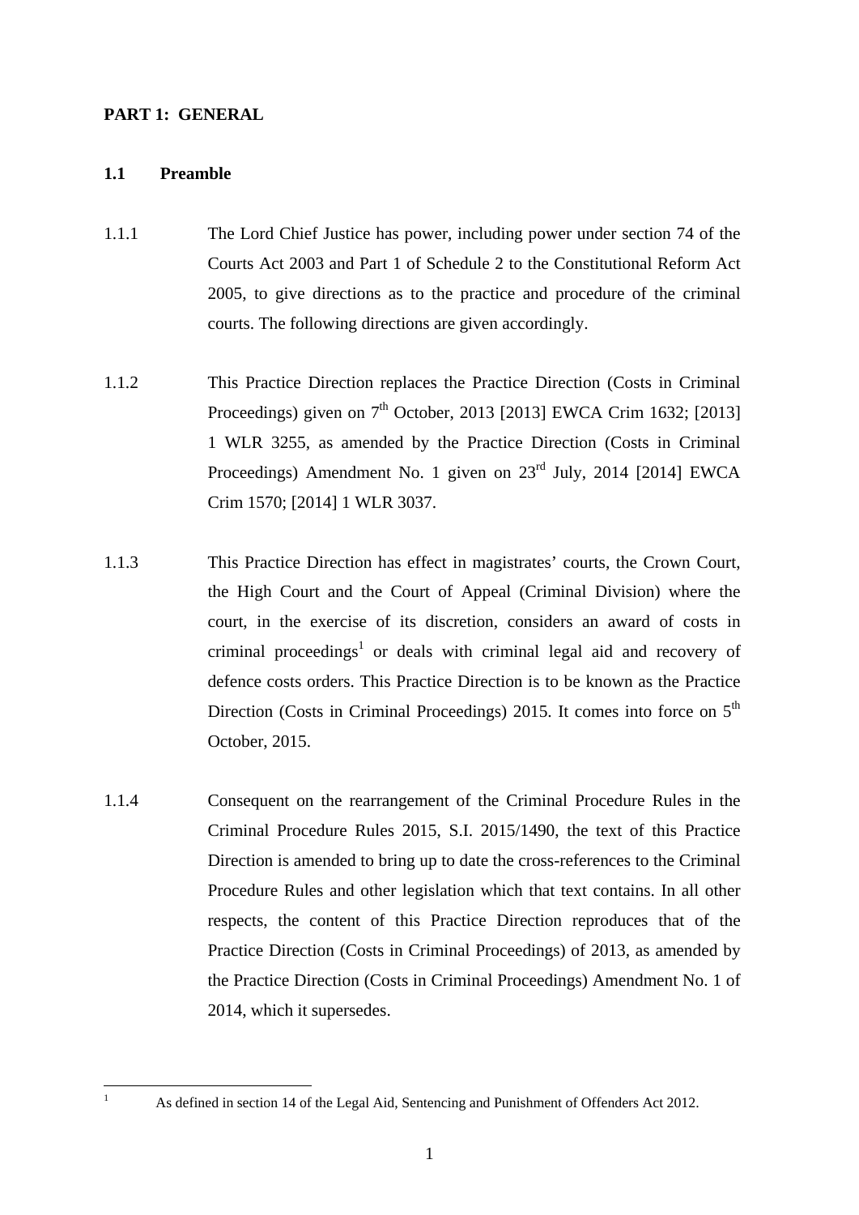## PART 1: GENERAL

### 1.1 Preamble

1.1.1 The Lord Chief Justice has power, including power under section 74 of the Courts Act 2003 and Part 1 of Schedule 2 to the Constitutional Reform Act 2005, to give directions as to the practice and procedure of the criminal courts. The following directions are given accordingly.

1.1.2 This Practice Direction replaces the Practice Direction (Costs in Criminal Proceedings) given on 7th October, 2013 [2013] EWCA Crim 1632; [2013] 1 WLR 3255, as amended by the Practice Direction (Costs in Criminal Proceedings) Amendment No. 1 given on 23rd July, 2014 [2014] EWCA Crim 1570; [2014] 1 WLR 3037.

1.1.3 This Practice Direction has effect in magistrates' courts, the Crown Court, the High Court and the Court of Appeal (Criminal Division) where the court, in the exercise of its discretion, considers an award of costs in criminal proceedings[1] or deals with criminal legal aid and recovery of defence costs orders. This Practice Direction is to be known as the Practice Direction (Costs in Criminal Proceedings) 2015. It comes into force on 5th October, 2015.

1.1.4 Consequent on the rearrangement of the Criminal Procedure Rules in the Criminal Procedure Rules 2015, S.I. 2015/1490, the text of this Practice Direction is amended to bring up to date the cross-references to the Criminal Procedure Rules and other legislation which that text contains. In all other respects, the content of this Practice Direction reproduces that of the Practice Direction (Costs in Criminal Proceedings) of 2013, as amended by the Practice Direction (Costs in Criminal Proceedings) Amendment No. 1 of 2014, which it supersedes.

---

[1] As defined in section 14 of the Legal Aid, Sentencing and Punishment of Offenders Act 2012.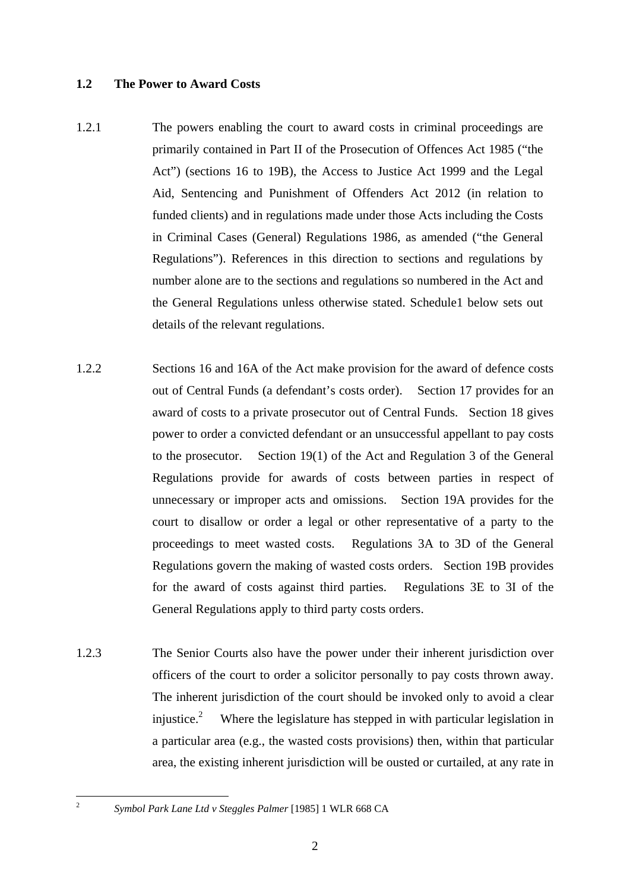## 1.2 The Power to Award Costs

1.2.1 The powers enabling the court to award costs in criminal proceedings are primarily contained in Part II of the Prosecution of Offences Act 1985 ("the Act") (sections 16 to 19B), the Access to Justice Act 1999 and the Legal Aid, Sentencing and Punishment of Offenders Act 2012 (in relation to funded clients) and in regulations made under those Acts including the Costs in Criminal Cases (General) Regulations 1986, as amended ("the General Regulations"). References in this direction to sections and regulations by number alone are to the sections and regulations so numbered in the Act and the General Regulations unless otherwise stated. Schedule1 below sets out details of the relevant regulations.

1.2.2 Sections 16 and 16A of the Act make provision for the award of defence costs out of Central Funds (a defendant's costs order). Section 17 provides for an award of costs to a private prosecutor out of Central Funds. Section 18 gives power to order a convicted defendant or an unsuccessful appellant to pay costs to the prosecutor. Section 19(1) of the Act and Regulation 3 of the General Regulations provide for awards of costs between parties in respect of unnecessary or improper acts and omissions. Section 19A provides for the court to disallow or order a legal or other representative of a party to the proceedings to meet wasted costs. Regulations 3A to 3D of the General Regulations govern the making of wasted costs orders. Section 19B provides for the award of costs against third parties. Regulations 3E to 3I of the General Regulations apply to third party costs orders.

1.2.3 The Senior Courts also have the power under their inherent jurisdiction over officers of the court to order a solicitor personally to pay costs thrown away. The inherent jurisdiction of the court should be invoked only to avoid a clear injustice.[2] Where the legislature has stepped in with particular legislation in a particular area (e.g., the wasted costs provisions) then, within that particular area, the existing inherent jurisdiction will be ousted or curtailed, at any rate in

---

[2] *Symbol Park Lane Ltd v Steggles Palmer* [1985] 1 WLR 668 CA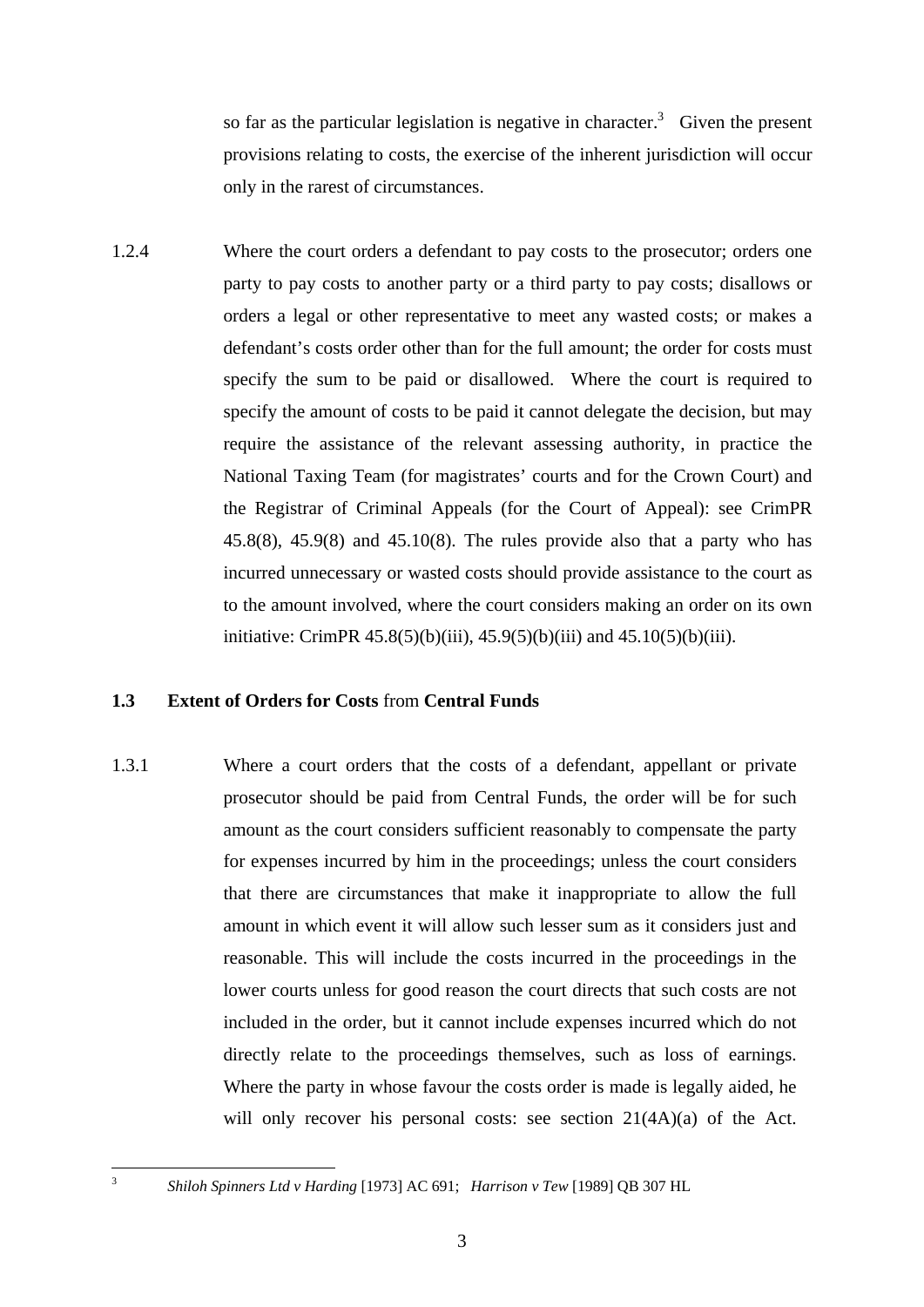so far as the particular legislation is negative in character.[3] Given the present provisions relating to costs, the exercise of the inherent jurisdiction will occur only in the rarest of circumstances.

1.2.4 Where the court orders a defendant to pay costs to the prosecutor; orders one party to pay costs to another party or a third party to pay costs; disallows or orders a legal or other representative to meet any wasted costs; or makes a defendant's costs order other than for the full amount; the order for costs must specify the sum to be paid or disallowed. Where the court is required to specify the amount of costs to be paid it cannot delegate the decision, but may require the assistance of the relevant assessing authority, in practice the National Taxing Team (for magistrates' courts and for the Crown Court) and the Registrar of Criminal Appeals (for the Court of Appeal): see CrimPR 45.8(8), 45.9(8) and 45.10(8). The rules provide also that a party who has incurred unnecessary or wasted costs should provide assistance to the court as to the amount involved, where the court considers making an order on its own initiative: CrimPR 45.8(5)(b)(iii), 45.9(5)(b)(iii) and 45.10(5)(b)(iii).

### 1.3 Extent of Orders for Costs from Central Funds

1.3.1 Where a court orders that the costs of a defendant, appellant or private prosecutor should be paid from Central Funds, the order will be for such amount as the court considers sufficient reasonably to compensate the party for expenses incurred by him in the proceedings; unless the court considers that there are circumstances that make it inappropriate to allow the full amount in which event it will allow such lesser sum as it considers just and reasonable. This will include the costs incurred in the proceedings in the lower courts unless for good reason the court directs that such costs are not included in the order, but it cannot include expenses incurred which do not directly relate to the proceedings themselves, such as loss of earnings. Where the party in whose favour the costs order is made is legally aided, he will only recover his personal costs: see section 21(4A)(a) of the Act.

[3] *Shiloh Spinners Ltd v Harding* [1973] AC 691; *Harrison v Tew* [1989] QB 307 HL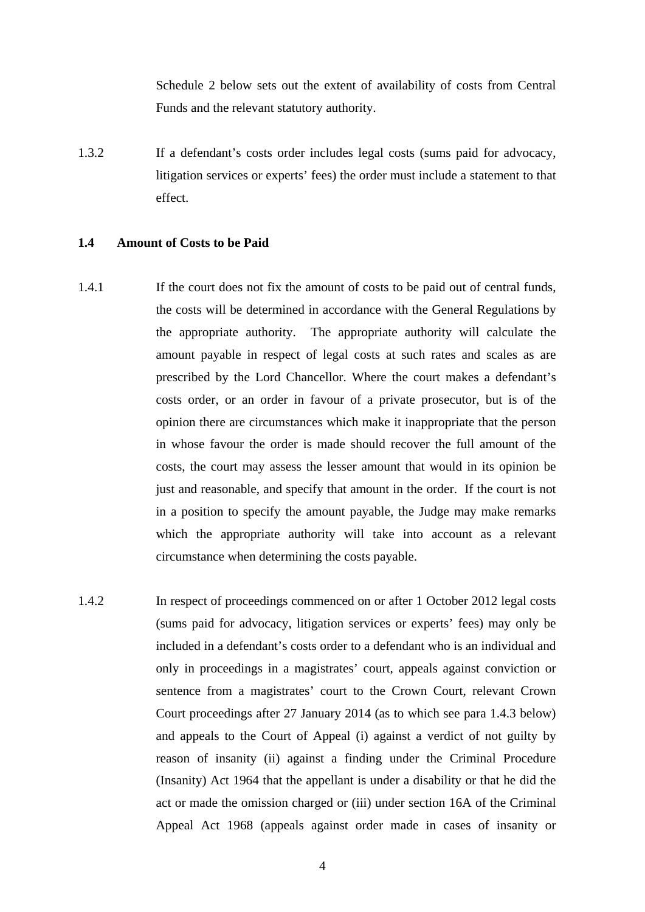Schedule 2 below sets out the extent of availability of costs from Central Funds and the relevant statutory authority.

1.3.2 If a defendant's costs order includes legal costs (sums paid for advocacy, litigation services or experts' fees) the order must include a statement to that effect.

**1.4 Amount of Costs to be Paid**

1.4.1 If the court does not fix the amount of costs to be paid out of central funds, the costs will be determined in accordance with the General Regulations by the appropriate authority. The appropriate authority will calculate the amount payable in respect of legal costs at such rates and scales as are prescribed by the Lord Chancellor. Where the court makes a defendant's costs order, or an order in favour of a private prosecutor, but is of the opinion there are circumstances which make it inappropriate that the person in whose favour the order is made should recover the full amount of the costs, the court may assess the lesser amount that would in its opinion be just and reasonable, and specify that amount in the order. If the court is not in a position to specify the amount payable, the Judge may make remarks which the appropriate authority will take into account as a relevant circumstance when determining the costs payable.

1.4.2 In respect of proceedings commenced on or after 1 October 2012 legal costs (sums paid for advocacy, litigation services or experts' fees) may only be included in a defendant's costs order to a defendant who is an individual and only in proceedings in a magistrates' court, appeals against conviction or sentence from a magistrates' court to the Crown Court, relevant Crown Court proceedings after 27 January 2014 (as to which see para 1.4.3 below) and appeals to the Court of Appeal (i) against a verdict of not guilty by reason of insanity (ii) against a finding under the Criminal Procedure (Insanity) Act 1964 that the appellant is under a disability or that he did the act or made the omission charged or (iii) under section 16A of the Criminal Appeal Act 1968 (appeals against order made in cases of insanity or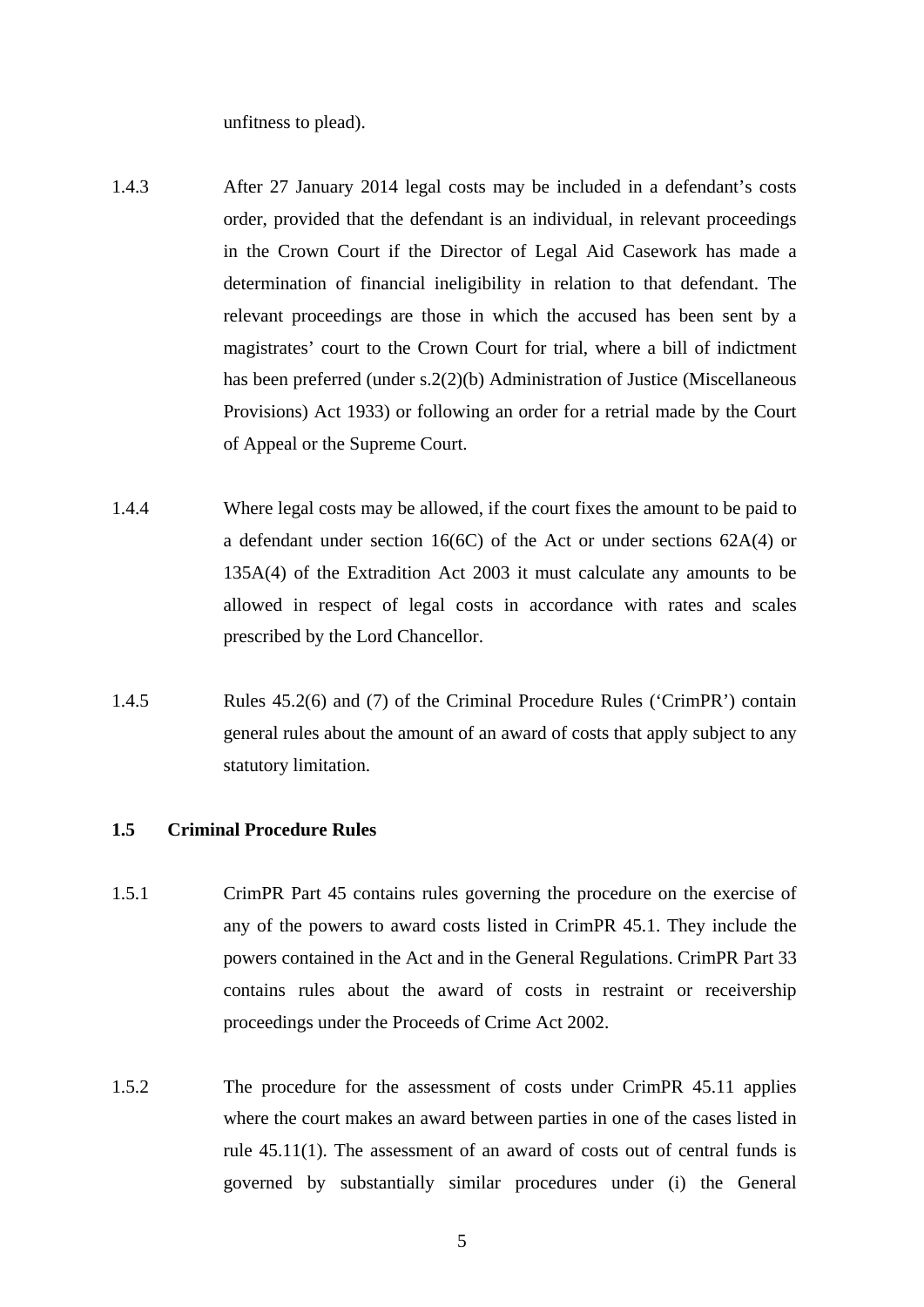unfitness to plead).

1.4.3 After 27 January 2014 legal costs may be included in a defendant's costs order, provided that the defendant is an individual, in relevant proceedings in the Crown Court if the Director of Legal Aid Casework has made a determination of financial ineligibility in relation to that defendant. The relevant proceedings are those in which the accused has been sent by a magistrates' court to the Crown Court for trial, where a bill of indictment has been preferred (under s.2(2)(b) Administration of Justice (Miscellaneous Provisions) Act 1933) or following an order for a retrial made by the Court of Appeal or the Supreme Court.

1.4.4 Where legal costs may be allowed, if the court fixes the amount to be paid to a defendant under section 16(6C) of the Act or under sections 62A(4) or 135A(4) of the Extradition Act 2003 it must calculate any amounts to be allowed in respect of legal costs in accordance with rates and scales prescribed by the Lord Chancellor.

1.4.5 Rules 45.2(6) and (7) of the Criminal Procedure Rules ('CrimPR') contain general rules about the amount of an award of costs that apply subject to any statutory limitation.

### 1.5 Criminal Procedure Rules

1.5.1 CrimPR Part 45 contains rules governing the procedure on the exercise of any of the powers to award costs listed in CrimPR 45.1. They include the powers contained in the Act and in the General Regulations. CrimPR Part 33 contains rules about the award of costs in restraint or receivership proceedings under the Proceeds of Crime Act 2002.

1.5.2 The procedure for the assessment of costs under CrimPR 45.11 applies where the court makes an award between parties in one of the cases listed in rule 45.11(1). The assessment of an award of costs out of central funds is governed by substantially similar procedures under (i) the General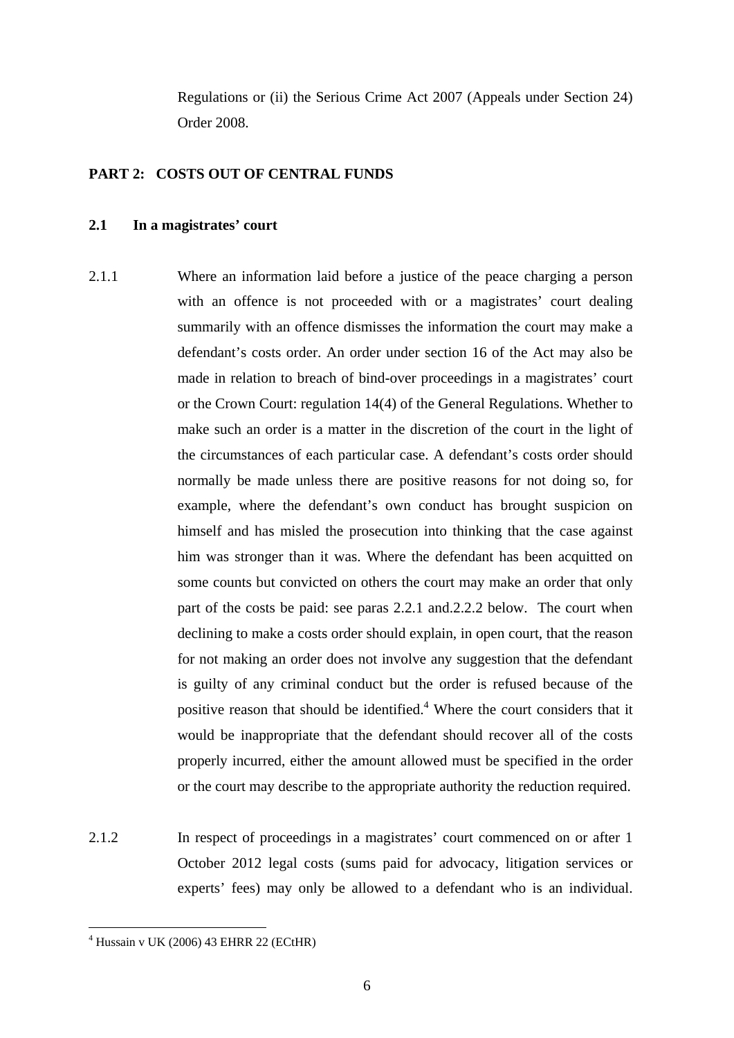Regulations or (ii) the Serious Crime Act 2007 (Appeals under Section 24) Order 2008.

## PART 2: COSTS OUT OF CENTRAL FUNDS

### 2.1 In a magistrates' court

2.1.1 Where an information laid before a justice of the peace charging a person with an offence is not proceeded with or a magistrates' court dealing summarily with an offence dismisses the information the court may make a defendant's costs order. An order under section 16 of the Act may also be made in relation to breach of bind-over proceedings in a magistrates' court or the Crown Court: regulation 14(4) of the General Regulations. Whether to make such an order is a matter in the discretion of the court in the light of the circumstances of each particular case. A defendant's costs order should normally be made unless there are positive reasons for not doing so, for example, where the defendant's own conduct has brought suspicion on himself and has misled the prosecution into thinking that the case against him was stronger than it was. Where the defendant has been acquitted on some counts but convicted on others the court may make an order that only part of the costs be paid: see paras 2.2.1 and.2.2.2 below. The court when declining to make a costs order should explain, in open court, that the reason for not making an order does not involve any suggestion that the defendant is guilty of any criminal conduct but the order is refused because of the positive reason that should be identified.[4] Where the court considers that it would be inappropriate that the defendant should recover all of the costs properly incurred, either the amount allowed must be specified in the order or the court may describe to the appropriate authority the reduction required.

2.1.2 In respect of proceedings in a magistrates' court commenced on or after 1 October 2012 legal costs (sums paid for advocacy, litigation services or experts' fees) may only be allowed to a defendant who is an individual.

---

[4] Hussain v UK (2006) 43 EHRR 22 (ECtHR)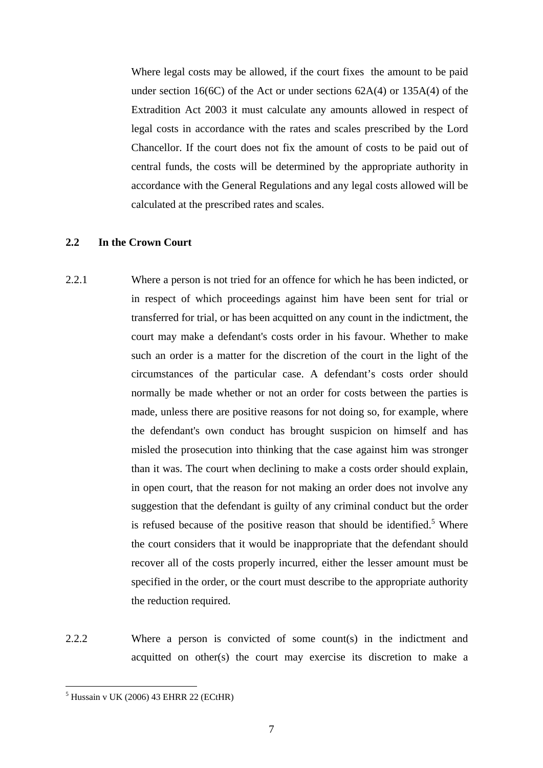Where legal costs may be allowed, if the court fixes the amount to be paid under section 16(6C) of the Act or under sections 62A(4) or 135A(4) of the Extradition Act 2003 it must calculate any amounts allowed in respect of legal costs in accordance with the rates and scales prescribed by the Lord Chancellor. If the court does not fix the amount of costs to be paid out of central funds, the costs will be determined by the appropriate authority in accordance with the General Regulations and any legal costs allowed will be calculated at the prescribed rates and scales.

## 2.2 In the Crown Court

2.2.1 Where a person is not tried for an offence for which he has been indicted, or in respect of which proceedings against him have been sent for trial or transferred for trial, or has been acquitted on any count in the indictment, the court may make a defendant's costs order in his favour. Whether to make such an order is a matter for the discretion of the court in the light of the circumstances of the particular case. A defendant's costs order should normally be made whether or not an order for costs between the parties is made, unless there are positive reasons for not doing so, for example, where the defendant's own conduct has brought suspicion on himself and has misled the prosecution into thinking that the case against him was stronger than it was. The court when declining to make a costs order should explain, in open court, that the reason for not making an order does not involve any suggestion that the defendant is guilty of any criminal conduct but the order is refused because of the positive reason that should be identified.[5] Where the court considers that it would be inappropriate that the defendant should recover all of the costs properly incurred, either the lesser amount must be specified in the order, or the court must describe to the appropriate authority the reduction required.

2.2.2 Where a person is convicted of some count(s) in the indictment and acquitted on other(s) the court may exercise its discretion to make a

[5] Hussain v UK (2006) 43 EHRR 22 (ECtHR)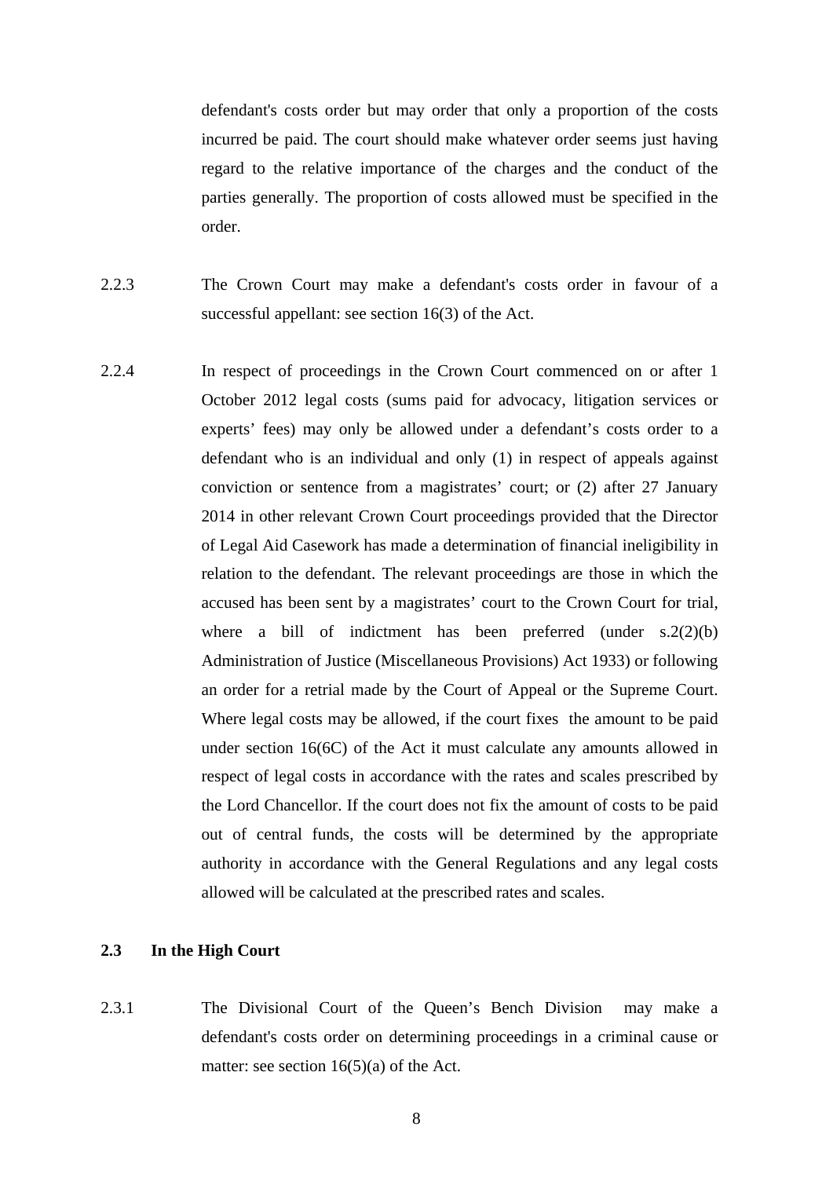defendant's costs order but may order that only a proportion of the costs incurred be paid. The court should make whatever order seems just having regard to the relative importance of the charges and the conduct of the parties generally. The proportion of costs allowed must be specified in the order.

2.2.3 The Crown Court may make a defendant's costs order in favour of a successful appellant: see section 16(3) of the Act.

2.2.4 In respect of proceedings in the Crown Court commenced on or after 1 October 2012 legal costs (sums paid for advocacy, litigation services or experts' fees) may only be allowed under a defendant's costs order to a defendant who is an individual and only (1) in respect of appeals against conviction or sentence from a magistrates' court; or (2) after 27 January 2014 in other relevant Crown Court proceedings provided that the Director of Legal Aid Casework has made a determination of financial ineligibility in relation to the defendant. The relevant proceedings are those in which the accused has been sent by a magistrates' court to the Crown Court for trial, where a bill of indictment has been preferred (under s.2(2)(b) Administration of Justice (Miscellaneous Provisions) Act 1933) or following an order for a retrial made by the Court of Appeal or the Supreme Court. Where legal costs may be allowed, if the court fixes the amount to be paid under section 16(6C) of the Act it must calculate any amounts allowed in respect of legal costs in accordance with the rates and scales prescribed by the Lord Chancellor. If the court does not fix the amount of costs to be paid out of central funds, the costs will be determined by the appropriate authority in accordance with the General Regulations and any legal costs allowed will be calculated at the prescribed rates and scales.

## 2.3 In the High Court

2.3.1 The Divisional Court of the Queen's Bench Division may make a defendant's costs order on determining proceedings in a criminal cause or matter: see section 16(5)(a) of the Act.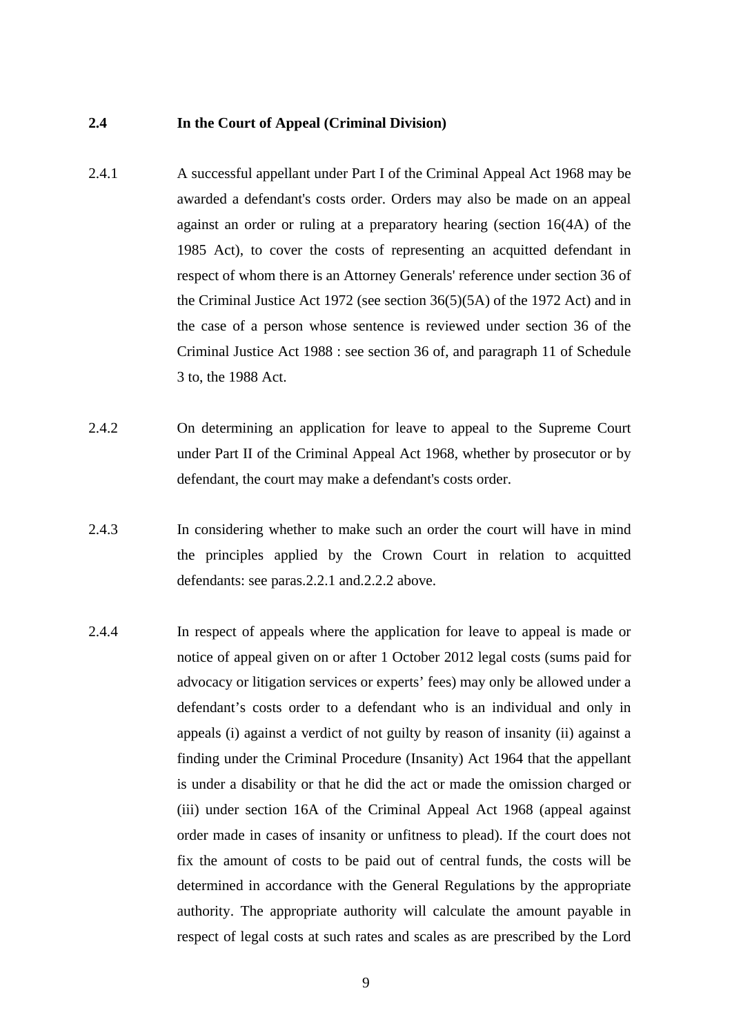## 2.4 In the Court of Appeal (Criminal Division)

2.4.1 A successful appellant under Part I of the Criminal Appeal Act 1968 may be awarded a defendant's costs order. Orders may also be made on an appeal against an order or ruling at a preparatory hearing (section 16(4A) of the 1985 Act), to cover the costs of representing an acquitted defendant in respect of whom there is an Attorney Generals' reference under section 36 of the Criminal Justice Act 1972 (see section 36(5)(5A) of the 1972 Act) and in the case of a person whose sentence is reviewed under section 36 of the Criminal Justice Act 1988 : see section 36 of, and paragraph 11 of Schedule 3 to, the 1988 Act.

2.4.2 On determining an application for leave to appeal to the Supreme Court under Part II of the Criminal Appeal Act 1968, whether by prosecutor or by defendant, the court may make a defendant's costs order.

2.4.3 In considering whether to make such an order the court will have in mind the principles applied by the Crown Court in relation to acquitted defendants: see paras.2.2.1 and.2.2.2 above.

2.4.4 In respect of appeals where the application for leave to appeal is made or notice of appeal given on or after 1 October 2012 legal costs (sums paid for advocacy or litigation services or experts' fees) may only be allowed under a defendant's costs order to a defendant who is an individual and only in appeals (i) against a verdict of not guilty by reason of insanity (ii) against a finding under the Criminal Procedure (Insanity) Act 1964 that the appellant is under a disability or that he did the act or made the omission charged or (iii) under section 16A of the Criminal Appeal Act 1968 (appeal against order made in cases of insanity or unfitness to plead). If the court does not fix the amount of costs to be paid out of central funds, the costs will be determined in accordance with the General Regulations by the appropriate authority. The appropriate authority will calculate the amount payable in respect of legal costs at such rates and scales as are prescribed by the Lord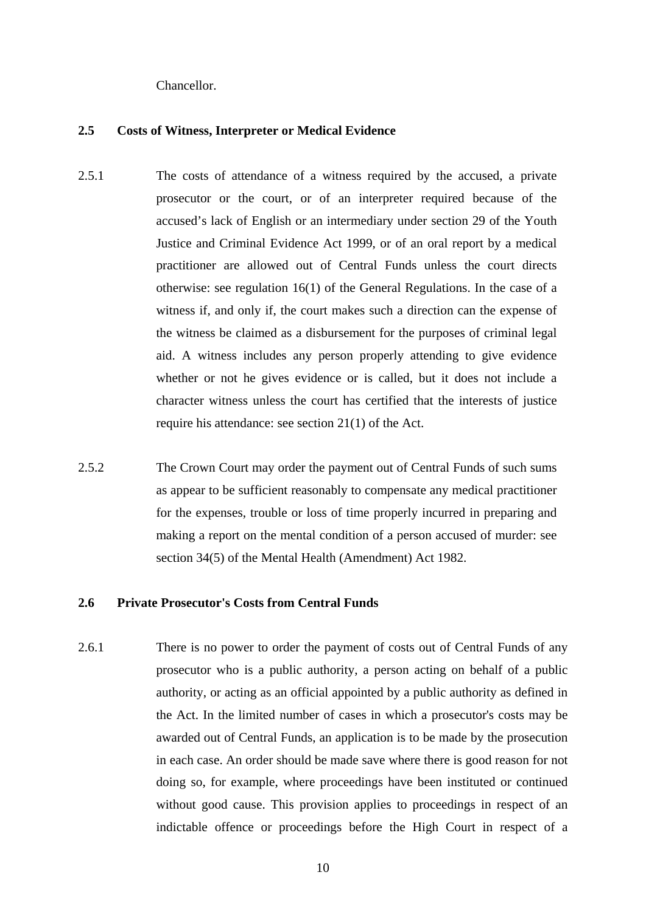Chancellor.

### 2.5 Costs of Witness, Interpreter or Medical Evidence

2.5.1 The costs of attendance of a witness required by the accused, a private prosecutor or the court, or of an interpreter required because of the accused's lack of English or an intermediary under section 29 of the Youth Justice and Criminal Evidence Act 1999, or of an oral report by a medical practitioner are allowed out of Central Funds unless the court directs otherwise: see regulation 16(1) of the General Regulations. In the case of a witness if, and only if, the court makes such a direction can the expense of the witness be claimed as a disbursement for the purposes of criminal legal aid. A witness includes any person properly attending to give evidence whether or not he gives evidence or is called, but it does not include a character witness unless the court has certified that the interests of justice require his attendance: see section 21(1) of the Act.

2.5.2 The Crown Court may order the payment out of Central Funds of such sums as appear to be sufficient reasonably to compensate any medical practitioner for the expenses, trouble or loss of time properly incurred in preparing and making a report on the mental condition of a person accused of murder: see section 34(5) of the Mental Health (Amendment) Act 1982.

### 2.6 Private Prosecutor's Costs from Central Funds

2.6.1 There is no power to order the payment of costs out of Central Funds of any prosecutor who is a public authority, a person acting on behalf of a public authority, or acting as an official appointed by a public authority as defined in the Act. In the limited number of cases in which a prosecutor's costs may be awarded out of Central Funds, an application is to be made by the prosecution in each case. An order should be made save where there is good reason for not doing so, for example, where proceedings have been instituted or continued without good cause. This provision applies to proceedings in respect of an indictable offence or proceedings before the High Court in respect of a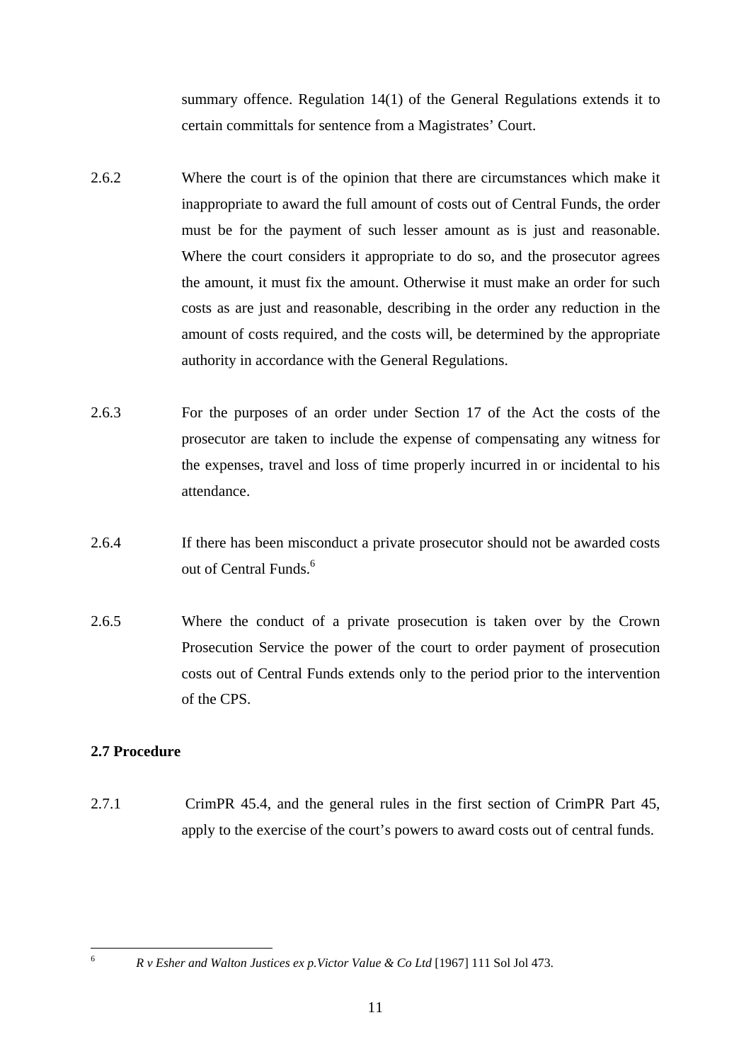summary offence. Regulation 14(1) of the General Regulations extends it to certain committals for sentence from a Magistrates' Court.

2.6.2 Where the court is of the opinion that there are circumstances which make it inappropriate to award the full amount of costs out of Central Funds, the order must be for the payment of such lesser amount as is just and reasonable. Where the court considers it appropriate to do so, and the prosecutor agrees the amount, it must fix the amount. Otherwise it must make an order for such costs as are just and reasonable, describing in the order any reduction in the amount of costs required, and the costs will, be determined by the appropriate authority in accordance with the General Regulations.

2.6.3 For the purposes of an order under Section 17 of the Act the costs of the prosecutor are taken to include the expense of compensating any witness for the expenses, travel and loss of time properly incurred in or incidental to his attendance.

2.6.4 If there has been misconduct a private prosecutor should not be awarded costs out of Central Funds.[6]

2.6.5 Where the conduct of a private prosecution is taken over by the Crown Prosecution Service the power of the court to order payment of prosecution costs out of Central Funds extends only to the period prior to the intervention of the CPS.

**2.7 Procedure**

2.7.1 CrimPR 45.4, and the general rules in the first section of CrimPR Part 45, apply to the exercise of the court's powers to award costs out of central funds.

---

[6] *R v Esher and Walton Justices ex p.Victor Value & Co Ltd* [1967] 111 Sol Jol 473.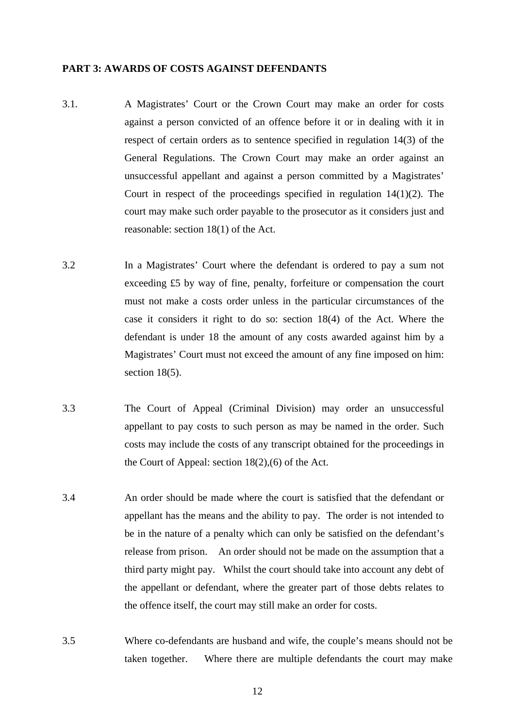**PART 3: AWARDS OF COSTS AGAINST DEFENDANTS**

3.1. A Magistrates' Court or the Crown Court may make an order for costs against a person convicted of an offence before it or in dealing with it in respect of certain orders as to sentence specified in regulation 14(3) of the General Regulations. The Crown Court may make an order against an unsuccessful appellant and against a person committed by a Magistrates' Court in respect of the proceedings specified in regulation 14(1)(2). The court may make such order payable to the prosecutor as it considers just and reasonable: section 18(1) of the Act.

3.2 In a Magistrates' Court where the defendant is ordered to pay a sum not exceeding £5 by way of fine, penalty, forfeiture or compensation the court must not make a costs order unless in the particular circumstances of the case it considers it right to do so: section 18(4) of the Act. Where the defendant is under 18 the amount of any costs awarded against him by a Magistrates' Court must not exceed the amount of any fine imposed on him: section 18(5).

3.3 The Court of Appeal (Criminal Division) may order an unsuccessful appellant to pay costs to such person as may be named in the order. Such costs may include the costs of any transcript obtained for the proceedings in the Court of Appeal: section 18(2),(6) of the Act.

3.4 An order should be made where the court is satisfied that the defendant or appellant has the means and the ability to pay. The order is not intended to be in the nature of a penalty which can only be satisfied on the defendant's release from prison. An order should not be made on the assumption that a third party might pay. Whilst the court should take into account any debt of the appellant or defendant, where the greater part of those debts relates to the offence itself, the court may still make an order for costs.

3.5 Where co-defendants are husband and wife, the couple's means should not be taken together. Where there are multiple defendants the court may make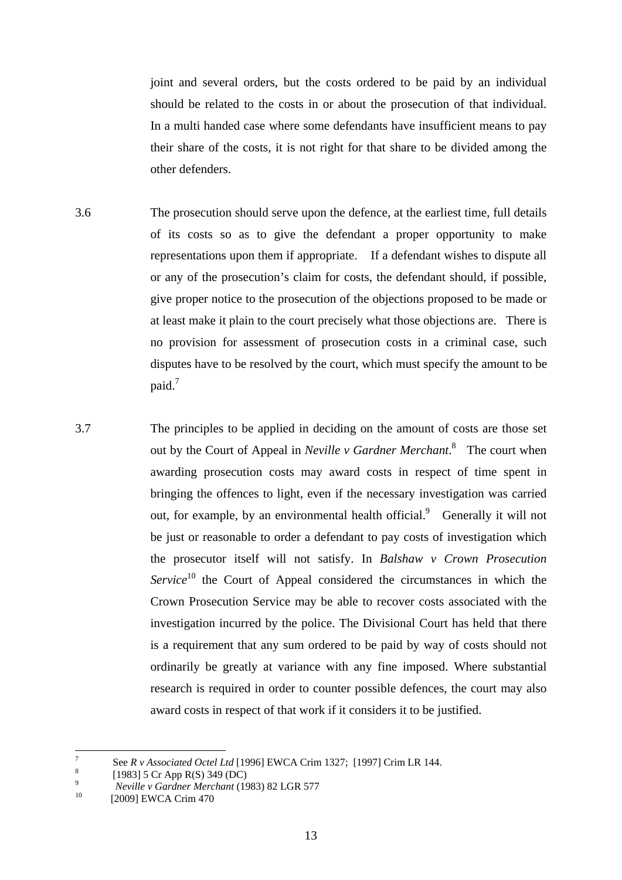joint and several orders, but the costs ordered to be paid by an individual should be related to the costs in or about the prosecution of that individual. In a multi handed case where some defendants have insufficient means to pay their share of the costs, it is not right for that share to be divided among the other defenders.

3.6 The prosecution should serve upon the defence, at the earliest time, full details of its costs so as to give the defendant a proper opportunity to make representations upon them if appropriate. If a defendant wishes to dispute all or any of the prosecution's claim for costs, the defendant should, if possible, give proper notice to the prosecution of the objections proposed to be made or at least make it plain to the court precisely what those objections are. There is no provision for assessment of prosecution costs in a criminal case, such disputes have to be resolved by the court, which must specify the amount to be paid.[7]

3.7 The principles to be applied in deciding on the amount of costs are those set out by the Court of Appeal in *Neville v Gardner Merchant*.[8] The court when awarding prosecution costs may award costs in respect of time spent in bringing the offences to light, even if the necessary investigation was carried out, for example, by an environmental health official.[9] Generally it will not be just or reasonable to order a defendant to pay costs of investigation which the prosecutor itself will not satisfy. In *Balshaw v Crown Prosecution Service*[10] the Court of Appeal considered the circumstances in which the Crown Prosecution Service may be able to recover costs associated with the investigation incurred by the police. The Divisional Court has held that there is a requirement that any sum ordered to be paid by way of costs should not ordinarily be greatly at variance with any fine imposed. Where substantial research is required in order to counter possible defences, the court may also award costs in respect of that work if it considers it to be justified.

---

[7] See *R v Associated Octel Ltd* [1996] EWCA Crim 1327; [1997] Crim LR 144.

[8] [1983] 5 Cr App R(S) 349 (DC)

[9] *Neville v Gardner Merchant* (1983) 82 LGR 577

[10] [2009] EWCA Crim 470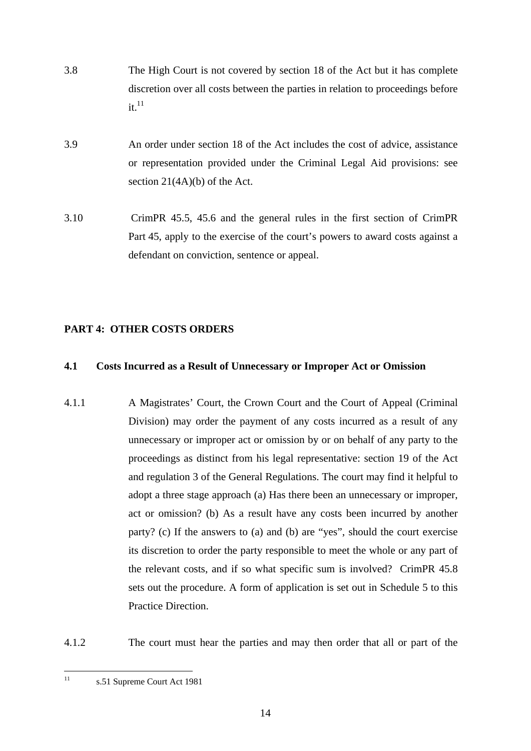3.8 The High Court is not covered by section 18 of the Act but it has complete discretion over all costs between the parties in relation to proceedings before it.[11]

3.9 An order under section 18 of the Act includes the cost of advice, assistance or representation provided under the Criminal Legal Aid provisions: see section 21(4A)(b) of the Act.

3.10 CrimPR 45.5, 45.6 and the general rules in the first section of CrimPR Part 45, apply to the exercise of the court's powers to award costs against a defendant on conviction, sentence or appeal.

## PART 4: OTHER COSTS ORDERS

### 4.1 Costs Incurred as a Result of Unnecessary or Improper Act or Omission

4.1.1 A Magistrates' Court, the Crown Court and the Court of Appeal (Criminal Division) may order the payment of any costs incurred as a result of any unnecessary or improper act or omission by or on behalf of any party to the proceedings as distinct from his legal representative: section 19 of the Act and regulation 3 of the General Regulations. The court may find it helpful to adopt a three stage approach (a) Has there been an unnecessary or improper, act or omission? (b) As a result have any costs been incurred by another party? (c) If the answers to (a) and (b) are "yes", should the court exercise its discretion to order the party responsible to meet the whole or any part of the relevant costs, and if so what specific sum is involved? CrimPR 45.8 sets out the procedure. A form of application is set out in Schedule 5 to this Practice Direction.

4.1.2 The court must hear the parties and may then order that all or part of the

---

[11] s.51 Supreme Court Act 1981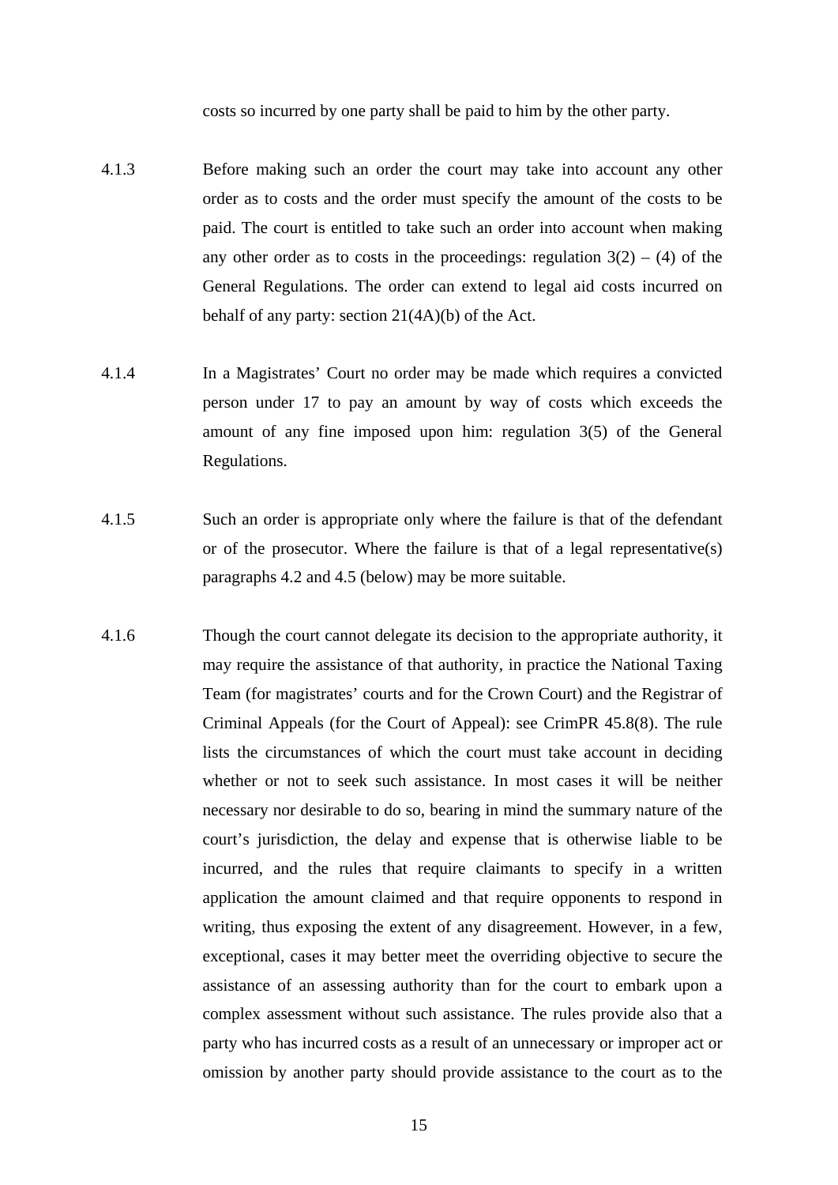costs so incurred by one party shall be paid to him by the other party.

4.1.3 Before making such an order the court may take into account any other order as to costs and the order must specify the amount of the costs to be paid. The court is entitled to take such an order into account when making any other order as to costs in the proceedings: regulation 3(2) – (4) of the General Regulations. The order can extend to legal aid costs incurred on behalf of any party: section 21(4A)(b) of the Act.

4.1.4 In a Magistrates' Court no order may be made which requires a convicted person under 17 to pay an amount by way of costs which exceeds the amount of any fine imposed upon him: regulation 3(5) of the General Regulations.

4.1.5 Such an order is appropriate only where the failure is that of the defendant or of the prosecutor. Where the failure is that of a legal representative(s) paragraphs 4.2 and 4.5 (below) may be more suitable.

4.1.6 Though the court cannot delegate its decision to the appropriate authority, it may require the assistance of that authority, in practice the National Taxing Team (for magistrates' courts and for the Crown Court) and the Registrar of Criminal Appeals (for the Court of Appeal): see CrimPR 45.8(8). The rule lists the circumstances of which the court must take account in deciding whether or not to seek such assistance. In most cases it will be neither necessary nor desirable to do so, bearing in mind the summary nature of the court's jurisdiction, the delay and expense that is otherwise liable to be incurred, and the rules that require claimants to specify in a written application the amount claimed and that require opponents to respond in writing, thus exposing the extent of any disagreement. However, in a few, exceptional, cases it may better meet the overriding objective to secure the assistance of an assessing authority than for the court to embark upon a complex assessment without such assistance. The rules provide also that a party who has incurred costs as a result of an unnecessary or improper act or omission by another party should provide assistance to the court as to the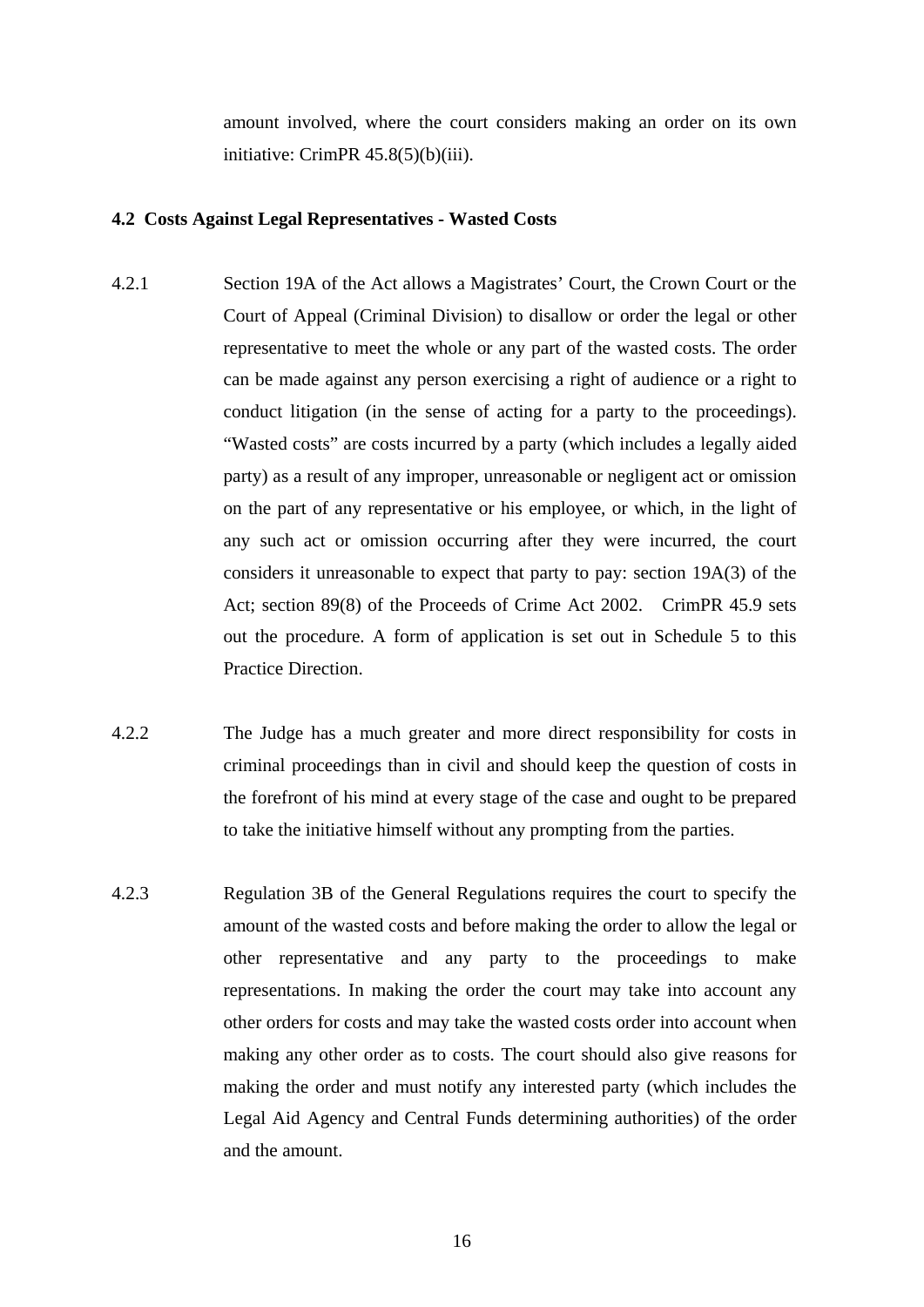amount involved, where the court considers making an order on its own initiative: CrimPR 45.8(5)(b)(iii).

### 4.2 Costs Against Legal Representatives - Wasted Costs

4.2.1 Section 19A of the Act allows a Magistrates' Court, the Crown Court or the Court of Appeal (Criminal Division) to disallow or order the legal or other representative to meet the whole or any part of the wasted costs. The order can be made against any person exercising a right of audience or a right to conduct litigation (in the sense of acting for a party to the proceedings). "Wasted costs" are costs incurred by a party (which includes a legally aided party) as a result of any improper, unreasonable or negligent act or omission on the part of any representative or his employee, or which, in the light of any such act or omission occurring after they were incurred, the court considers it unreasonable to expect that party to pay: section 19A(3) of the Act; section 89(8) of the Proceeds of Crime Act 2002. CrimPR 45.9 sets out the procedure. A form of application is set out in Schedule 5 to this Practice Direction.

4.2.2 The Judge has a much greater and more direct responsibility for costs in criminal proceedings than in civil and should keep the question of costs in the forefront of his mind at every stage of the case and ought to be prepared to take the initiative himself without any prompting from the parties.

4.2.3 Regulation 3B of the General Regulations requires the court to specify the amount of the wasted costs and before making the order to allow the legal or other representative and any party to the proceedings to make representations. In making the order the court may take into account any other orders for costs and may take the wasted costs order into account when making any other order as to costs. The court should also give reasons for making the order and must notify any interested party (which includes the Legal Aid Agency and Central Funds determining authorities) of the order and the amount.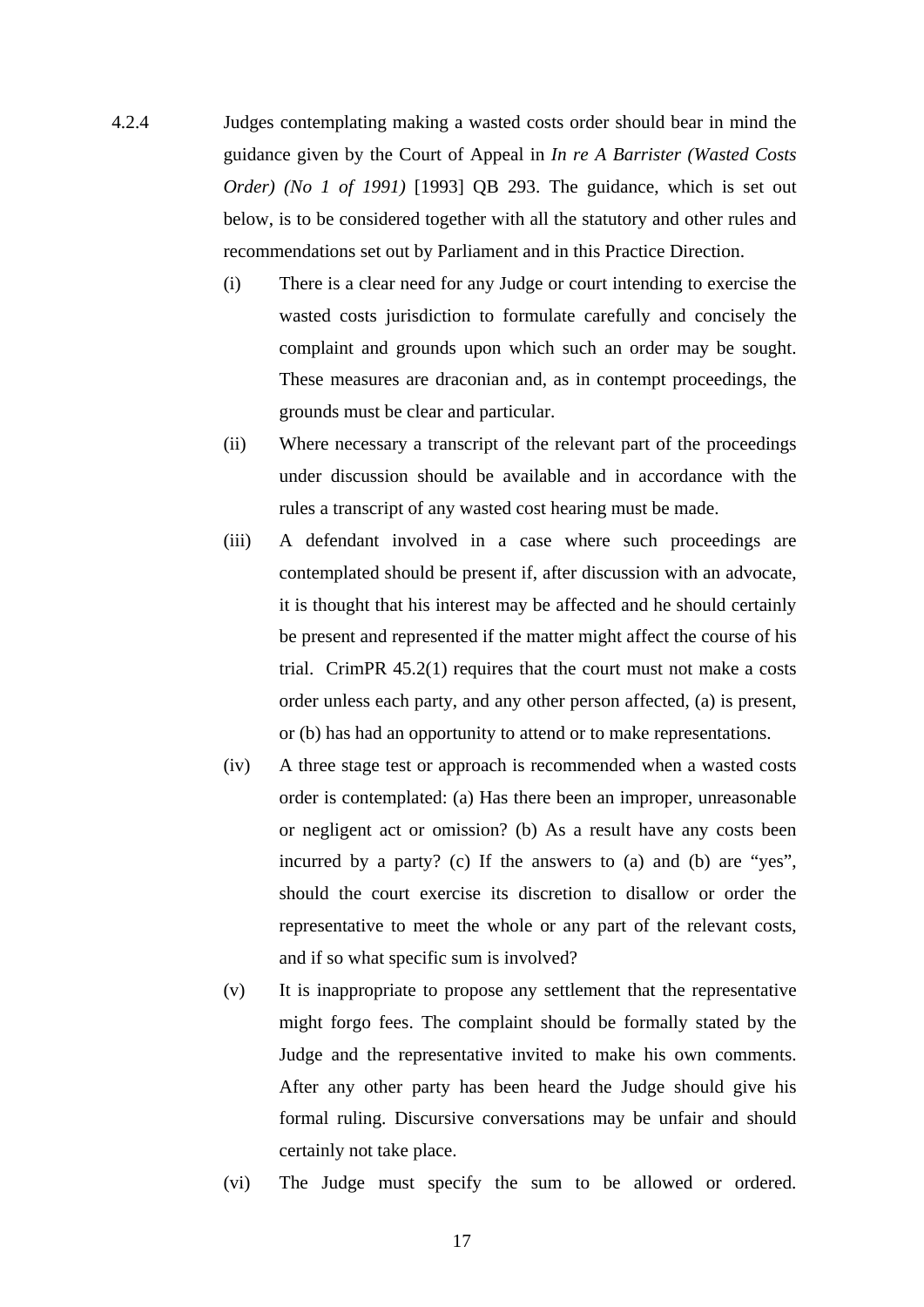4.2.4 Judges contemplating making a wasted costs order should bear in mind the guidance given by the Court of Appeal in *In re A Barrister (Wasted Costs Order) (No 1 of 1991)* [1993] QB 293. The guidance, which is set out below, is to be considered together with all the statutory and other rules and recommendations set out by Parliament and in this Practice Direction.

(i) There is a clear need for any Judge or court intending to exercise the wasted costs jurisdiction to formulate carefully and concisely the complaint and grounds upon which such an order may be sought. These measures are draconian and, as in contempt proceedings, the grounds must be clear and particular.

(ii) Where necessary a transcript of the relevant part of the proceedings under discussion should be available and in accordance with the rules a transcript of any wasted cost hearing must be made.

(iii) A defendant involved in a case where such proceedings are contemplated should be present if, after discussion with an advocate, it is thought that his interest may be affected and he should certainly be present and represented if the matter might affect the course of his trial. CrimPR 45.2(1) requires that the court must not make a costs order unless each party, and any other person affected, (a) is present, or (b) has had an opportunity to attend or to make representations.

(iv) A three stage test or approach is recommended when a wasted costs order is contemplated: (a) Has there been an improper, unreasonable or negligent act or omission? (b) As a result have any costs been incurred by a party? (c) If the answers to (a) and (b) are "yes", should the court exercise its discretion to disallow or order the representative to meet the whole or any part of the relevant costs, and if so what specific sum is involved?

(v) It is inappropriate to propose any settlement that the representative might forgo fees. The complaint should be formally stated by the Judge and the representative invited to make his own comments. After any other party has been heard the Judge should give his formal ruling. Discursive conversations may be unfair and should certainly not take place.

(vi) The Judge must specify the sum to be allowed or ordered.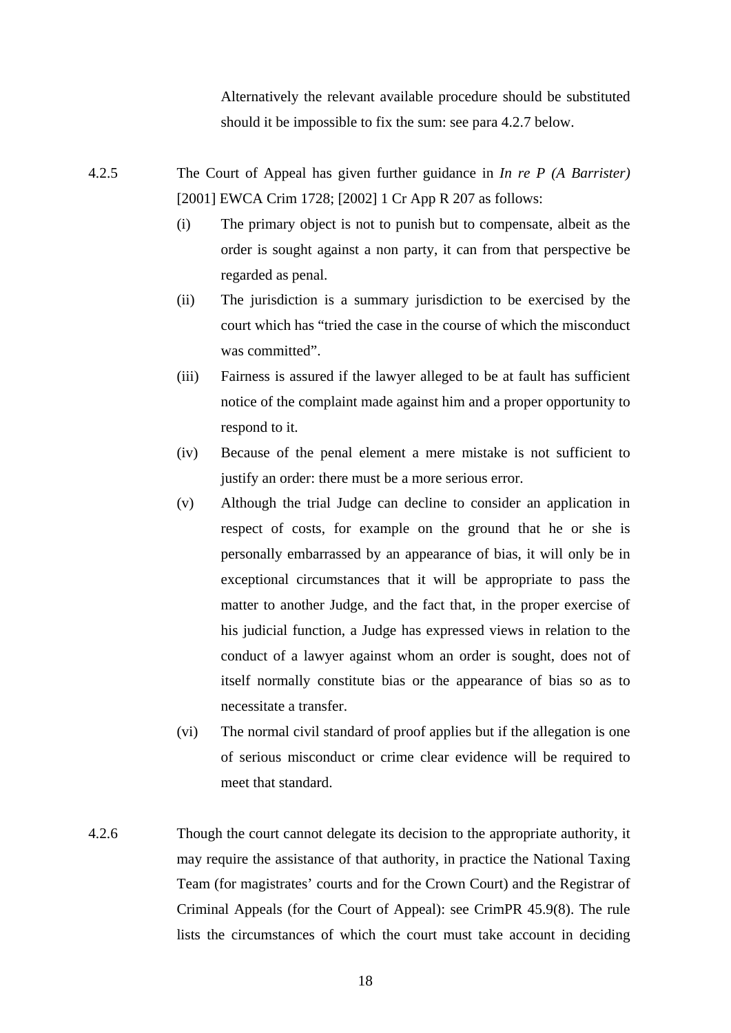Alternatively the relevant available procedure should be substituted should it be impossible to fix the sum: see para 4.2.7 below.

4.2.5 The Court of Appeal has given further guidance in *In re P (A Barrister)* [2001] EWCA Crim 1728; [2002] 1 Cr App R 207 as follows:

(i) The primary object is not to punish but to compensate, albeit as the order is sought against a non party, it can from that perspective be regarded as penal.

(ii) The jurisdiction is a summary jurisdiction to be exercised by the court which has "tried the case in the course of which the misconduct was committed".

(iii) Fairness is assured if the lawyer alleged to be at fault has sufficient notice of the complaint made against him and a proper opportunity to respond to it.

(iv) Because of the penal element a mere mistake is not sufficient to justify an order: there must be a more serious error.

(v) Although the trial Judge can decline to consider an application in respect of costs, for example on the ground that he or she is personally embarrassed by an appearance of bias, it will only be in exceptional circumstances that it will be appropriate to pass the matter to another Judge, and the fact that, in the proper exercise of his judicial function, a Judge has expressed views in relation to the conduct of a lawyer against whom an order is sought, does not of itself normally constitute bias or the appearance of bias so as to necessitate a transfer.

(vi) The normal civil standard of proof applies but if the allegation is one of serious misconduct or crime clear evidence will be required to meet that standard.

4.2.6 Though the court cannot delegate its decision to the appropriate authority, it may require the assistance of that authority, in practice the National Taxing Team (for magistrates' courts and for the Crown Court) and the Registrar of Criminal Appeals (for the Court of Appeal): see CrimPR 45.9(8). The rule lists the circumstances of which the court must take account in deciding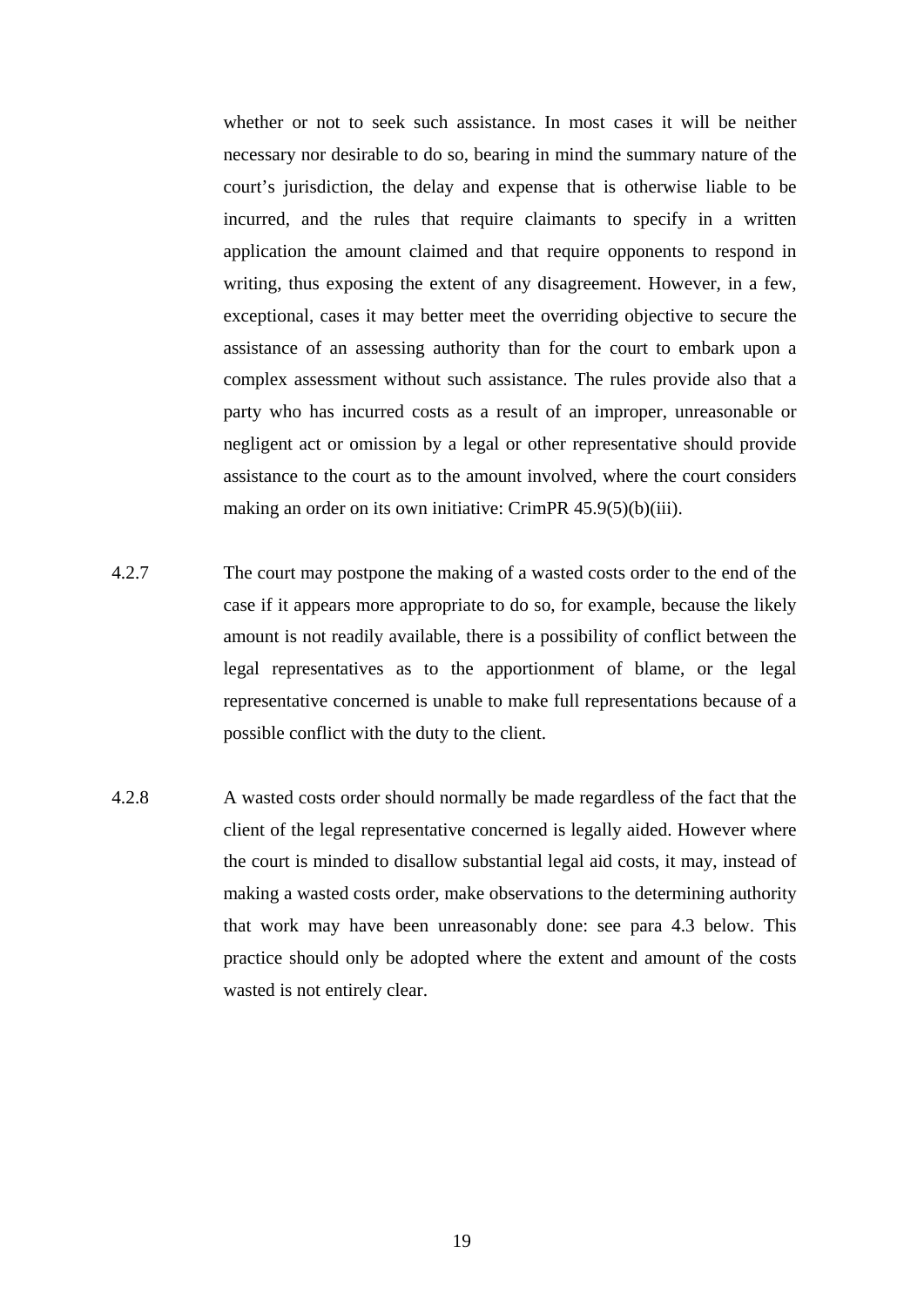whether or not to seek such assistance. In most cases it will be neither necessary nor desirable to do so, bearing in mind the summary nature of the court's jurisdiction, the delay and expense that is otherwise liable to be incurred, and the rules that require claimants to specify in a written application the amount claimed and that require opponents to respond in writing, thus exposing the extent of any disagreement. However, in a few, exceptional, cases it may better meet the overriding objective to secure the assistance of an assessing authority than for the court to embark upon a complex assessment without such assistance. The rules provide also that a party who has incurred costs as a result of an improper, unreasonable or negligent act or omission by a legal or other representative should provide assistance to the court as to the amount involved, where the court considers making an order on its own initiative: CrimPR 45.9(5)(b)(iii).

4.2.7 The court may postpone the making of a wasted costs order to the end of the case if it appears more appropriate to do so, for example, because the likely amount is not readily available, there is a possibility of conflict between the legal representatives as to the apportionment of blame, or the legal representative concerned is unable to make full representations because of a possible conflict with the duty to the client.

4.2.8 A wasted costs order should normally be made regardless of the fact that the client of the legal representative concerned is legally aided. However where the court is minded to disallow substantial legal aid costs, it may, instead of making a wasted costs order, make observations to the determining authority that work may have been unreasonably done: see para 4.3 below. This practice should only be adopted where the extent and amount of the costs wasted is not entirely clear.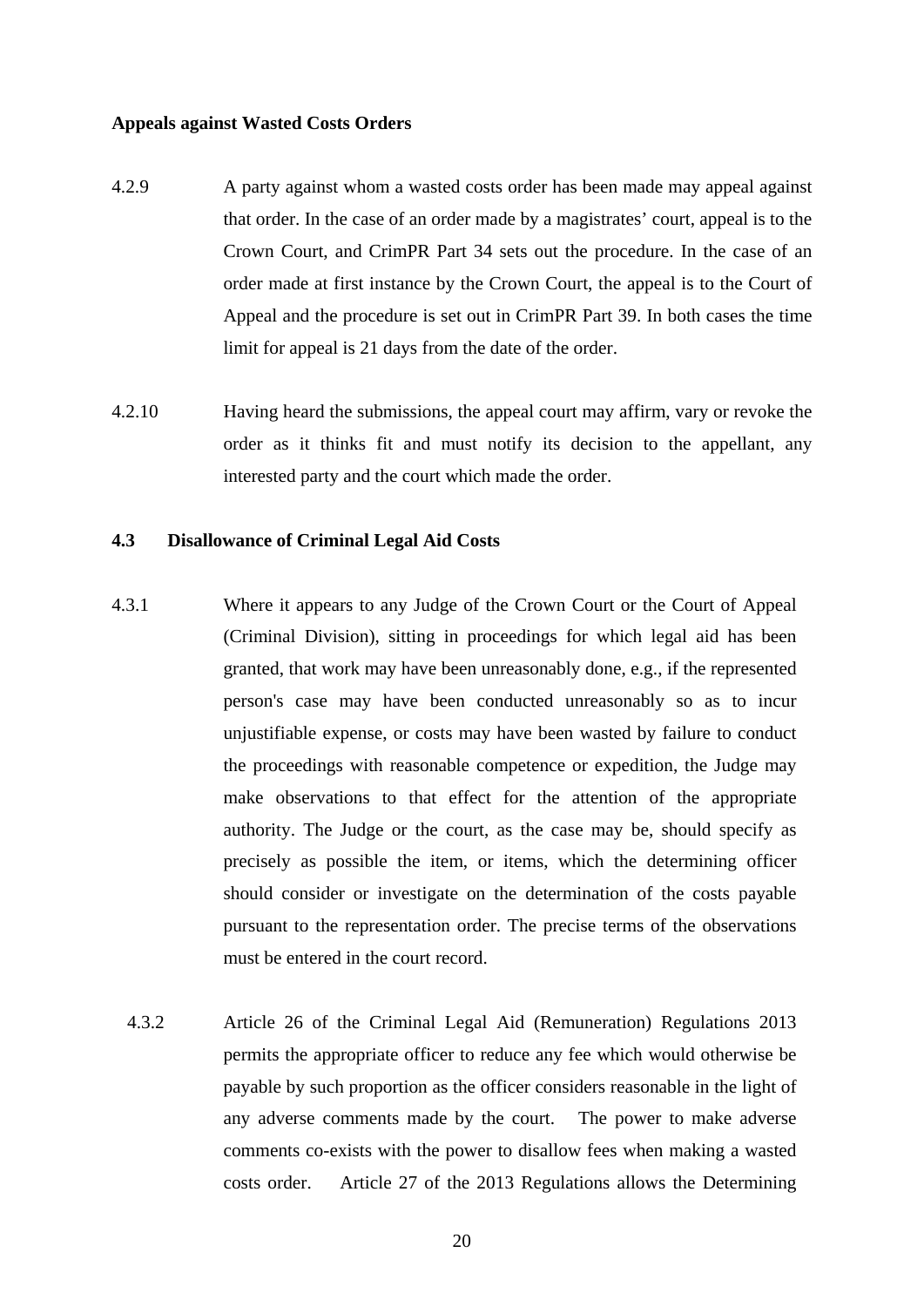**Appeals against Wasted Costs Orders**

4.2.9 A party against whom a wasted costs order has been made may appeal against that order. In the case of an order made by a magistrates' court, appeal is to the Crown Court, and CrimPR Part 34 sets out the procedure. In the case of an order made at first instance by the Crown Court, the appeal is to the Court of Appeal and the procedure is set out in CrimPR Part 39. In both cases the time limit for appeal is 21 days from the date of the order.

4.2.10 Having heard the submissions, the appeal court may affirm, vary or revoke the order as it thinks fit and must notify its decision to the appellant, any interested party and the court which made the order.

## 4.3 Disallowance of Criminal Legal Aid Costs

4.3.1 Where it appears to any Judge of the Crown Court or the Court of Appeal (Criminal Division), sitting in proceedings for which legal aid has been granted, that work may have been unreasonably done, e.g., if the represented person's case may have been conducted unreasonably so as to incur unjustifiable expense, or costs may have been wasted by failure to conduct the proceedings with reasonable competence or expedition, the Judge may make observations to that effect for the attention of the appropriate authority. The Judge or the court, as the case may be, should specify as precisely as possible the item, or items, which the determining officer should consider or investigate on the determination of the costs payable pursuant to the representation order. The precise terms of the observations must be entered in the court record.

4.3.2 Article 26 of the Criminal Legal Aid (Remuneration) Regulations 2013 permits the appropriate officer to reduce any fee which would otherwise be payable by such proportion as the officer considers reasonable in the light of any adverse comments made by the court. The power to make adverse comments co-exists with the power to disallow fees when making a wasted costs order. Article 27 of the 2013 Regulations allows the Determining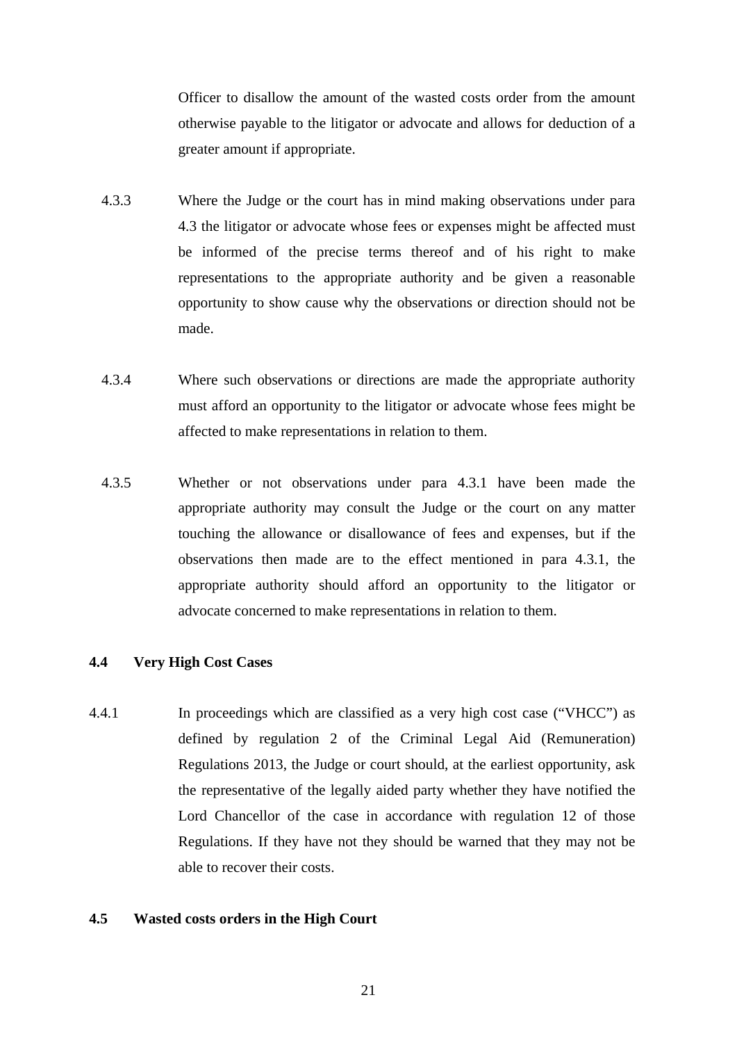Officer to disallow the amount of the wasted costs order from the amount otherwise payable to the litigator or advocate and allows for deduction of a greater amount if appropriate.

4.3.3 Where the Judge or the court has in mind making observations under para 4.3 the litigator or advocate whose fees or expenses might be affected must be informed of the precise terms thereof and of his right to make representations to the appropriate authority and be given a reasonable opportunity to show cause why the observations or direction should not be made.

4.3.4 Where such observations or directions are made the appropriate authority must afford an opportunity to the litigator or advocate whose fees might be affected to make representations in relation to them.

4.3.5 Whether or not observations under para 4.3.1 have been made the appropriate authority may consult the Judge or the court on any matter touching the allowance or disallowance of fees and expenses, but if the observations then made are to the effect mentioned in para 4.3.1, the appropriate authority should afford an opportunity to the litigator or advocate concerned to make representations in relation to them.

### 4.4 Very High Cost Cases

4.4.1 In proceedings which are classified as a very high cost case ("VHCC") as defined by regulation 2 of the Criminal Legal Aid (Remuneration) Regulations 2013, the Judge or court should, at the earliest opportunity, ask the representative of the legally aided party whether they have notified the Lord Chancellor of the case in accordance with regulation 12 of those Regulations. If they have not they should be warned that they may not be able to recover their costs.

### 4.5 Wasted costs orders in the High Court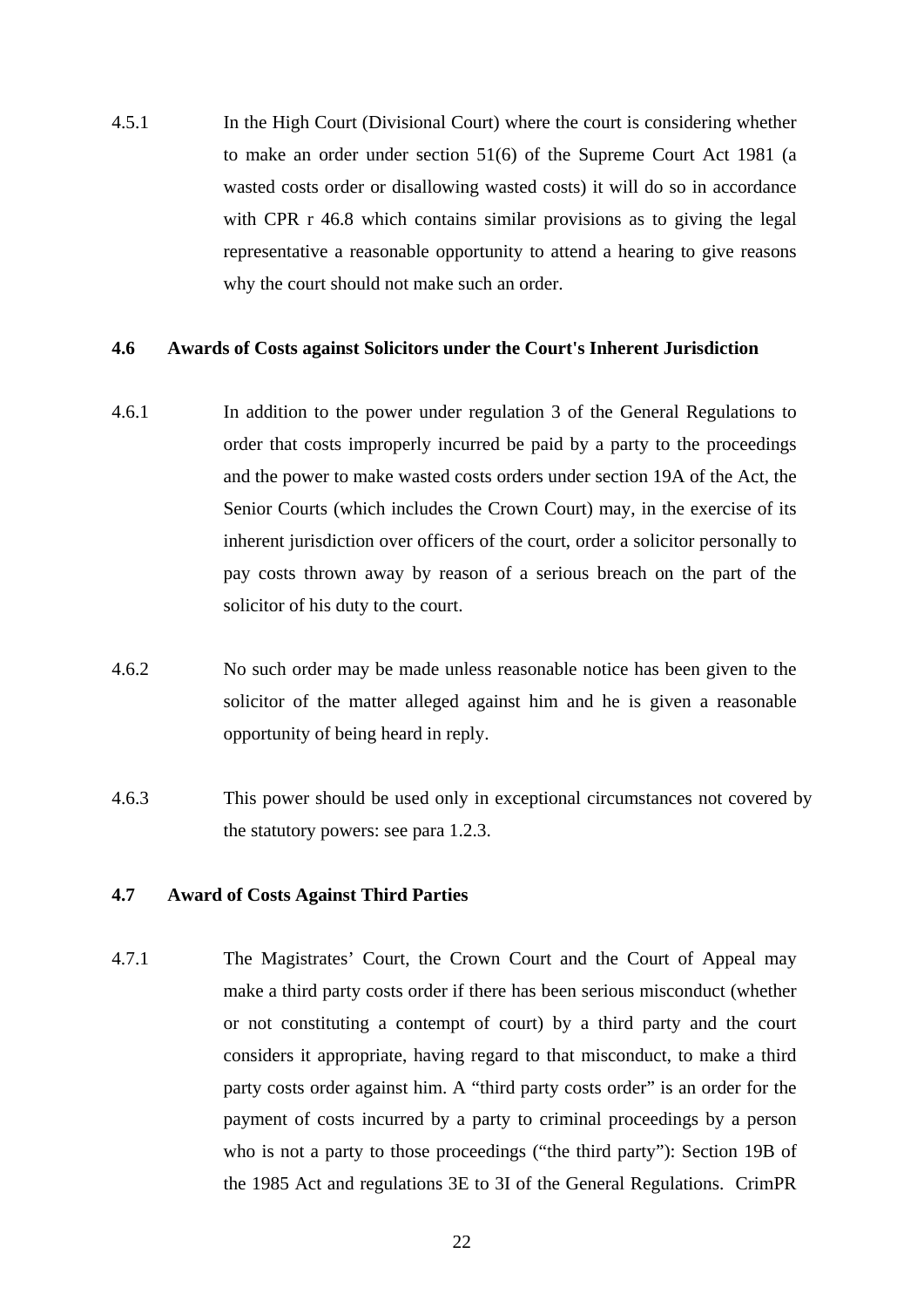4.5.1 In the High Court (Divisional Court) where the court is considering whether to make an order under section 51(6) of the Supreme Court Act 1981 (a wasted costs order or disallowing wasted costs) it will do so in accordance with CPR r 46.8 which contains similar provisions as to giving the legal representative a reasonable opportunity to attend a hearing to give reasons why the court should not make such an order.

**4.6 Awards of Costs against Solicitors under the Court's Inherent Jurisdiction**

4.6.1 In addition to the power under regulation 3 of the General Regulations to order that costs improperly incurred be paid by a party to the proceedings and the power to make wasted costs orders under section 19A of the Act, the Senior Courts (which includes the Crown Court) may, in the exercise of its inherent jurisdiction over officers of the court, order a solicitor personally to pay costs thrown away by reason of a serious breach on the part of the solicitor of his duty to the court.

4.6.2 No such order may be made unless reasonable notice has been given to the solicitor of the matter alleged against him and he is given a reasonable opportunity of being heard in reply.

4.6.3 This power should be used only in exceptional circumstances not covered by the statutory powers: see para 1.2.3.

**4.7 Award of Costs Against Third Parties**

4.7.1 The Magistrates' Court, the Crown Court and the Court of Appeal may make a third party costs order if there has been serious misconduct (whether or not constituting a contempt of court) by a third party and the court considers it appropriate, having regard to that misconduct, to make a third party costs order against him. A "third party costs order" is an order for the payment of costs incurred by a party to criminal proceedings by a person who is not a party to those proceedings ("the third party"): Section 19B of the 1985 Act and regulations 3E to 3I of the General Regulations. CrimPR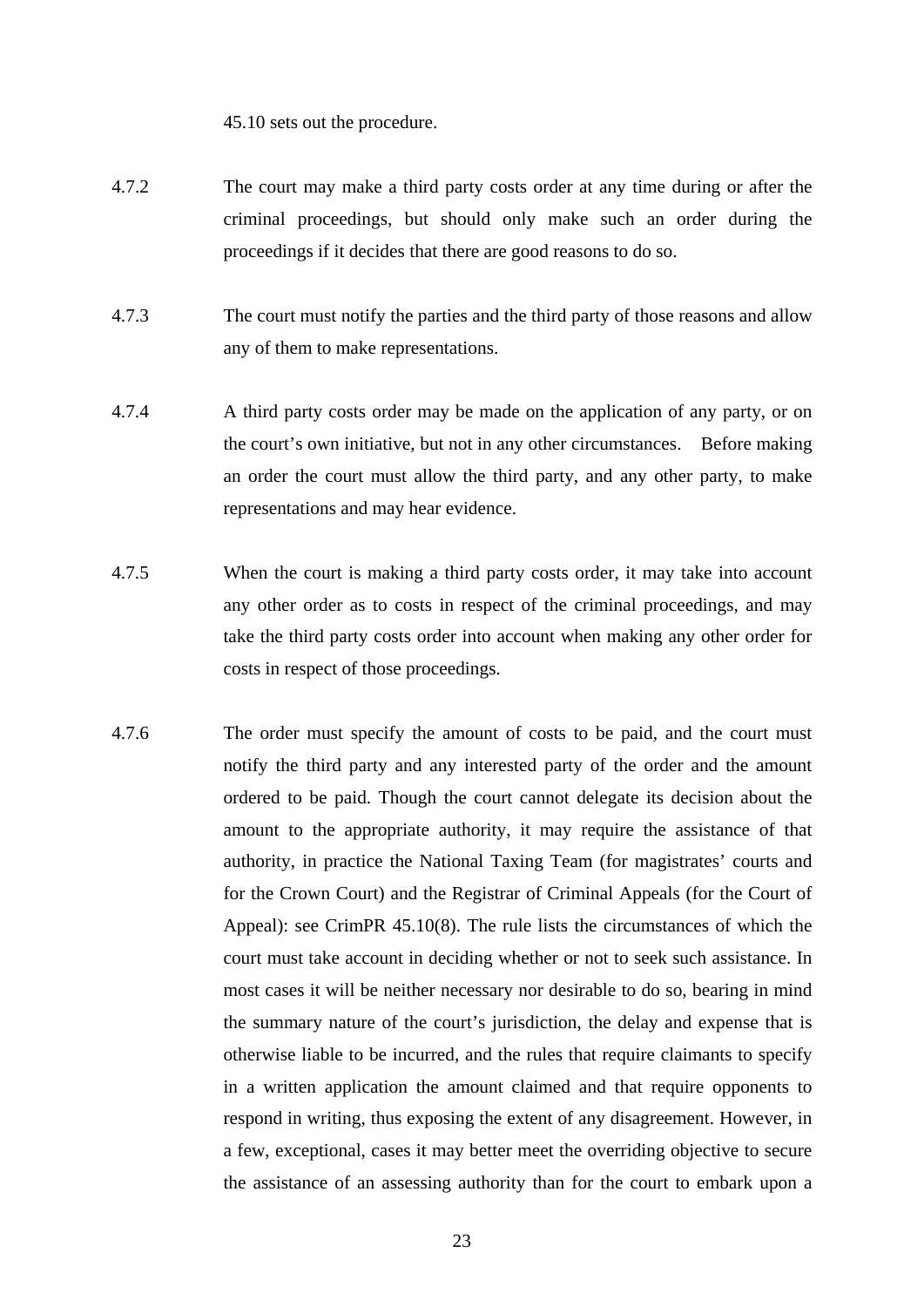45.10 sets out the procedure.

4.7.2 The court may make a third party costs order at any time during or after the criminal proceedings, but should only make such an order during the proceedings if it decides that there are good reasons to do so.

4.7.3 The court must notify the parties and the third party of those reasons and allow any of them to make representations.

4.7.4 A third party costs order may be made on the application of any party, or on the court's own initiative, but not in any other circumstances. Before making an order the court must allow the third party, and any other party, to make representations and may hear evidence.

4.7.5 When the court is making a third party costs order, it may take into account any other order as to costs in respect of the criminal proceedings, and may take the third party costs order into account when making any other order for costs in respect of those proceedings.

4.7.6 The order must specify the amount of costs to be paid, and the court must notify the third party and any interested party of the order and the amount ordered to be paid. Though the court cannot delegate its decision about the amount to the appropriate authority, it may require the assistance of that authority, in practice the National Taxing Team (for magistrates' courts and for the Crown Court) and the Registrar of Criminal Appeals (for the Court of Appeal): see CrimPR 45.10(8). The rule lists the circumstances of which the court must take account in deciding whether or not to seek such assistance. In most cases it will be neither necessary nor desirable to do so, bearing in mind the summary nature of the court's jurisdiction, the delay and expense that is otherwise liable to be incurred, and the rules that require claimants to specify in a written application the amount claimed and that require opponents to respond in writing, thus exposing the extent of any disagreement. However, in a few, exceptional, cases it may better meet the overriding objective to secure the assistance of an assessing authority than for the court to embark upon a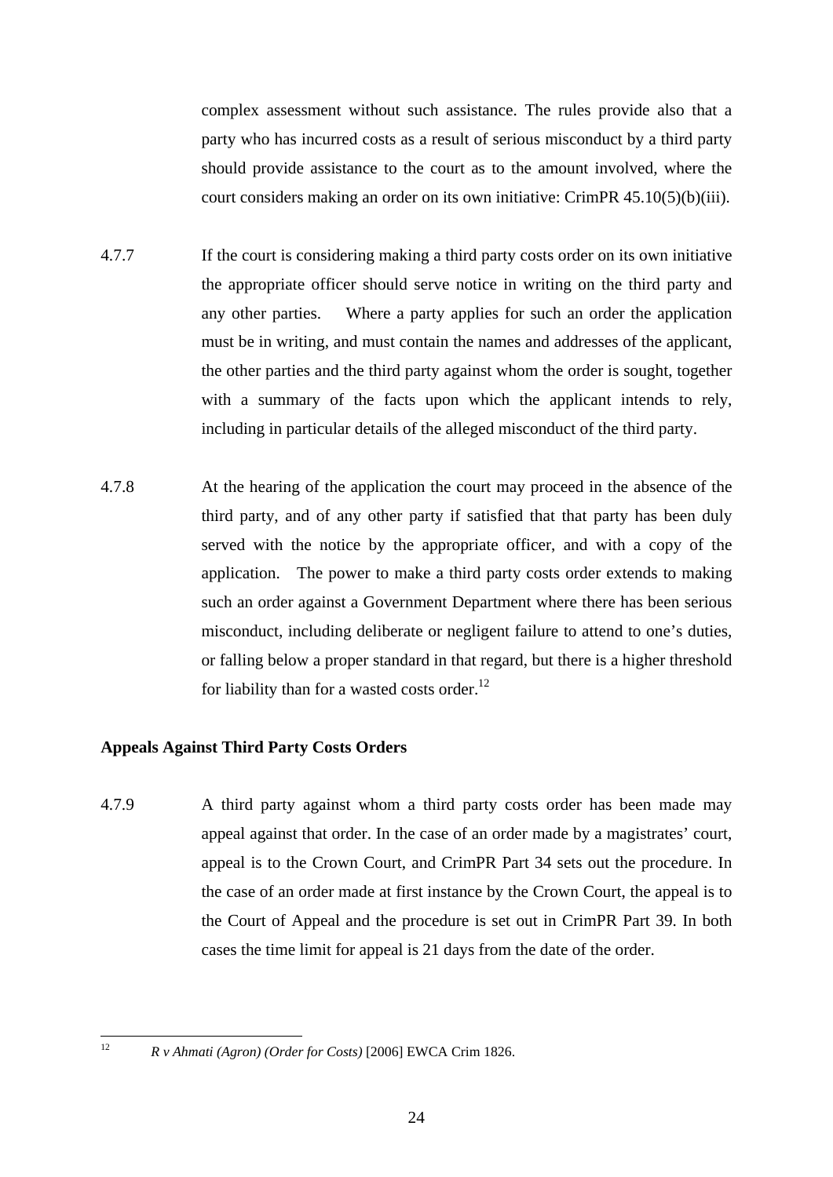complex assessment without such assistance. The rules provide also that a party who has incurred costs as a result of serious misconduct by a third party should provide assistance to the court as to the amount involved, where the court considers making an order on its own initiative: CrimPR 45.10(5)(b)(iii).

4.7.7 If the court is considering making a third party costs order on its own initiative the appropriate officer should serve notice in writing on the third party and any other parties. Where a party applies for such an order the application must be in writing, and must contain the names and addresses of the applicant, the other parties and the third party against whom the order is sought, together with a summary of the facts upon which the applicant intends to rely, including in particular details of the alleged misconduct of the third party.

4.7.8 At the hearing of the application the court may proceed in the absence of the third party, and of any other party if satisfied that that party has been duly served with the notice by the appropriate officer, and with a copy of the application. The power to make a third party costs order extends to making such an order against a Government Department where there has been serious misconduct, including deliberate or negligent failure to attend to one's duties, or falling below a proper standard in that regard, but there is a higher threshold for liability than for a wasted costs order.[12]

**Appeals Against Third Party Costs Orders**

4.7.9 A third party against whom a third party costs order has been made may appeal against that order. In the case of an order made by a magistrates' court, appeal is to the Crown Court, and CrimPR Part 34 sets out the procedure. In the case of an order made at first instance by the Crown Court, the appeal is to the Court of Appeal and the procedure is set out in CrimPR Part 39. In both cases the time limit for appeal is 21 days from the date of the order.

[12] *R v Ahmati (Agron) (Order for Costs)* [2006] EWCA Crim 1826.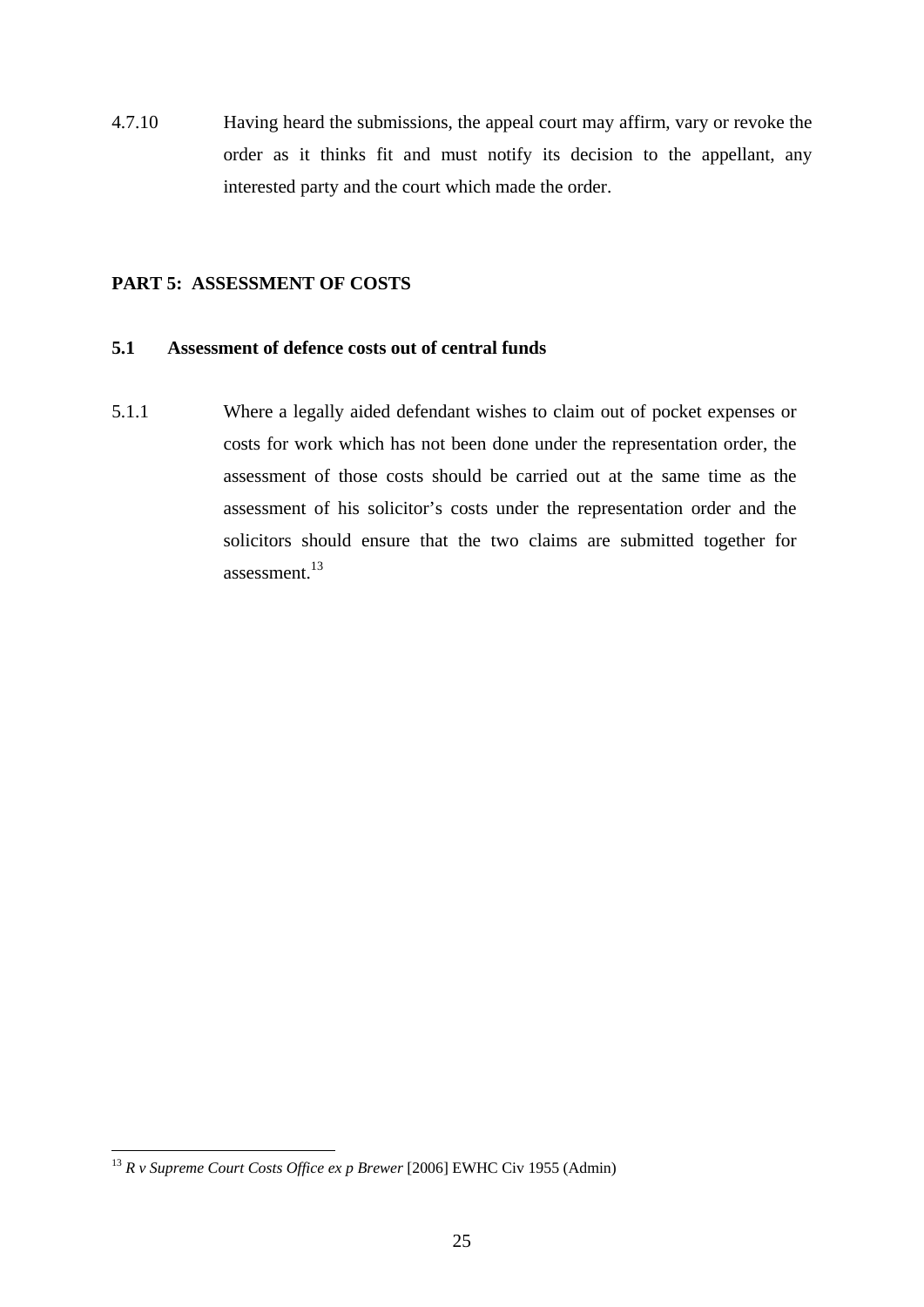4.7.10 Having heard the submissions, the appeal court may affirm, vary or revoke the order as it thinks fit and must notify its decision to the appellant, any interested party and the court which made the order.

## PART 5: ASSESSMENT OF COSTS

### 5.1 Assessment of defence costs out of central funds

5.1.1 Where a legally aided defendant wishes to claim out of pocket expenses or costs for work which has not been done under the representation order, the assessment of those costs should be carried out at the same time as the assessment of his solicitor's costs under the representation order and the solicitors should ensure that the two claims are submitted together for assessment.[13]

---

[13] *R v Supreme Court Costs Office ex p Brewer* [2006] EWHC Civ 1955 (Admin)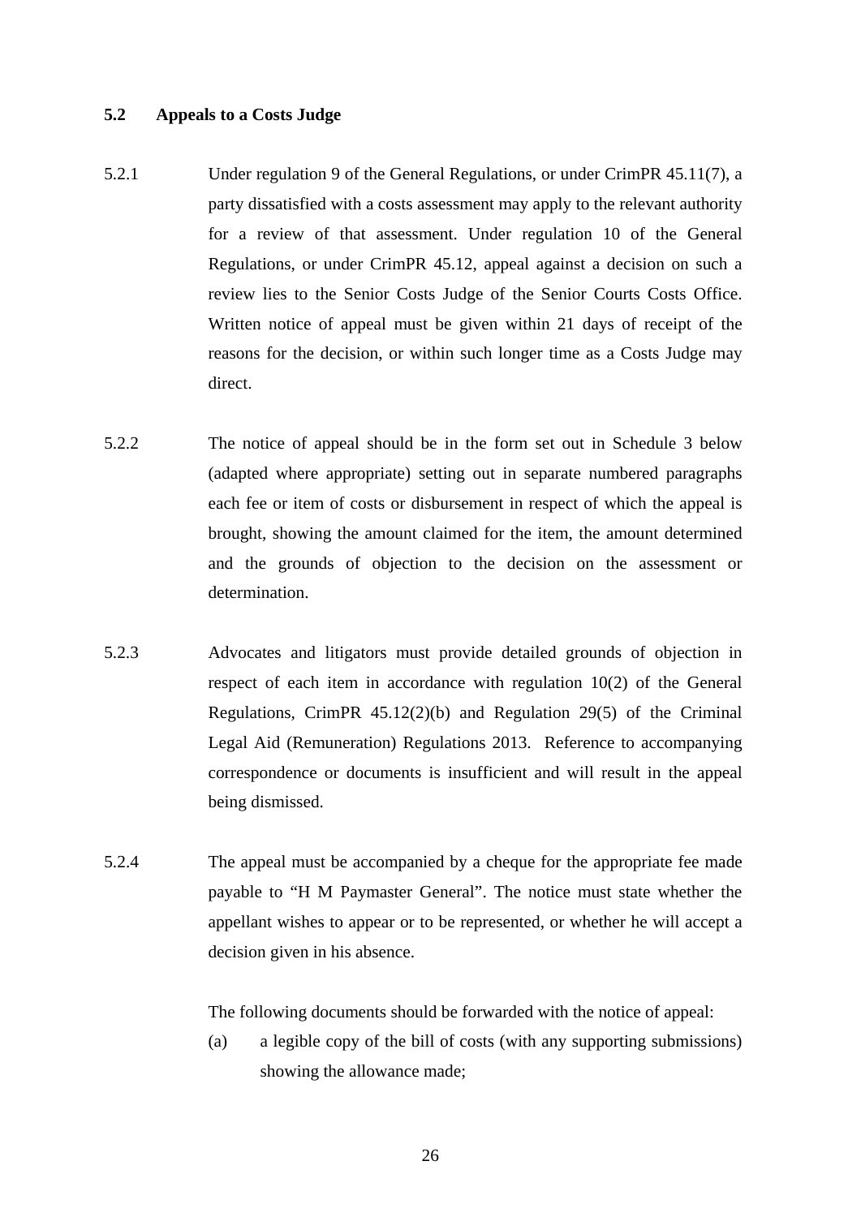## 5.2 Appeals to a Costs Judge

5.2.1 Under regulation 9 of the General Regulations, or under CrimPR 45.11(7), a party dissatisfied with a costs assessment may apply to the relevant authority for a review of that assessment. Under regulation 10 of the General Regulations, or under CrimPR 45.12, appeal against a decision on such a review lies to the Senior Costs Judge of the Senior Courts Costs Office. Written notice of appeal must be given within 21 days of receipt of the reasons for the decision, or within such longer time as a Costs Judge may direct.

5.2.2 The notice of appeal should be in the form set out in Schedule 3 below (adapted where appropriate) setting out in separate numbered paragraphs each fee or item of costs or disbursement in respect of which the appeal is brought, showing the amount claimed for the item, the amount determined and the grounds of objection to the decision on the assessment or determination.

5.2.3 Advocates and litigators must provide detailed grounds of objection in respect of each item in accordance with regulation 10(2) of the General Regulations, CrimPR 45.12(2)(b) and Regulation 29(5) of the Criminal Legal Aid (Remuneration) Regulations 2013. Reference to accompanying correspondence or documents is insufficient and will result in the appeal being dismissed.

5.2.4 The appeal must be accompanied by a cheque for the appropriate fee made payable to “H M Paymaster General”. The notice must state whether the appellant wishes to appear or to be represented, or whether he will accept a decision given in his absence.

The following documents should be forwarded with the notice of appeal:

(a) a legible copy of the bill of costs (with any supporting submissions) showing the allowance made;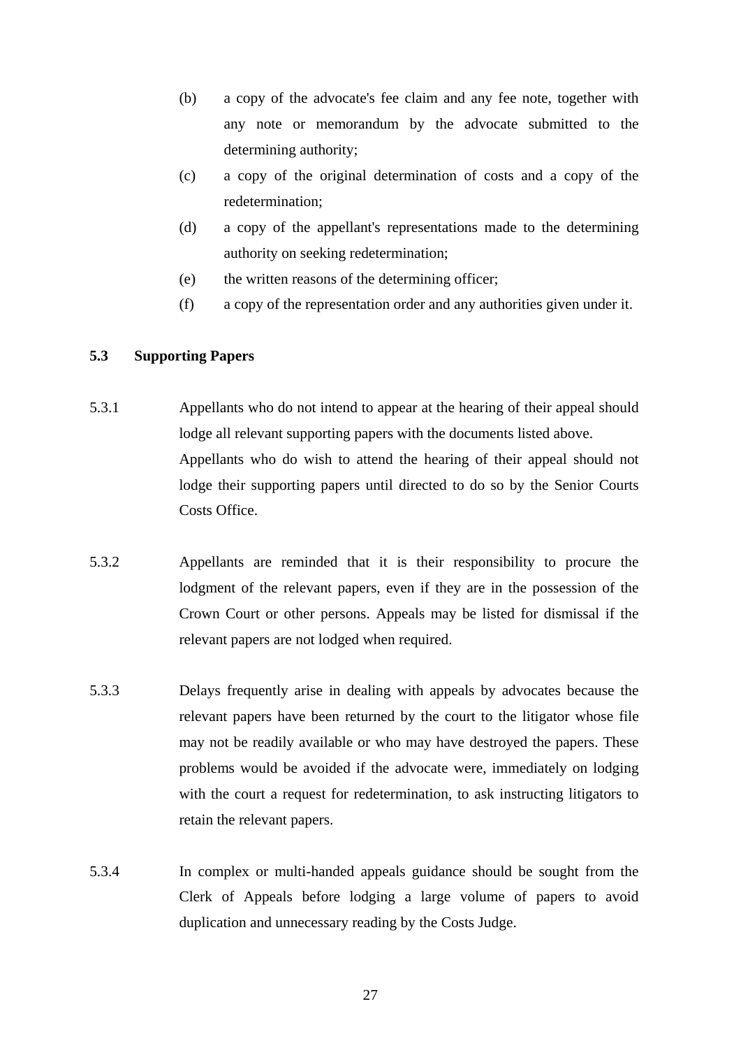(b) a copy of the advocate's fee claim and any fee note, together with any note or memorandum by the advocate submitted to the determining authority;

(c) a copy of the original determination of costs and a copy of the redetermination;

(d) a copy of the appellant's representations made to the determining authority on seeking redetermination;

(e) the written reasons of the determining officer;

(f) a copy of the representation order and any authorities given under it.

### 5.3 Supporting Papers

5.3.1 Appellants who do not intend to appear at the hearing of their appeal should lodge all relevant supporting papers with the documents listed above. Appellants who do wish to attend the hearing of their appeal should not lodge their supporting papers until directed to do so by the Senior Courts Costs Office.

5.3.2 Appellants are reminded that it is their responsibility to procure the lodgment of the relevant papers, even if they are in the possession of the Crown Court or other persons. Appeals may be listed for dismissal if the relevant papers are not lodged when required.

5.3.3 Delays frequently arise in dealing with appeals by advocates because the relevant papers have been returned by the court to the litigator whose file may not be readily available or who may have destroyed the papers. These problems would be avoided if the advocate were, immediately on lodging with the court a request for redetermination, to ask instructing litigators to retain the relevant papers.

5.3.4 In complex or multi-handed appeals guidance should be sought from the Clerk of Appeals before lodging a large volume of papers to avoid duplication and unnecessary reading by the Costs Judge.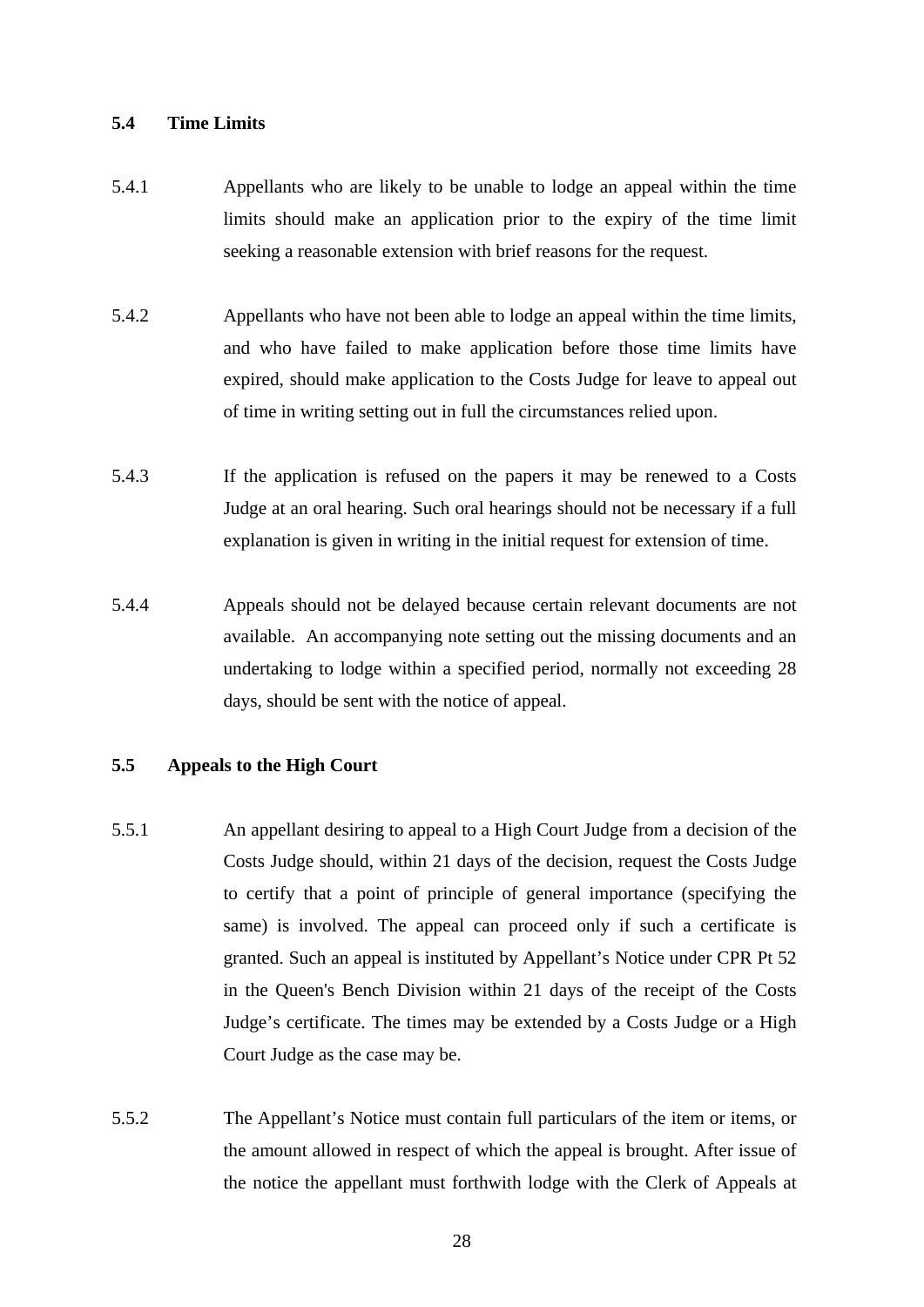### 5.4 Time Limits

5.4.1 Appellants who are likely to be unable to lodge an appeal within the time limits should make an application prior to the expiry of the time limit seeking a reasonable extension with brief reasons for the request.

5.4.2 Appellants who have not been able to lodge an appeal within the time limits, and who have failed to make application before those time limits have expired, should make application to the Costs Judge for leave to appeal out of time in writing setting out in full the circumstances relied upon.

5.4.3 If the application is refused on the papers it may be renewed to a Costs Judge at an oral hearing. Such oral hearings should not be necessary if a full explanation is given in writing in the initial request for extension of time.

5.4.4 Appeals should not be delayed because certain relevant documents are not available. An accompanying note setting out the missing documents and an undertaking to lodge within a specified period, normally not exceeding 28 days, should be sent with the notice of appeal.

### 5.5 Appeals to the High Court

5.5.1 An appellant desiring to appeal to a High Court Judge from a decision of the Costs Judge should, within 21 days of the decision, request the Costs Judge to certify that a point of principle of general importance (specifying the same) is involved. The appeal can proceed only if such a certificate is granted. Such an appeal is instituted by Appellant's Notice under CPR Pt 52 in the Queen's Bench Division within 21 days of the receipt of the Costs Judge's certificate. The times may be extended by a Costs Judge or a High Court Judge as the case may be.

5.5.2 The Appellant's Notice must contain full particulars of the item or items, or the amount allowed in respect of which the appeal is brought. After issue of the notice the appellant must forthwith lodge with the Clerk of Appeals at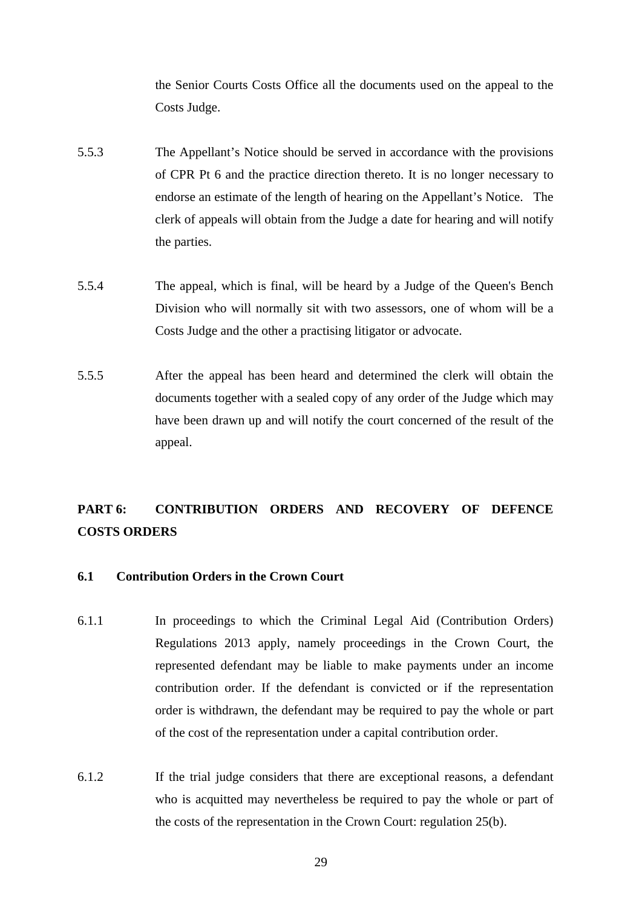the Senior Courts Costs Office all the documents used on the appeal to the Costs Judge.

5.5.3 The Appellant's Notice should be served in accordance with the provisions of CPR Pt 6 and the practice direction thereto. It is no longer necessary to endorse an estimate of the length of hearing on the Appellant's Notice. The clerk of appeals will obtain from the Judge a date for hearing and will notify the parties.

5.5.4 The appeal, which is final, will be heard by a Judge of the Queen's Bench Division who will normally sit with two assessors, one of whom will be a Costs Judge and the other a practising litigator or advocate.

5.5.5 After the appeal has been heard and determined the clerk will obtain the documents together with a sealed copy of any order of the Judge which may have been drawn up and will notify the court concerned of the result of the appeal.

## PART 6: CONTRIBUTION ORDERS AND RECOVERY OF DEFENCE COSTS ORDERS

### 6.1 Contribution Orders in the Crown Court

6.1.1 In proceedings to which the Criminal Legal Aid (Contribution Orders) Regulations 2013 apply, namely proceedings in the Crown Court, the represented defendant may be liable to make payments under an income contribution order. If the defendant is convicted or if the representation order is withdrawn, the defendant may be required to pay the whole or part of the cost of the representation under a capital contribution order.

6.1.2 If the trial judge considers that there are exceptional reasons, a defendant who is acquitted may nevertheless be required to pay the whole or part of the costs of the representation in the Crown Court: regulation 25(b).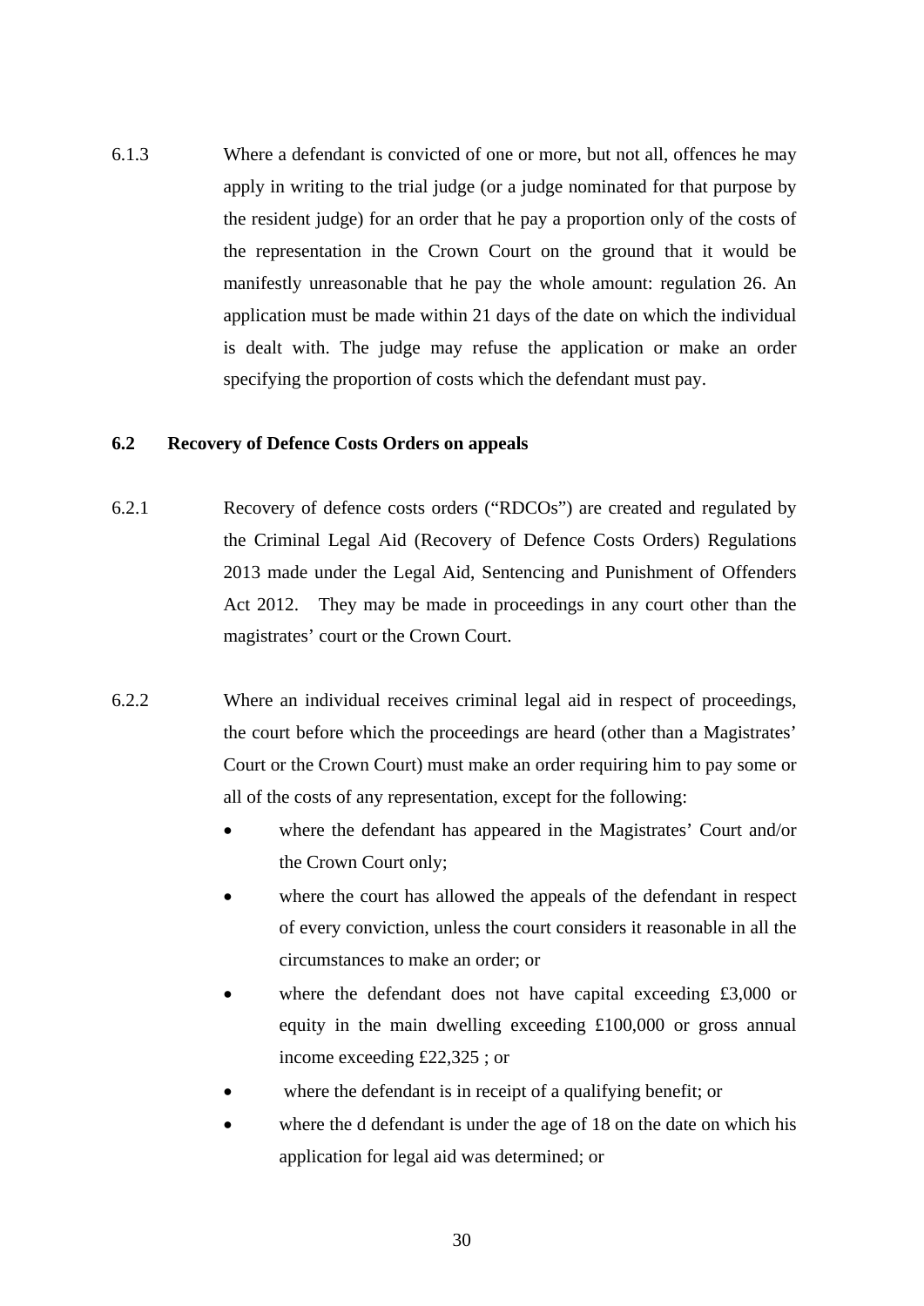6.1.3 Where a defendant is convicted of one or more, but not all, offences he may apply in writing to the trial judge (or a judge nominated for that purpose by the resident judge) for an order that he pay a proportion only of the costs of the representation in the Crown Court on the ground that it would be manifestly unreasonable that he pay the whole amount: regulation 26. An application must be made within 21 days of the date on which the individual is dealt with. The judge may refuse the application or make an order specifying the proportion of costs which the defendant must pay.

## 6.2 Recovery of Defence Costs Orders on appeals

6.2.1 Recovery of defence costs orders ("RDCOs") are created and regulated by the Criminal Legal Aid (Recovery of Defence Costs Orders) Regulations 2013 made under the Legal Aid, Sentencing and Punishment of Offenders Act 2012. They may be made in proceedings in any court other than the magistrates' court or the Crown Court.

6.2.2 Where an individual receives criminal legal aid in respect of proceedings, the court before which the proceedings are heard (other than a Magistrates' Court or the Crown Court) must make an order requiring him to pay some or all of the costs of any representation, except for the following:

- where the defendant has appeared in the Magistrates' Court and/or the Crown Court only;
- where the court has allowed the appeals of the defendant in respect of every conviction, unless the court considers it reasonable in all the circumstances to make an order; or
- where the defendant does not have capital exceeding £3,000 or equity in the main dwelling exceeding £100,000 or gross annual income exceeding £22,325 ; or
- where the defendant is in receipt of a qualifying benefit; or
- where the d defendant is under the age of 18 on the date on which his application for legal aid was determined; or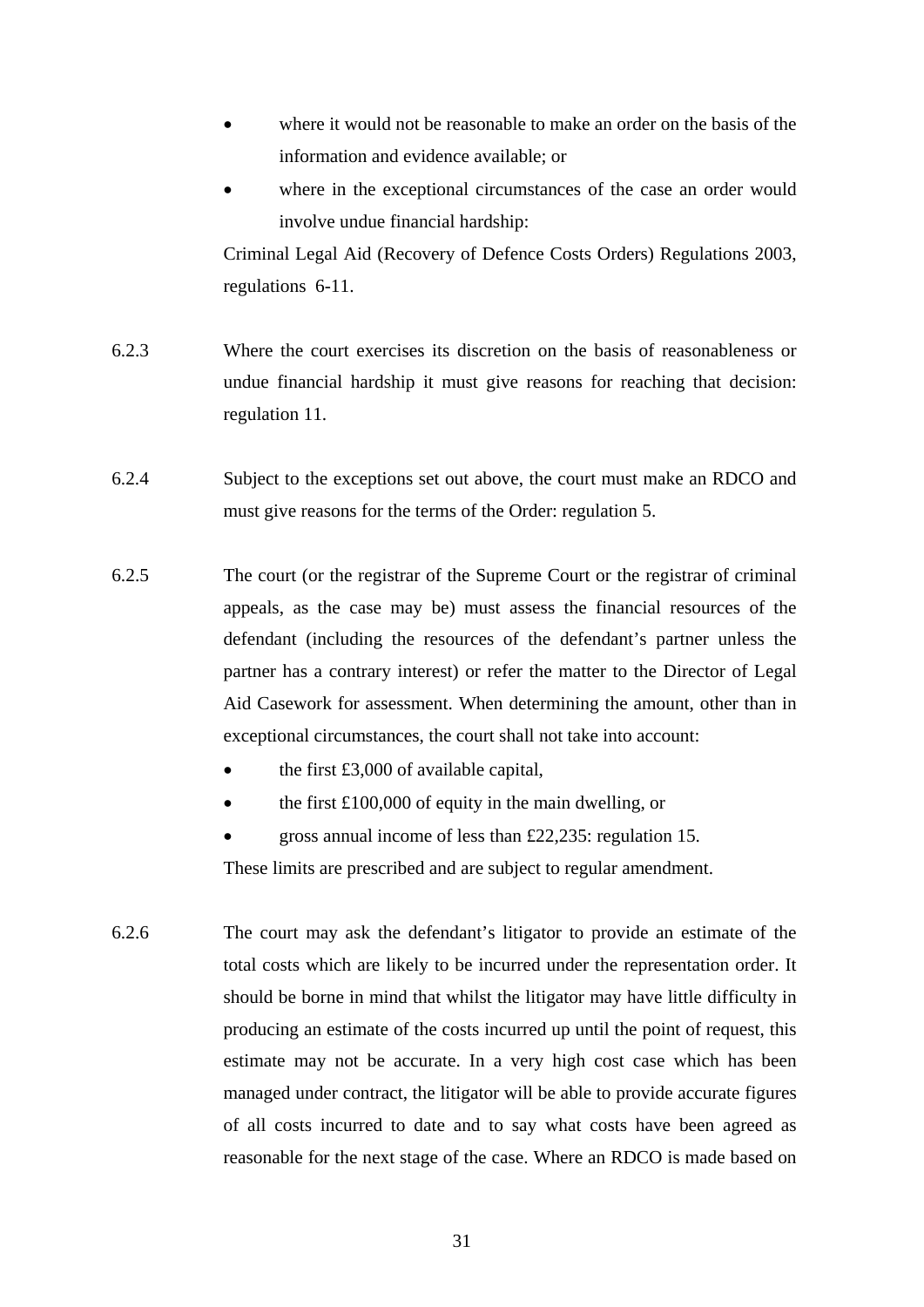- where it would not be reasonable to make an order on the basis of the information and evidence available; or
- where in the exceptional circumstances of the case an order would involve undue financial hardship:

Criminal Legal Aid (Recovery of Defence Costs Orders) Regulations 2003, regulations 6-11.

6.2.3 Where the court exercises its discretion on the basis of reasonableness or undue financial hardship it must give reasons for reaching that decision: regulation 11.

6.2.4 Subject to the exceptions set out above, the court must make an RDCO and must give reasons for the terms of the Order: regulation 5.

6.2.5 The court (or the registrar of the Supreme Court or the registrar of criminal appeals, as the case may be) must assess the financial resources of the defendant (including the resources of the defendant's partner unless the partner has a contrary interest) or refer the matter to the Director of Legal Aid Casework for assessment. When determining the amount, other than in exceptional circumstances, the court shall not take into account:

- the first £3,000 of available capital,
- the first £100,000 of equity in the main dwelling, or
- gross annual income of less than £22,235: regulation 15.

These limits are prescribed and are subject to regular amendment.

6.2.6 The court may ask the defendant's litigator to provide an estimate of the total costs which are likely to be incurred under the representation order. It should be borne in mind that whilst the litigator may have little difficulty in producing an estimate of the costs incurred up until the point of request, this estimate may not be accurate. In a very high cost case which has been managed under contract, the litigator will be able to provide accurate figures of all costs incurred to date and to say what costs have been agreed as reasonable for the next stage of the case. Where an RDCO is made based on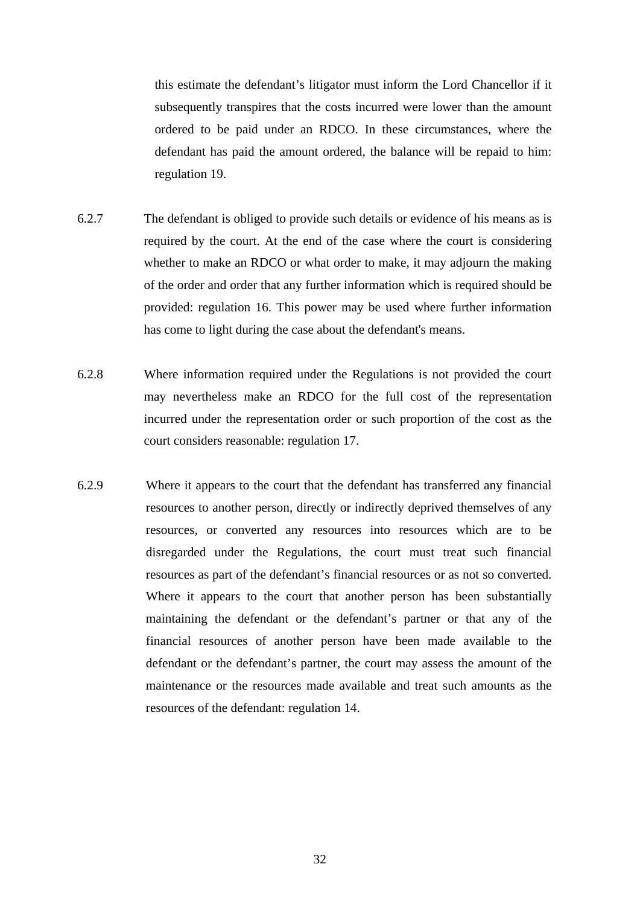this estimate the defendant’s litigator must inform the Lord Chancellor if it subsequently transpires that the costs incurred were lower than the amount ordered to be paid under an RDCO. In these circumstances, where the defendant has paid the amount ordered, the balance will be repaid to him: regulation 19.

6.2.7 The defendant is obliged to provide such details or evidence of his means as is required by the court. At the end of the case where the court is considering whether to make an RDCO or what order to make, it may adjourn the making of the order and order that any further information which is required should be provided: regulation 16. This power may be used where further information has come to light during the case about the defendant's means.

6.2.8 Where information required under the Regulations is not provided the court may nevertheless make an RDCO for the full cost of the representation incurred under the representation order or such proportion of the cost as the court considers reasonable: regulation 17.

6.2.9 Where it appears to the court that the defendant has transferred any financial resources to another person, directly or indirectly deprived themselves of any resources, or converted any resources into resources which are to be disregarded under the Regulations, the court must treat such financial resources as part of the defendant’s financial resources or as not so converted. Where it appears to the court that another person has been substantially maintaining the defendant or the defendant’s partner or that any of the financial resources of another person have been made available to the defendant or the defendant’s partner, the court may assess the amount of the maintenance or the resources made available and treat such amounts as the resources of the defendant: regulation 14.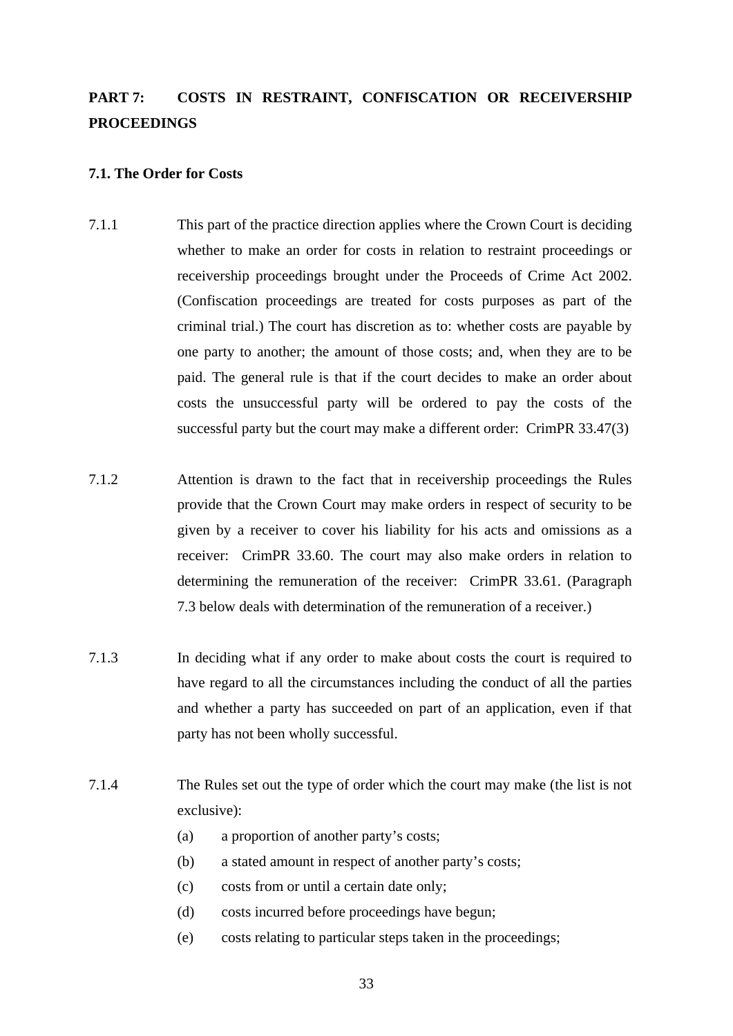## PART 7: COSTS IN RESTRAINT, CONFISCATION OR RECEIVERSHIP PROCEEDINGS

### 7.1. The Order for Costs

7.1.1 This part of the practice direction applies where the Crown Court is deciding whether to make an order for costs in relation to restraint proceedings or receivership proceedings brought under the Proceeds of Crime Act 2002. (Confiscation proceedings are treated for costs purposes as part of the criminal trial.) The court has discretion as to: whether costs are payable by one party to another; the amount of those costs; and, when they are to be paid. The general rule is that if the court decides to make an order about costs the unsuccessful party will be ordered to pay the costs of the successful party but the court may make a different order: CrimPR 33.47(3)

7.1.2 Attention is drawn to the fact that in receivership proceedings the Rules provide that the Crown Court may make orders in respect of security to be given by a receiver to cover his liability for his acts and omissions as a receiver: CrimPR 33.60. The court may also make orders in relation to determining the remuneration of the receiver: CrimPR 33.61. (Paragraph 7.3 below deals with determination of the remuneration of a receiver.)

7.1.3 In deciding what if any order to make about costs the court is required to have regard to all the circumstances including the conduct of all the parties and whether a party has succeeded on part of an application, even if that party has not been wholly successful.

7.1.4 The Rules set out the type of order which the court may make (the list is not exclusive):

(a) a proportion of another party's costs;

(b) a stated amount in respect of another party's costs;

(c) costs from or until a certain date only;

(d) costs incurred before proceedings have begun;

(e) costs relating to particular steps taken in the proceedings;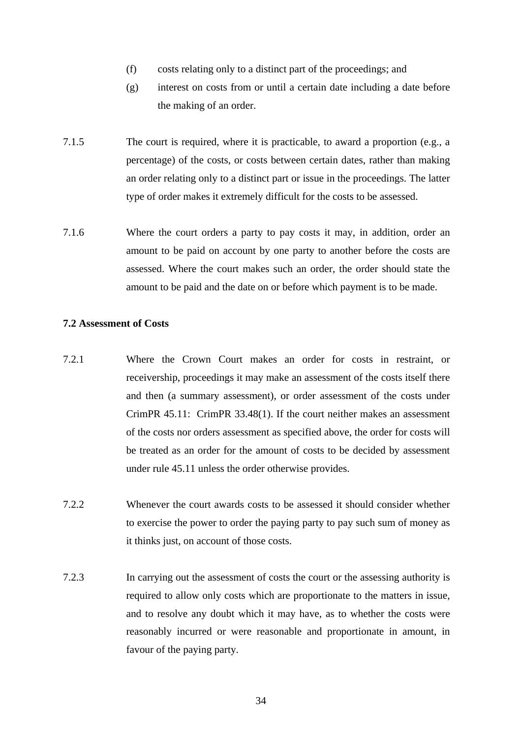(f) costs relating only to a distinct part of the proceedings; and

(g) interest on costs from or until a certain date including a date before the making of an order.

7.1.5 The court is required, where it is practicable, to award a proportion (e.g., a percentage) of the costs, or costs between certain dates, rather than making an order relating only to a distinct part or issue in the proceedings. The latter type of order makes it extremely difficult for the costs to be assessed.

7.1.6 Where the court orders a party to pay costs it may, in addition, order an amount to be paid on account by one party to another before the costs are assessed. Where the court makes such an order, the order should state the amount to be paid and the date on or before which payment is to be made.

**7.2 Assessment of Costs**

7.2.1 Where the Crown Court makes an order for costs in restraint, or receivership, proceedings it may make an assessment of the costs itself there and then (a summary assessment), or order assessment of the costs under CrimPR 45.11: CrimPR 33.48(1). If the court neither makes an assessment of the costs nor orders assessment as specified above, the order for costs will be treated as an order for the amount of costs to be decided by assessment under rule 45.11 unless the order otherwise provides.

7.2.2 Whenever the court awards costs to be assessed it should consider whether to exercise the power to order the paying party to pay such sum of money as it thinks just, on account of those costs.

7.2.3 In carrying out the assessment of costs the court or the assessing authority is required to allow only costs which are proportionate to the matters in issue, and to resolve any doubt which it may have, as to whether the costs were reasonably incurred or were reasonable and proportionate in amount, in favour of the paying party.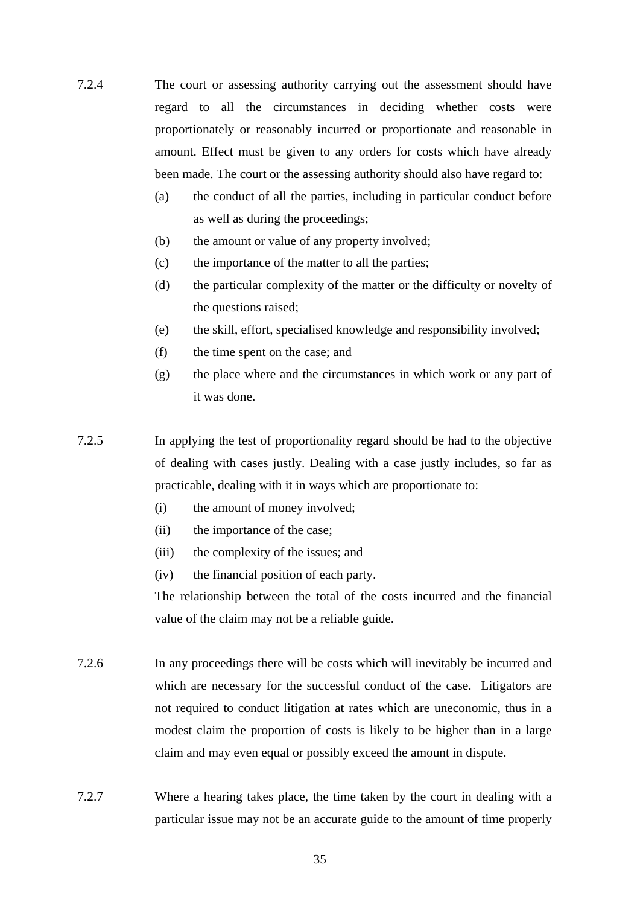7.2.4 The court or assessing authority carrying out the assessment should have regard to all the circumstances in deciding whether costs were proportionately or reasonably incurred or proportionate and reasonable in amount. Effect must be given to any orders for costs which have already been made. The court or the assessing authority should also have regard to:

(a) the conduct of all the parties, including in particular conduct before as well as during the proceedings;

(b) the amount or value of any property involved;

(c) the importance of the matter to all the parties;

(d) the particular complexity of the matter or the difficulty or novelty of the questions raised;

(e) the skill, effort, specialised knowledge and responsibility involved;

(f) the time spent on the case; and

(g) the place where and the circumstances in which work or any part of it was done.

7.2.5 In applying the test of proportionality regard should be had to the objective of dealing with cases justly. Dealing with a case justly includes, so far as practicable, dealing with it in ways which are proportionate to:

(i) the amount of money involved;

(ii) the importance of the case;

(iii) the complexity of the issues; and

(iv) the financial position of each party.

The relationship between the total of the costs incurred and the financial value of the claim may not be a reliable guide.

7.2.6 In any proceedings there will be costs which will inevitably be incurred and which are necessary for the successful conduct of the case. Litigators are not required to conduct litigation at rates which are uneconomic, thus in a modest claim the proportion of costs is likely to be higher than in a large claim and may even equal or possibly exceed the amount in dispute.

7.2.7 Where a hearing takes place, the time taken by the court in dealing with a particular issue may not be an accurate guide to the amount of time properly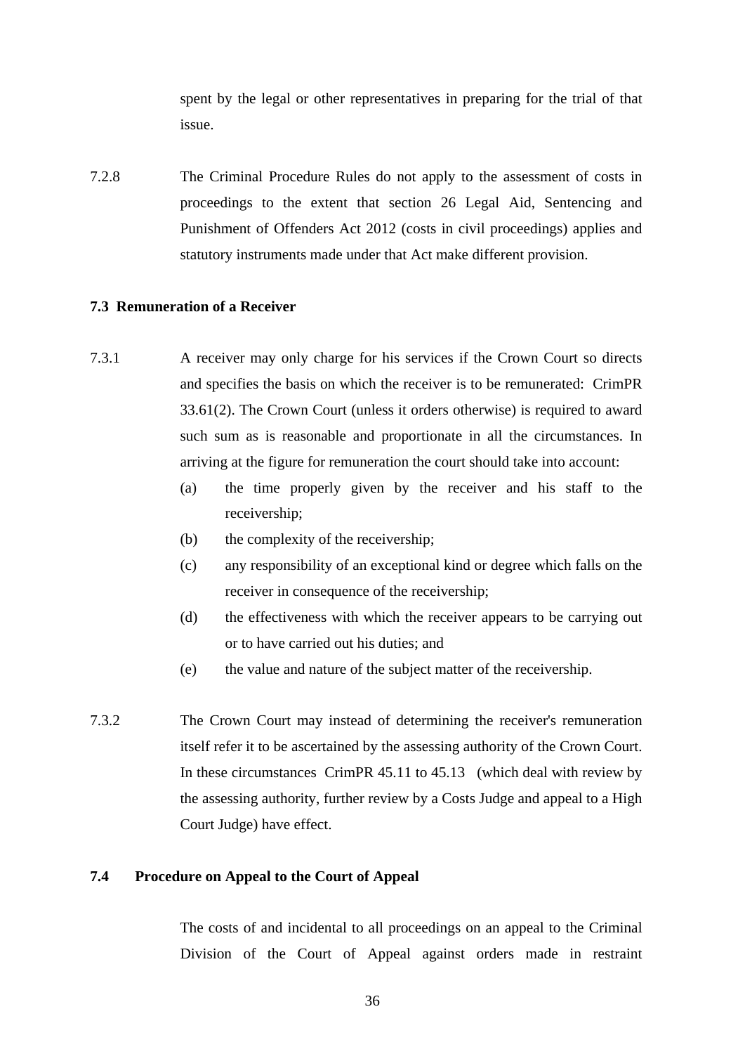spent by the legal or other representatives in preparing for the trial of that issue.

7.2.8 The Criminal Procedure Rules do not apply to the assessment of costs in proceedings to the extent that section 26 Legal Aid, Sentencing and Punishment of Offenders Act 2012 (costs in civil proceedings) applies and statutory instruments made under that Act make different provision.

**7.3 Remuneration of a Receiver**

7.3.1 A receiver may only charge for his services if the Crown Court so directs and specifies the basis on which the receiver is to be remunerated: CrimPR 33.61(2). The Crown Court (unless it orders otherwise) is required to award such sum as is reasonable and proportionate in all the circumstances. In arriving at the figure for remuneration the court should take into account:

(a) the time properly given by the receiver and his staff to the receivership;

(b) the complexity of the receivership;

(c) any responsibility of an exceptional kind or degree which falls on the receiver in consequence of the receivership;

(d) the effectiveness with which the receiver appears to be carrying out or to have carried out his duties; and

(e) the value and nature of the subject matter of the receivership.

7.3.2 The Crown Court may instead of determining the receiver's remuneration itself refer it to be ascertained by the assessing authority of the Crown Court. In these circumstances CrimPR 45.11 to 45.13 (which deal with review by the assessing authority, further review by a Costs Judge and appeal to a High Court Judge) have effect.

**7.4 Procedure on Appeal to the Court of Appeal**

The costs of and incidental to all proceedings on an appeal to the Criminal Division of the Court of Appeal against orders made in restraint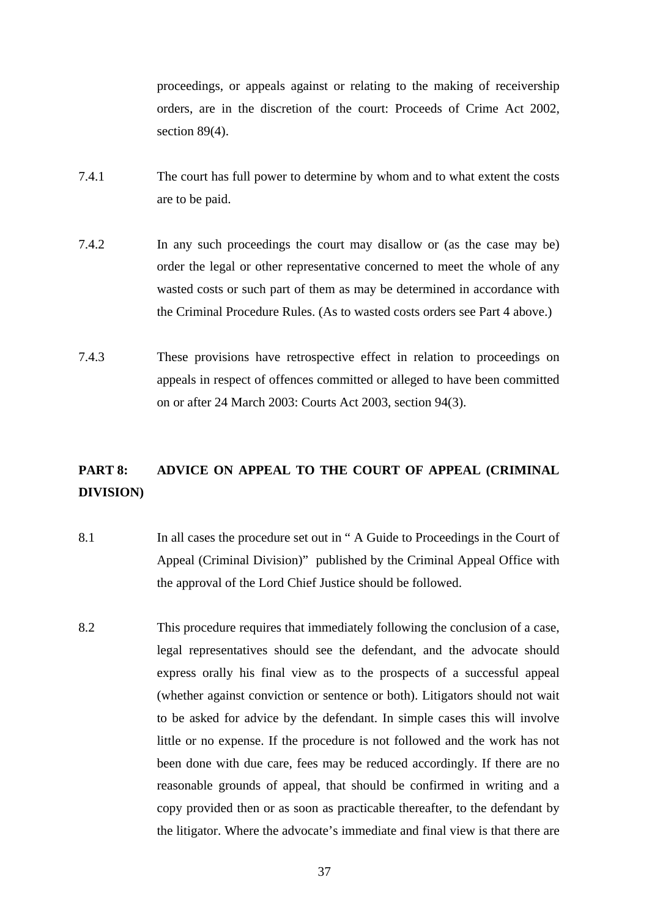proceedings, or appeals against or relating to the making of receivership orders, are in the discretion of the court: Proceeds of Crime Act 2002, section 89(4).

7.4.1 The court has full power to determine by whom and to what extent the costs are to be paid.

7.4.2 In any such proceedings the court may disallow or (as the case may be) order the legal or other representative concerned to meet the whole of any wasted costs or such part of them as may be determined in accordance with the Criminal Procedure Rules. (As to wasted costs orders see Part 4 above.)

7.4.3 These provisions have retrospective effect in relation to proceedings on appeals in respect of offences committed or alleged to have been committed on or after 24 March 2003: Courts Act 2003, section 94(3).

## PART 8: ADVICE ON APPEAL TO THE COURT OF APPEAL (CRIMINAL DIVISION)

8.1 In all cases the procedure set out in " A Guide to Proceedings in the Court of Appeal (Criminal Division)" published by the Criminal Appeal Office with the approval of the Lord Chief Justice should be followed.

8.2 This procedure requires that immediately following the conclusion of a case, legal representatives should see the defendant, and the advocate should express orally his final view as to the prospects of a successful appeal (whether against conviction or sentence or both). Litigators should not wait to be asked for advice by the defendant. In simple cases this will involve little or no expense. If the procedure is not followed and the work has not been done with due care, fees may be reduced accordingly. If there are no reasonable grounds of appeal, that should be confirmed in writing and a copy provided then or as soon as practicable thereafter, to the defendant by the litigator. Where the advocate's immediate and final view is that there are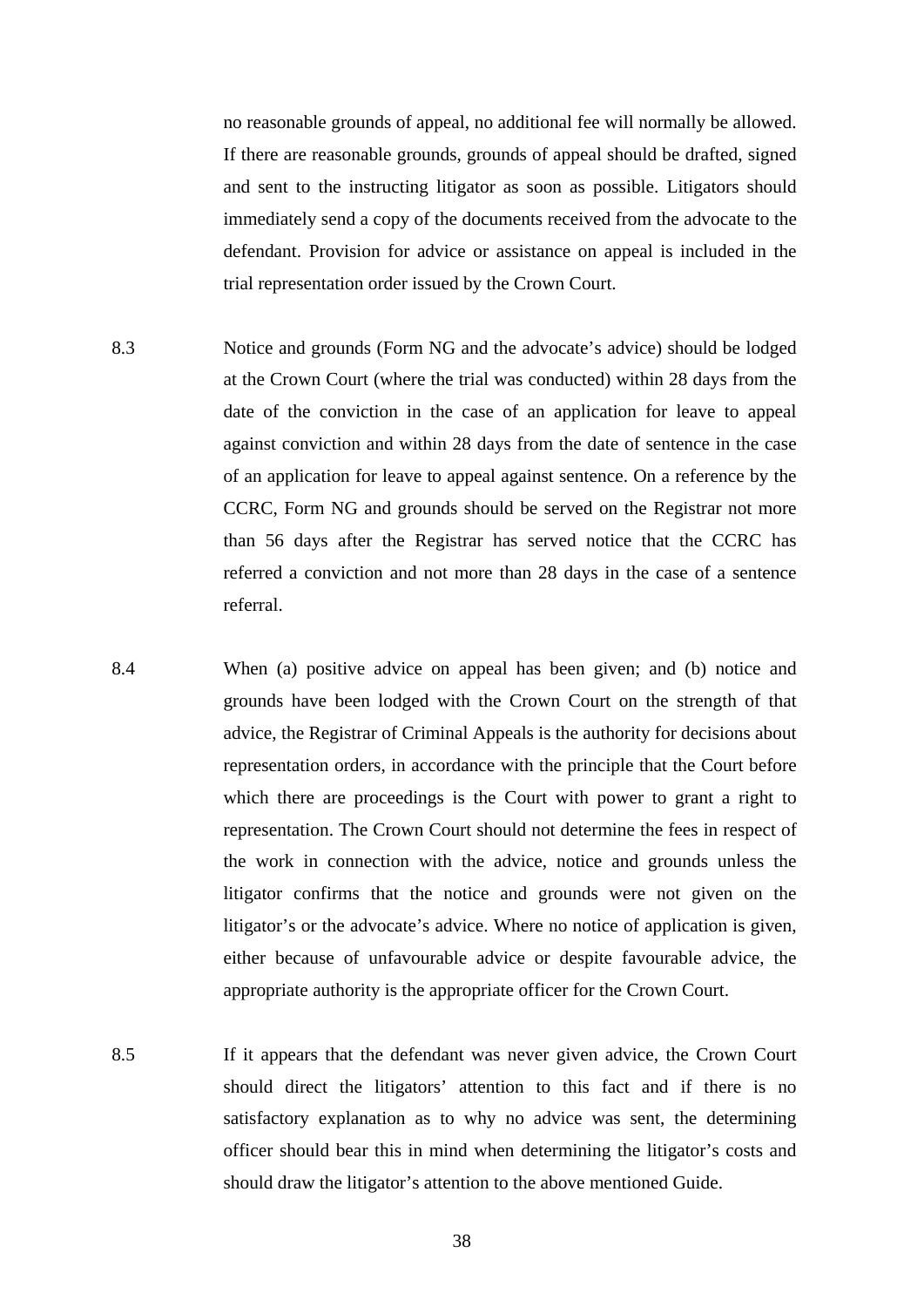no reasonable grounds of appeal, no additional fee will normally be allowed. If there are reasonable grounds, grounds of appeal should be drafted, signed and sent to the instructing litigator as soon as possible. Litigators should immediately send a copy of the documents received from the advocate to the defendant. Provision for advice or assistance on appeal is included in the trial representation order issued by the Crown Court.

8.3 Notice and grounds (Form NG and the advocate's advice) should be lodged at the Crown Court (where the trial was conducted) within 28 days from the date of the conviction in the case of an application for leave to appeal against conviction and within 28 days from the date of sentence in the case of an application for leave to appeal against sentence. On a reference by the CCRC, Form NG and grounds should be served on the Registrar not more than 56 days after the Registrar has served notice that the CCRC has referred a conviction and not more than 28 days in the case of a sentence referral.

8.4 When (a) positive advice on appeal has been given; and (b) notice and grounds have been lodged with the Crown Court on the strength of that advice, the Registrar of Criminal Appeals is the authority for decisions about representation orders, in accordance with the principle that the Court before which there are proceedings is the Court with power to grant a right to representation. The Crown Court should not determine the fees in respect of the work in connection with the advice, notice and grounds unless the litigator confirms that the notice and grounds were not given on the litigator's or the advocate's advice. Where no notice of application is given, either because of unfavourable advice or despite favourable advice, the appropriate authority is the appropriate officer for the Crown Court.

8.5 If it appears that the defendant was never given advice, the Crown Court should direct the litigators' attention to this fact and if there is no satisfactory explanation as to why no advice was sent, the determining officer should bear this in mind when determining the litigator's costs and should draw the litigator's attention to the above mentioned Guide.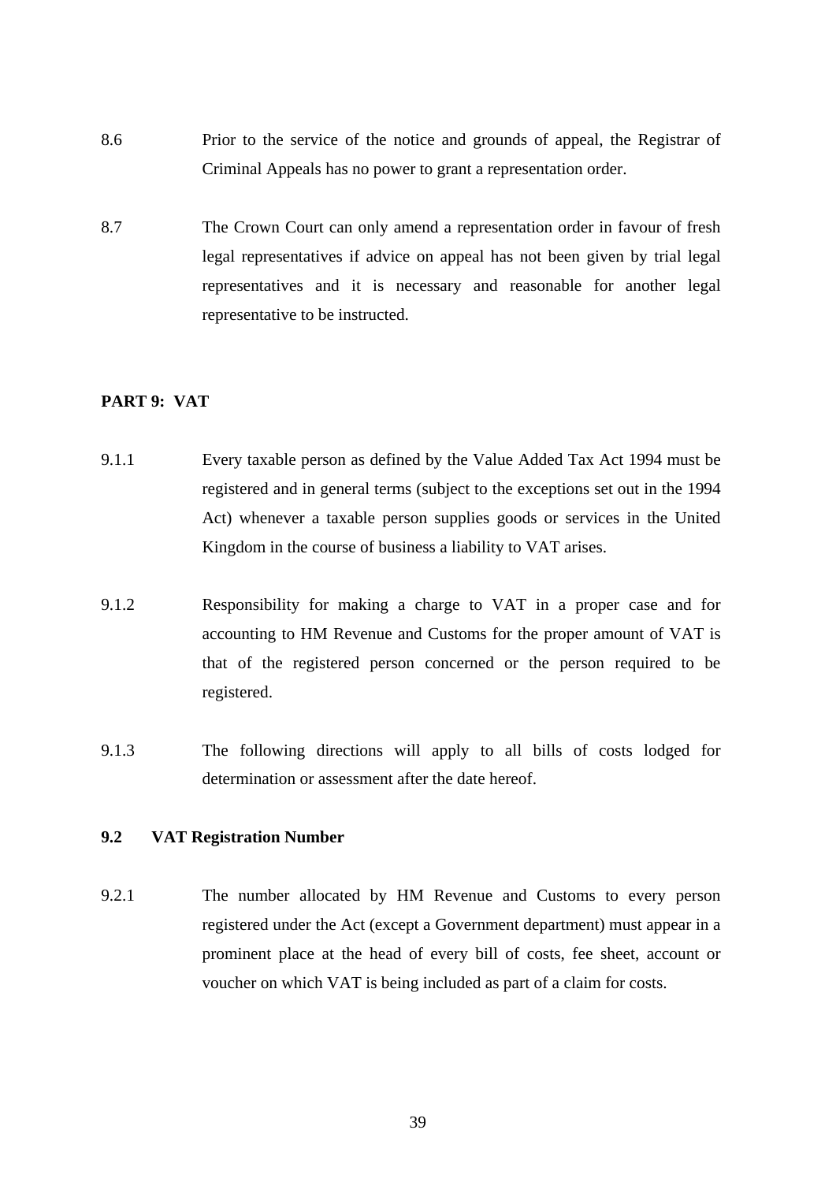8.6 Prior to the service of the notice and grounds of appeal, the Registrar of Criminal Appeals has no power to grant a representation order.

8.7 The Crown Court can only amend a representation order in favour of fresh legal representatives if advice on appeal has not been given by trial legal representatives and it is necessary and reasonable for another legal representative to be instructed.

## PART 9: VAT

9.1.1 Every taxable person as defined by the Value Added Tax Act 1994 must be registered and in general terms (subject to the exceptions set out in the 1994 Act) whenever a taxable person supplies goods or services in the United Kingdom in the course of business a liability to VAT arises.

9.1.2 Responsibility for making a charge to VAT in a proper case and for accounting to HM Revenue and Customs for the proper amount of VAT is that of the registered person concerned or the person required to be registered.

9.1.3 The following directions will apply to all bills of costs lodged for determination or assessment after the date hereof.

### 9.2 VAT Registration Number

9.2.1 The number allocated by HM Revenue and Customs to every person registered under the Act (except a Government department) must appear in a prominent place at the head of every bill of costs, fee sheet, account or voucher on which VAT is being included as part of a claim for costs.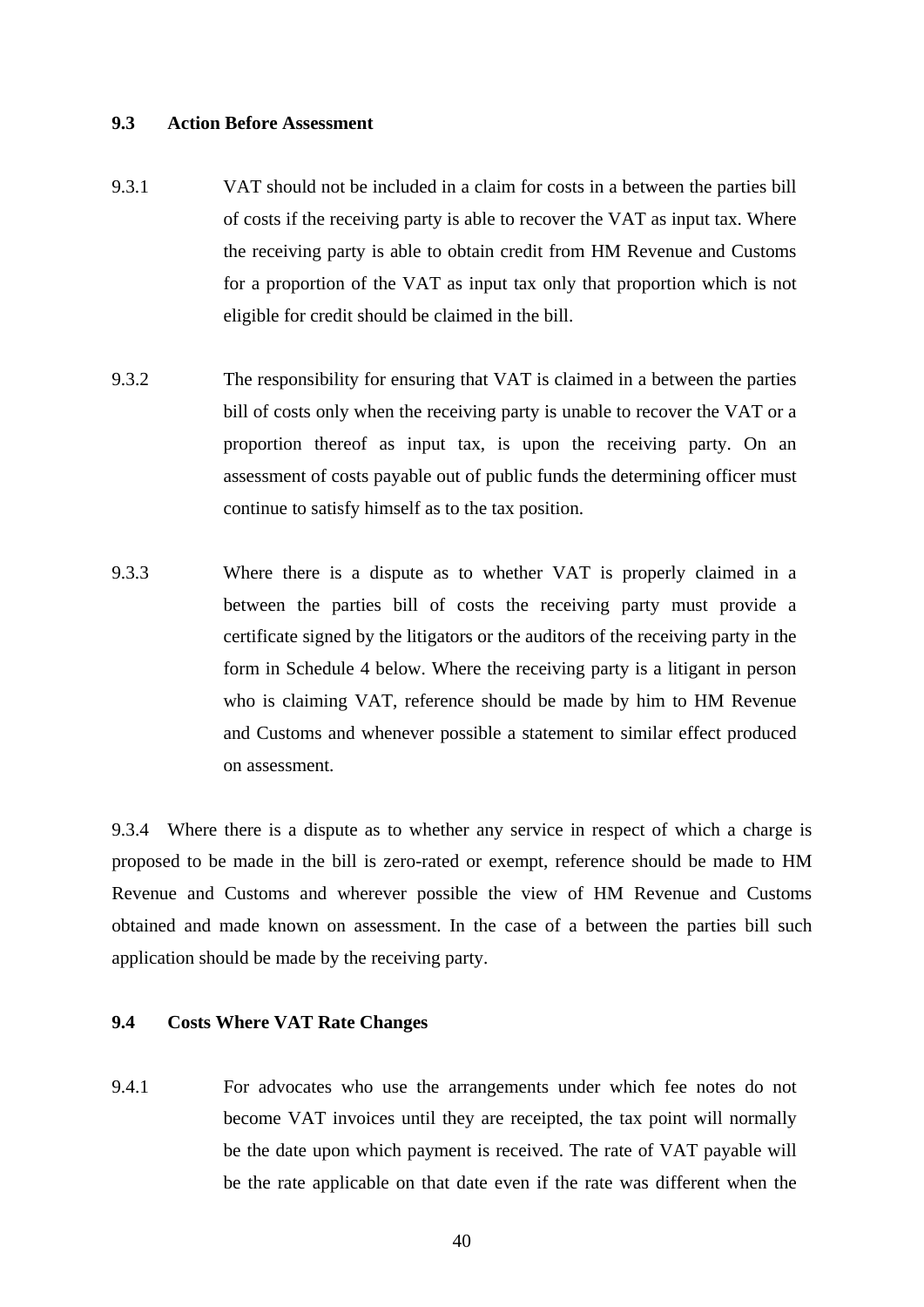### 9.3 Action Before Assessment

9.3.1 VAT should not be included in a claim for costs in a between the parties bill of costs if the receiving party is able to recover the VAT as input tax. Where the receiving party is able to obtain credit from HM Revenue and Customs for a proportion of the VAT as input tax only that proportion which is not eligible for credit should be claimed in the bill.

9.3.2 The responsibility for ensuring that VAT is claimed in a between the parties bill of costs only when the receiving party is unable to recover the VAT or a proportion thereof as input tax, is upon the receiving party. On an assessment of costs payable out of public funds the determining officer must continue to satisfy himself as to the tax position.

9.3.3 Where there is a dispute as to whether VAT is properly claimed in a between the parties bill of costs the receiving party must provide a certificate signed by the litigators or the auditors of the receiving party in the form in Schedule 4 below. Where the receiving party is a litigant in person who is claiming VAT, reference should be made by him to HM Revenue and Customs and whenever possible a statement to similar effect produced on assessment.

9.3.4 Where there is a dispute as to whether any service in respect of which a charge is proposed to be made in the bill is zero-rated or exempt, reference should be made to HM Revenue and Customs and wherever possible the view of HM Revenue and Customs obtained and made known on assessment. In the case of a between the parties bill such application should be made by the receiving party.

### 9.4 Costs Where VAT Rate Changes

9.4.1 For advocates who use the arrangements under which fee notes do not become VAT invoices until they are receipted, the tax point will normally be the date upon which payment is received. The rate of VAT payable will be the rate applicable on that date even if the rate was different when the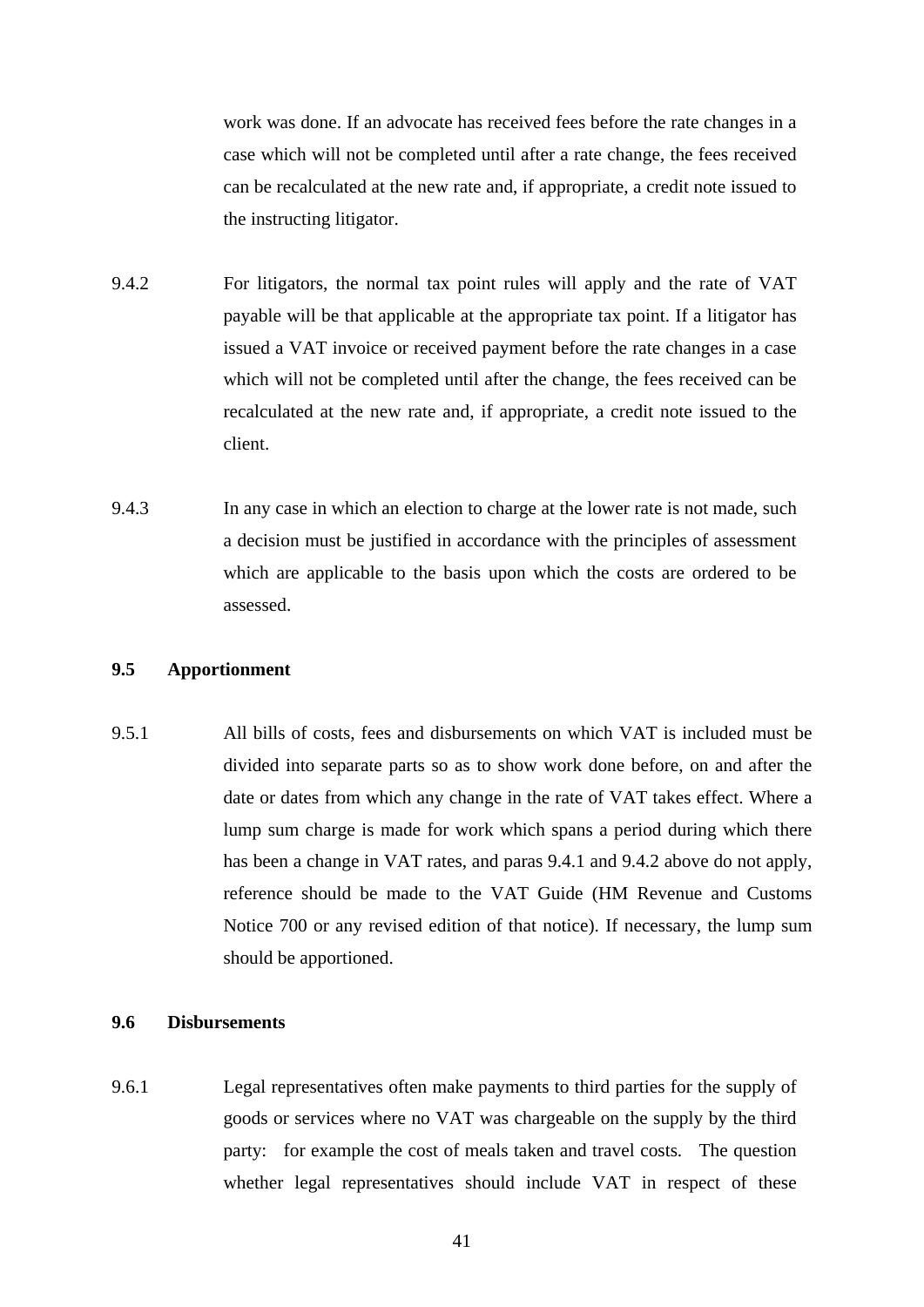work was done. If an advocate has received fees before the rate changes in a case which will not be completed until after a rate change, the fees received can be recalculated at the new rate and, if appropriate, a credit note issued to the instructing litigator.

9.4.2 For litigators, the normal tax point rules will apply and the rate of VAT payable will be that applicable at the appropriate tax point. If a litigator has issued a VAT invoice or received payment before the rate changes in a case which will not be completed until after the change, the fees received can be recalculated at the new rate and, if appropriate, a credit note issued to the client.

9.4.3 In any case in which an election to charge at the lower rate is not made, such a decision must be justified in accordance with the principles of assessment which are applicable to the basis upon which the costs are ordered to be assessed.

**9.5 Apportionment**

9.5.1 All bills of costs, fees and disbursements on which VAT is included must be divided into separate parts so as to show work done before, on and after the date or dates from which any change in the rate of VAT takes effect. Where a lump sum charge is made for work which spans a period during which there has been a change in VAT rates, and paras 9.4.1 and 9.4.2 above do not apply, reference should be made to the VAT Guide (HM Revenue and Customs Notice 700 or any revised edition of that notice). If necessary, the lump sum should be apportioned.

**9.6 Disbursements**

9.6.1 Legal representatives often make payments to third parties for the supply of goods or services where no VAT was chargeable on the supply by the third party: for example the cost of meals taken and travel costs. The question whether legal representatives should include VAT in respect of these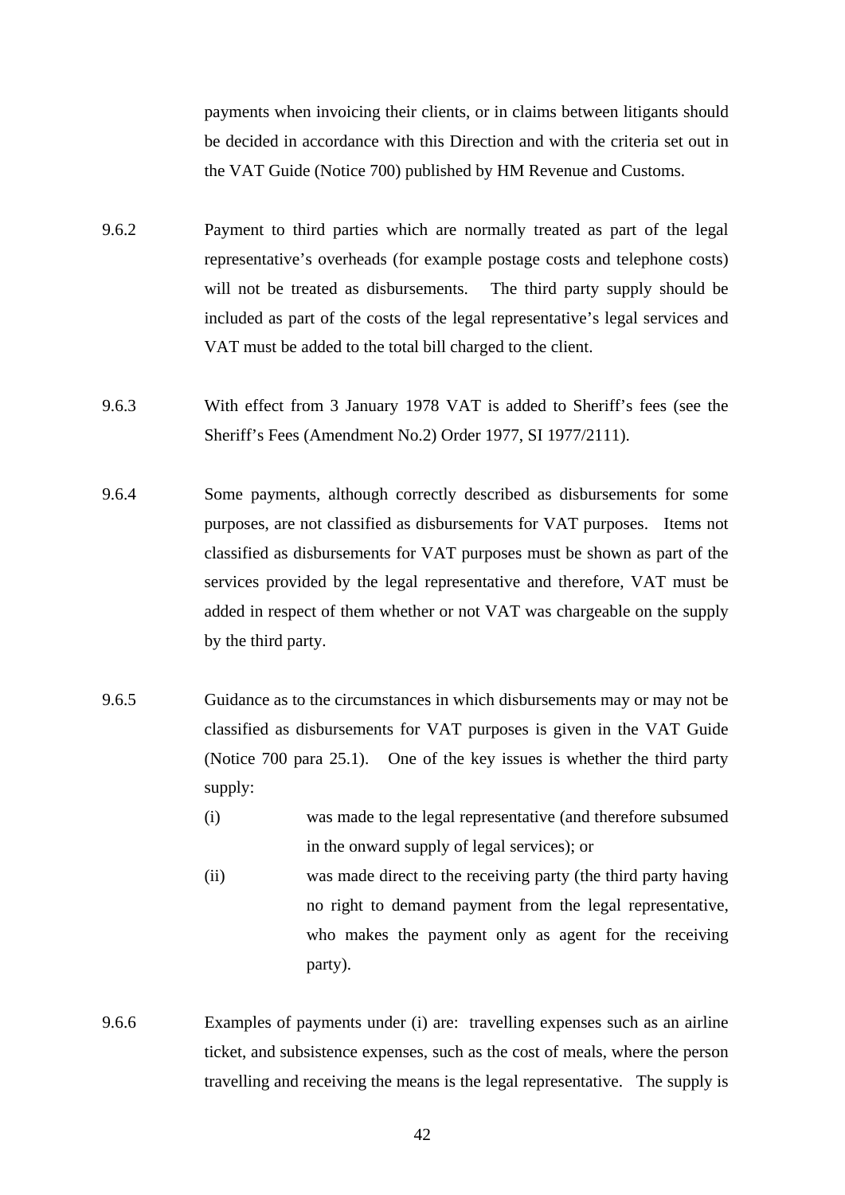payments when invoicing their clients, or in claims between litigants should be decided in accordance with this Direction and with the criteria set out in the VAT Guide (Notice 700) published by HM Revenue and Customs.

9.6.2 Payment to third parties which are normally treated as part of the legal representative's overheads (for example postage costs and telephone costs) will not be treated as disbursements. The third party supply should be included as part of the costs of the legal representative's legal services and VAT must be added to the total bill charged to the client.

9.6.3 With effect from 3 January 1978 VAT is added to Sheriff's fees (see the Sheriff's Fees (Amendment No.2) Order 1977, SI 1977/2111).

9.6.4 Some payments, although correctly described as disbursements for some purposes, are not classified as disbursements for VAT purposes. Items not classified as disbursements for VAT purposes must be shown as part of the services provided by the legal representative and therefore, VAT must be added in respect of them whether or not VAT was chargeable on the supply by the third party.

9.6.5 Guidance as to the circumstances in which disbursements may or may not be classified as disbursements for VAT purposes is given in the VAT Guide (Notice 700 para 25.1). One of the key issues is whether the third party supply:

(i) was made to the legal representative (and therefore subsumed in the onward supply of legal services); or

(ii) was made direct to the receiving party (the third party having no right to demand payment from the legal representative, who makes the payment only as agent for the receiving party).

9.6.6 Examples of payments under (i) are: travelling expenses such as an airline ticket, and subsistence expenses, such as the cost of meals, where the person travelling and receiving the means is the legal representative. The supply is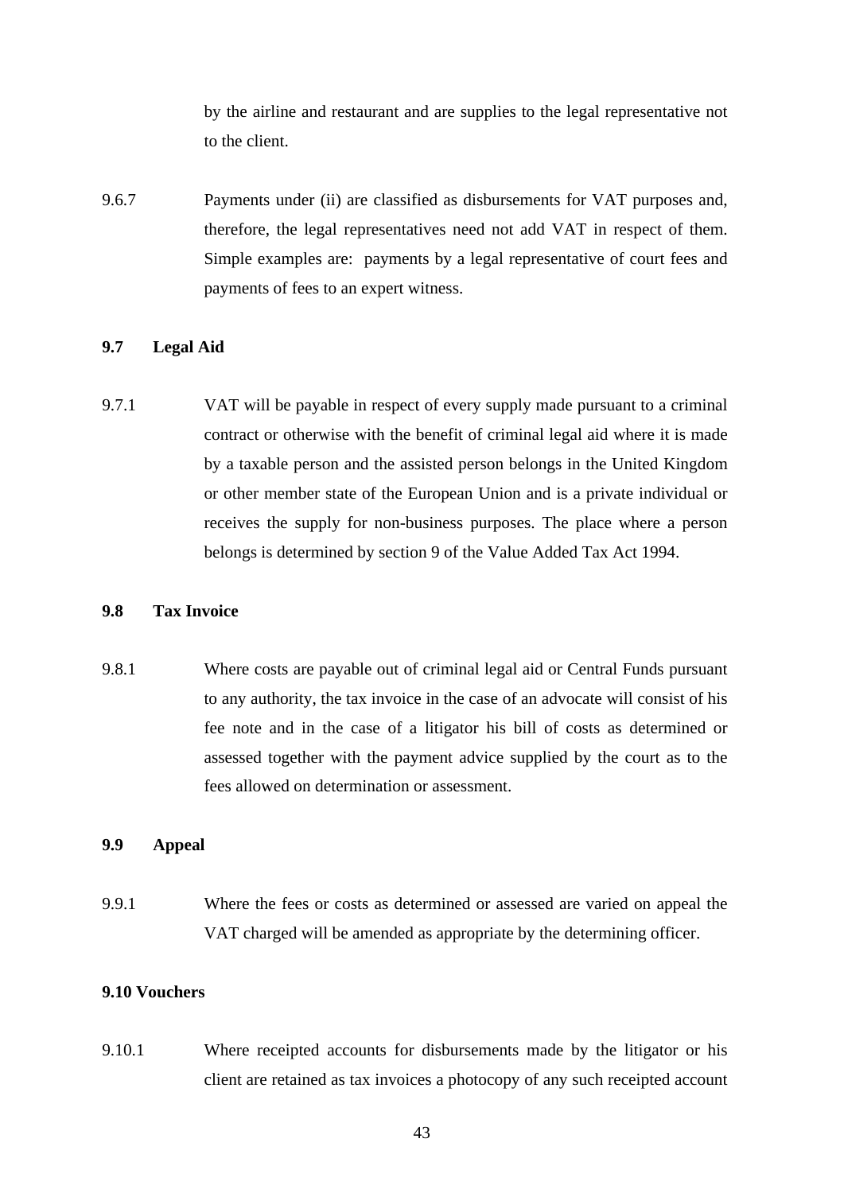by the airline and restaurant and are supplies to the legal representative not to the client.

9.6.7 Payments under (ii) are classified as disbursements for VAT purposes and, therefore, the legal representatives need not add VAT in respect of them. Simple examples are: payments by a legal representative of court fees and payments of fees to an expert witness.

**9.7 Legal Aid**

9.7.1 VAT will be payable in respect of every supply made pursuant to a criminal contract or otherwise with the benefit of criminal legal aid where it is made by a taxable person and the assisted person belongs in the United Kingdom or other member state of the European Union and is a private individual or receives the supply for non-business purposes. The place where a person belongs is determined by section 9 of the Value Added Tax Act 1994.

**9.8 Tax Invoice**

9.8.1 Where costs are payable out of criminal legal aid or Central Funds pursuant to any authority, the tax invoice in the case of an advocate will consist of his fee note and in the case of a litigator his bill of costs as determined or assessed together with the payment advice supplied by the court as to the fees allowed on determination or assessment.

**9.9 Appeal**

9.9.1 Where the fees or costs as determined or assessed are varied on appeal the VAT charged will be amended as appropriate by the determining officer.

**9.10 Vouchers**

9.10.1 Where receipted accounts for disbursements made by the litigator or his client are retained as tax invoices a photocopy of any such receipted account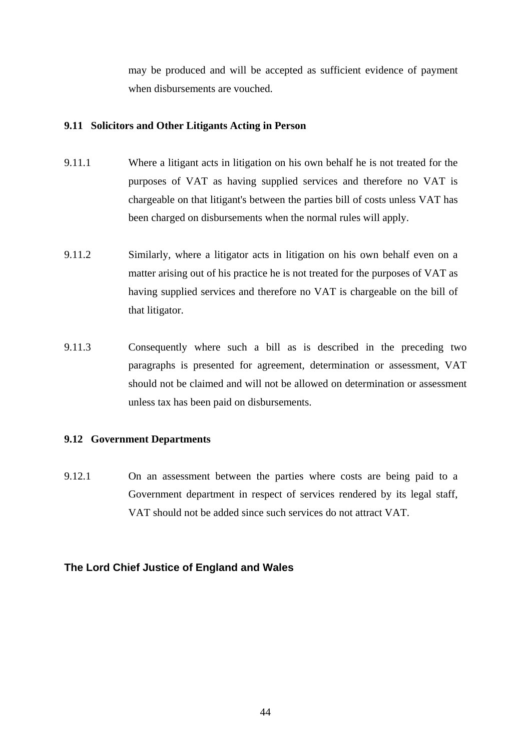may be produced and will be accepted as sufficient evidence of payment when disbursements are vouched.

### 9.11 Solicitors and Other Litigants Acting in Person

9.11.1 Where a litigant acts in litigation on his own behalf he is not treated for the purposes of VAT as having supplied services and therefore no VAT is chargeable on that litigant's between the parties bill of costs unless VAT has been charged on disbursements when the normal rules will apply.

9.11.2 Similarly, where a litigator acts in litigation on his own behalf even on a matter arising out of his practice he is not treated for the purposes of VAT as having supplied services and therefore no VAT is chargeable on the bill of that litigator.

9.11.3 Consequently where such a bill as is described in the preceding two paragraphs is presented for agreement, determination or assessment, VAT should not be claimed and will not be allowed on determination or assessment unless tax has been paid on disbursements.

### 9.12 Government Departments

9.12.1 On an assessment between the parties where costs are being paid to a Government department in respect of services rendered by its legal staff, VAT should not be added since such services do not attract VAT.

**The Lord Chief Justice of England and Wales**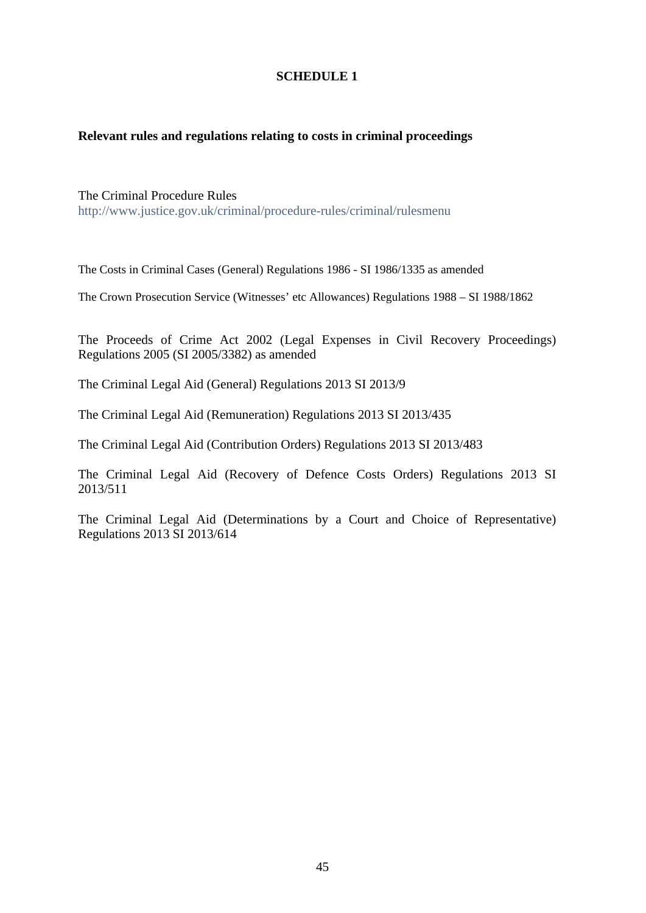# SCHEDULE 1

**Relevant rules and regulations relating to costs in criminal proceedings**

The Criminal Procedure Rules
http://www.justice.gov.uk/criminal/procedure-rules/criminal/rulesmenu

The Costs in Criminal Cases (General) Regulations 1986 - SI 1986/1335 as amended

The Crown Prosecution Service (Witnesses' etc Allowances) Regulations 1988 – SI 1988/1862

The Proceeds of Crime Act 2002 (Legal Expenses in Civil Recovery Proceedings) Regulations 2005 (SI 2005/3382) as amended

The Criminal Legal Aid (General) Regulations 2013 SI 2013/9

The Criminal Legal Aid (Remuneration) Regulations 2013 SI 2013/435

The Criminal Legal Aid (Contribution Orders) Regulations 2013 SI 2013/483

The Criminal Legal Aid (Recovery of Defence Costs Orders) Regulations 2013 SI 2013/511

The Criminal Legal Aid (Determinations by a Court and Choice of Representative) Regulations 2013 SI 2013/614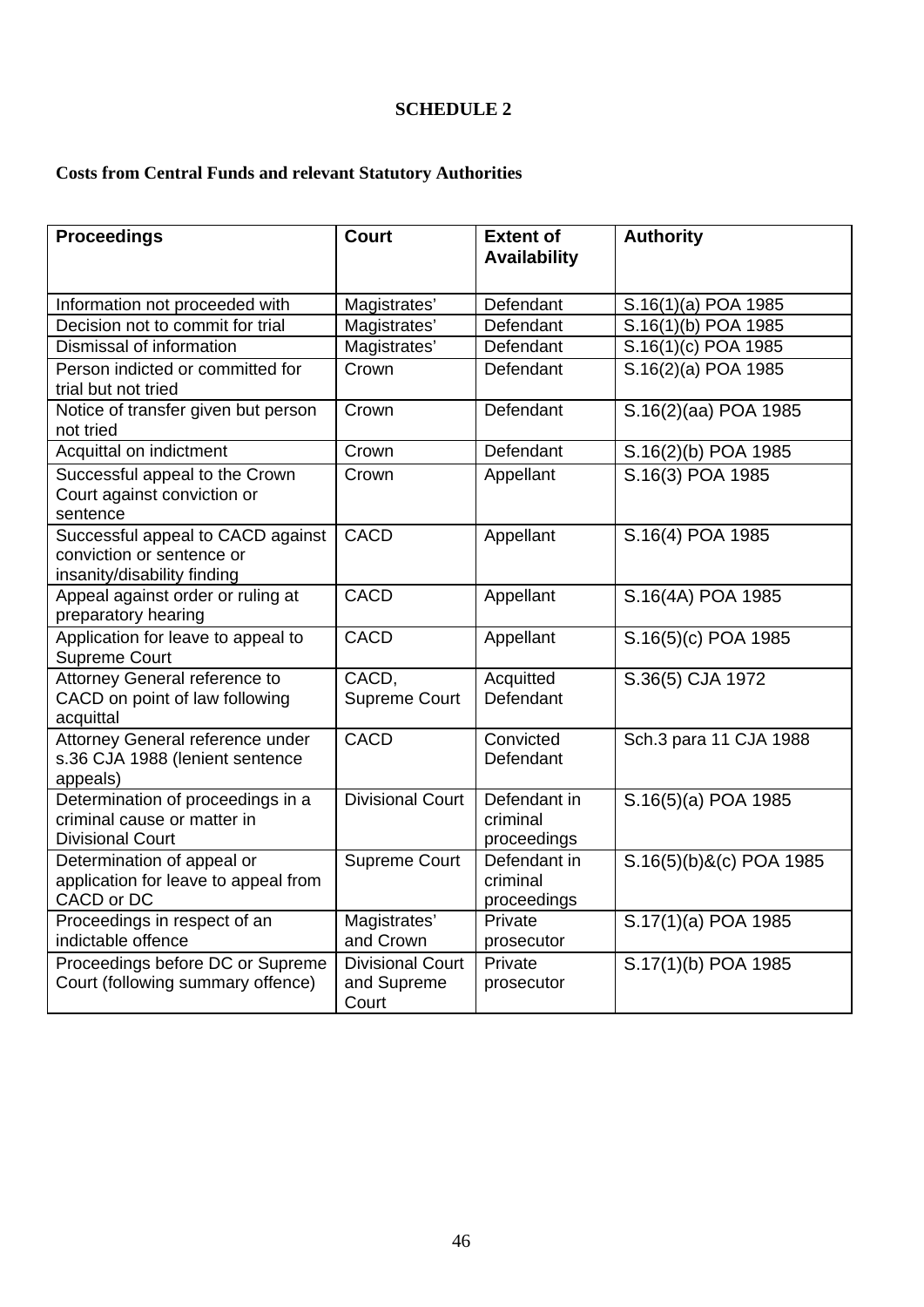# SCHEDULE 2

**Costs from Central Funds and relevant Statutory Authorities**

| Proceedings | Court | Extent of Availability | Authority |
|---|---|---|---|
| Information not proceeded with | Magistrates' | Defendant | S.16(1)(a) POA 1985 |
| Decision not to commit for trial | Magistrates' | Defendant | S.16(1)(b) POA 1985 |
| Dismissal of information | Magistrates' | Defendant | S.16(1)(c) POA 1985 |
| Person indicted or committed for trial but not tried | Crown | Defendant | S.16(2)(a) POA 1985 |
| Notice of transfer given but person not tried | Crown | Defendant | S.16(2)(aa) POA 1985 |
| Acquittal on indictment | Crown | Defendant | S.16(2)(b) POA 1985 |
| Successful appeal to the Crown Court against conviction or sentence | Crown | Appellant | S.16(3) POA 1985 |
| Successful appeal to CACD against conviction or sentence or insanity/disability finding | CACD | Appellant | S.16(4) POA 1985 |
| Appeal against order or ruling at preparatory hearing | CACD | Appellant | S.16(4A) POA 1985 |
| Application for leave to appeal to Supreme Court | CACD | Appellant | S.16(5)(c) POA 1985 |
| Attorney General reference to CACD on point of law following acquittal | CACD, Supreme Court | Acquitted Defendant | S.36(5) CJA 1972 |
| Attorney General reference under s.36 CJA 1988 (lenient sentence appeals) | CACD | Convicted Defendant | Sch.3 para 11 CJA 1988 |
| Determination of proceedings in a criminal cause or matter in Divisional Court | Divisional Court | Defendant in criminal proceedings | S.16(5)(a) POA 1985 |
| Determination of appeal or application for leave to appeal from CACD or DC | Supreme Court | Defendant in criminal proceedings | S.16(5)(b)&(c) POA 1985 |
| Proceedings in respect of an indictable offence | Magistrates' and Crown | Private prosecutor | S.17(1)(a) POA 1985 |
| Proceedings before DC or Supreme Court (following summary offence) | Divisional Court and Supreme Court | Private prosecutor | S.17(1)(b) POA 1985 |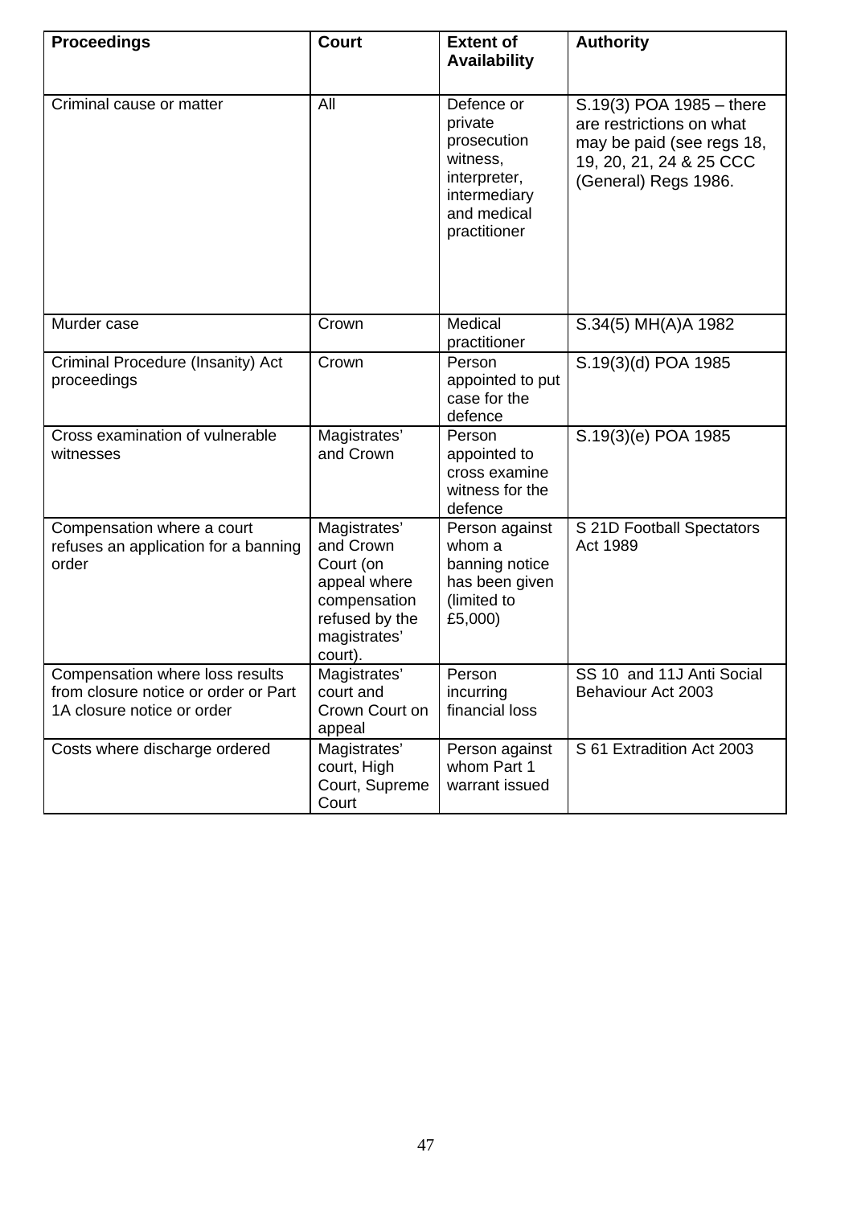| Proceedings | Court | Extent of Availability | Authority |
|---|---|---|---|
| Criminal cause or matter | All | Defence or private prosecution witness, interpreter, intermediary and medical practitioner | S.19(3) POA 1985 – there are restrictions on what may be paid (see regs 18, 19, 20, 21, 24 & 25 CCC (General) Regs 1986. |
| Murder case | Crown | Medical practitioner | S.34(5) MH(A)A 1982 |
| Criminal Procedure (Insanity) Act proceedings | Crown | Person appointed to put case for the defence | S.19(3)(d) POA 1985 |
| Cross examination of vulnerable witnesses | Magistrates' and Crown | Person appointed to cross examine witness for the defence | S.19(3)(e) POA 1985 |
| Compensation where a court refuses an application for a banning order | Magistrates' and Crown Court (on appeal where compensation refused by the magistrates' court). | Person against whom a banning notice has been given (limited to £5,000) | S 21D Football Spectators Act 1989 |
| Compensation where loss results from closure notice or order or Part 1A closure notice or order | Magistrates' court and Crown Court on appeal | Person incurring financial loss | SS 10 and 11J Anti Social Behaviour Act 2003 |
| Costs where discharge ordered | Magistrates' court, High Court, Supreme Court | Person against whom Part 1 warrant issued | S 61 Extradition Act 2003 |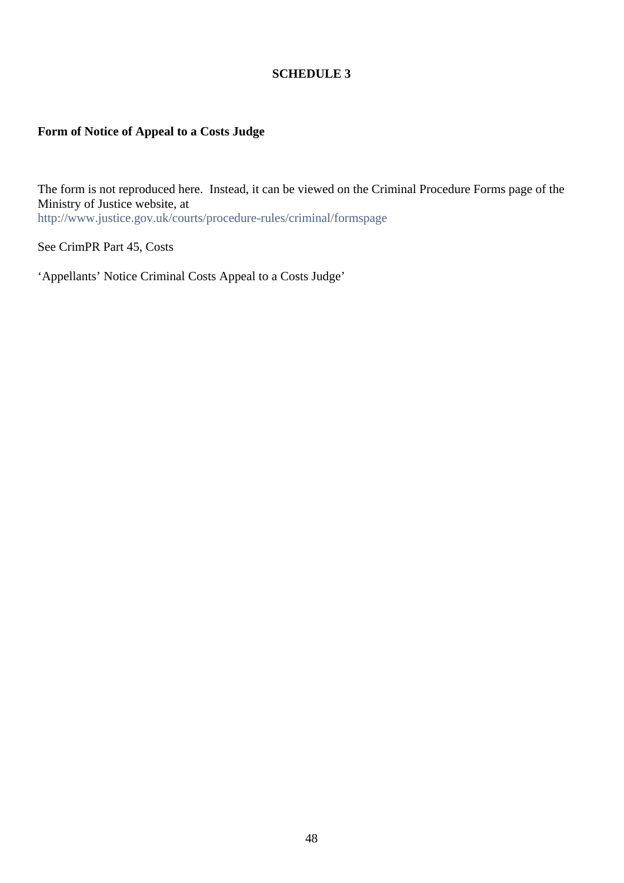# SCHEDULE 3

**Form of Notice of Appeal to a Costs Judge**

The form is not reproduced here. Instead, it can be viewed on the Criminal Procedure Forms page of the Ministry of Justice website, at
http://www.justice.gov.uk/courts/procedure-rules/criminal/formspage

See CrimPR Part 45, Costs

'Appellants' Notice Criminal Costs Appeal to a Costs Judge'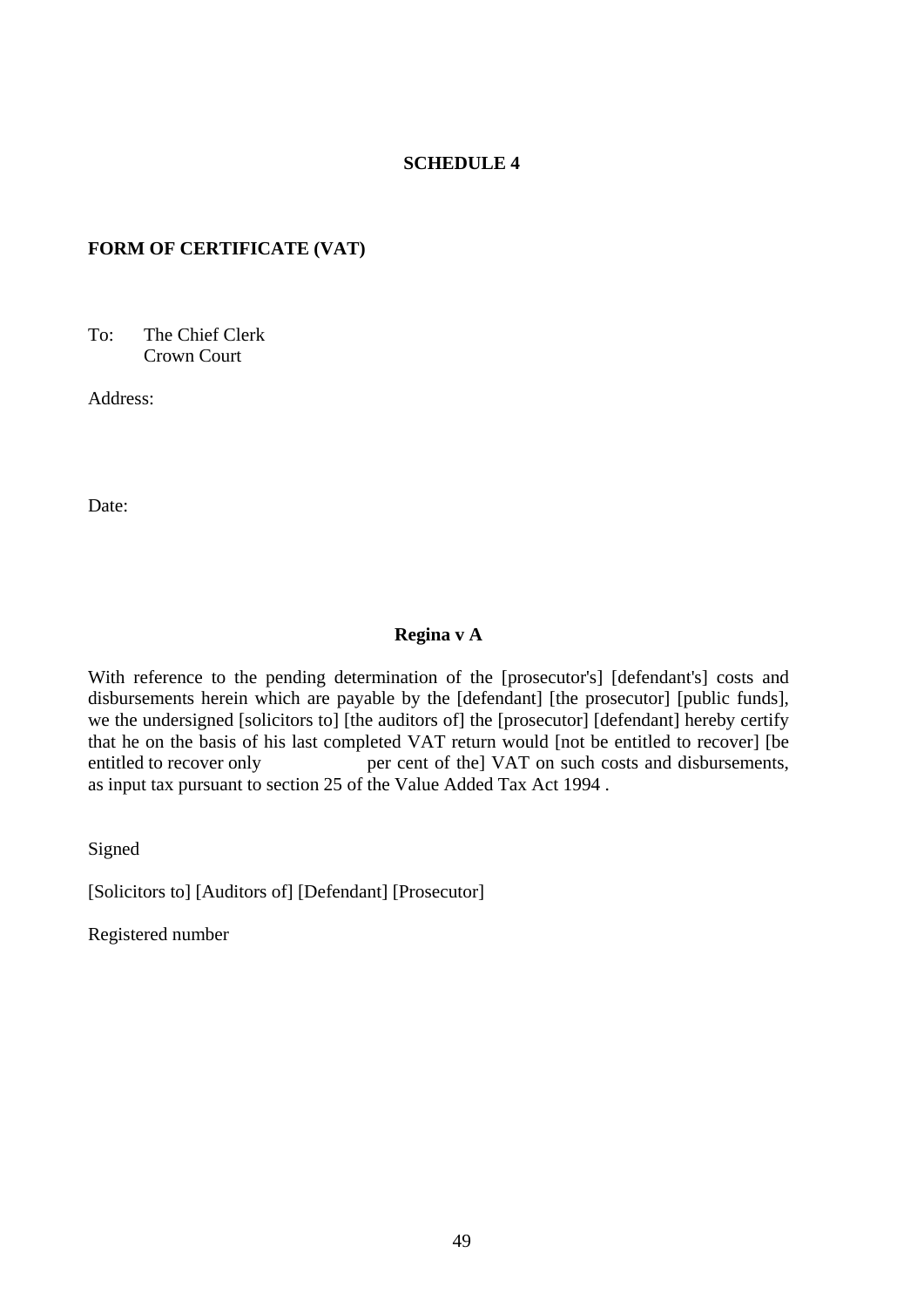# SCHEDULE 4

## FORM OF CERTIFICATE (VAT)

To: The Chief Clerk
Crown Court

Address:

Date:

**Regina v A**

With reference to the pending determination of the [prosecutor's] [defendant's] costs and disbursements herein which are payable by the [defendant] [the prosecutor] [public funds], we the undersigned [solicitors to] [the auditors of] the [prosecutor] [defendant] hereby certify that he on the basis of his last completed VAT return would [not be entitled to recover] [be entitled to recover only per cent of the] VAT on such costs and disbursements, as input tax pursuant to section 25 of the Value Added Tax Act 1994 .

Signed

[Solicitors to] [Auditors of] [Defendant] [Prosecutor]

Registered number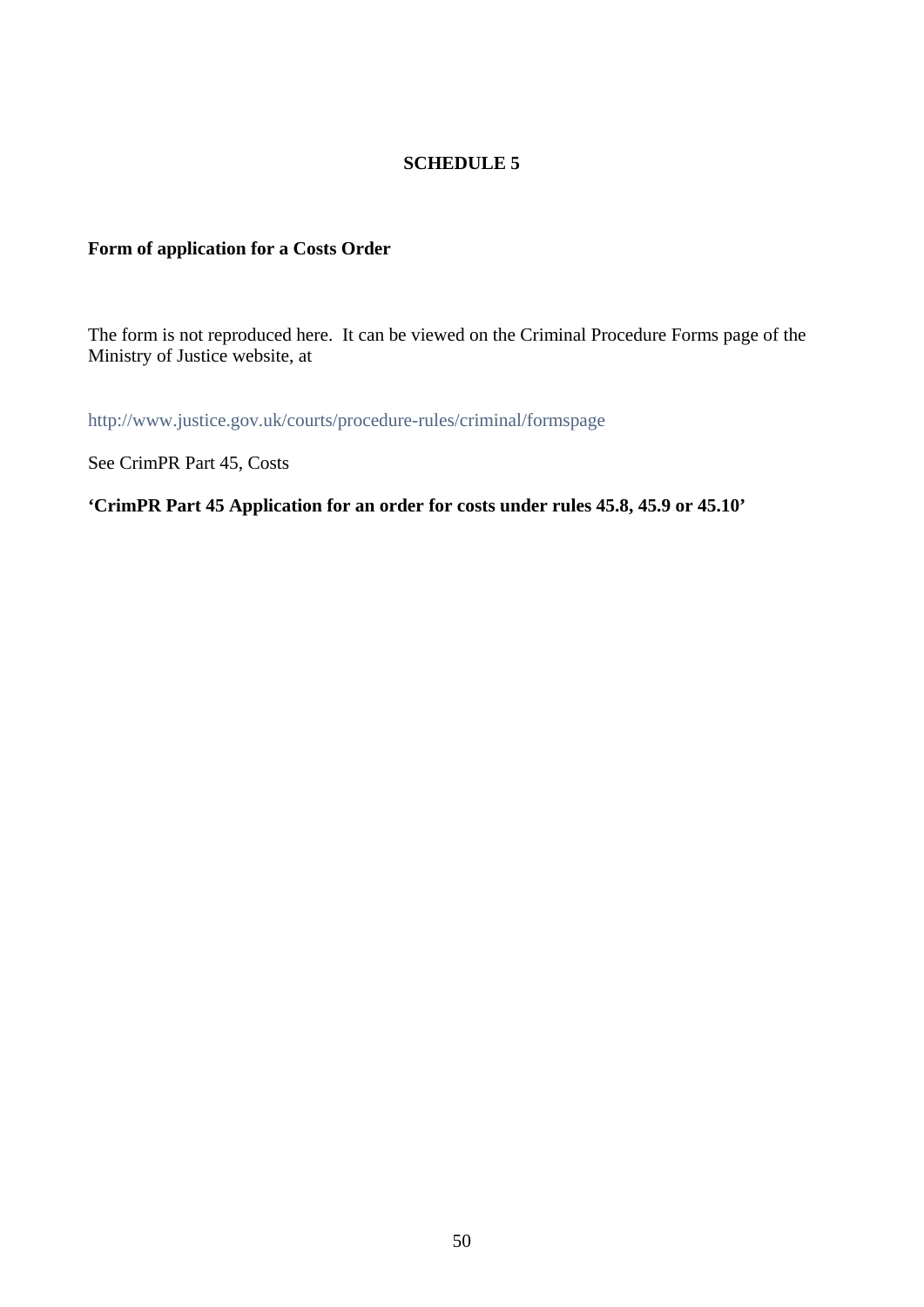# SCHEDULE 5

**Form of application for a Costs Order**

The form is not reproduced here. It can be viewed on the Criminal Procedure Forms page of the Ministry of Justice website, at

http://www.justice.gov.uk/courts/procedure-rules/criminal/formspage

See CrimPR Part 45, Costs

**'CrimPR Part 45 Application for an order for costs under rules 45.8, 45.9 or 45.10'**